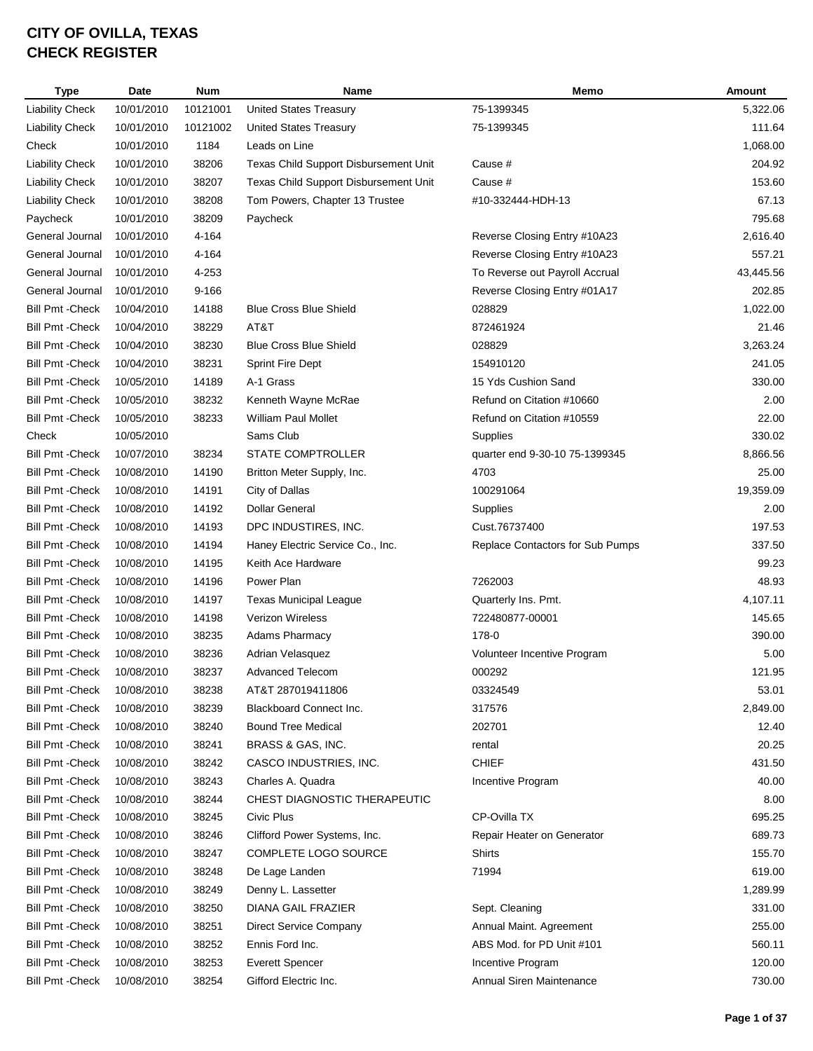# CITY OF OVILLA, TEXAS
# CHECK REGISTER

| Type | Date | Num | Name | Memo | Amount |
|---|---|---|---|---|---|
| Liability Check | 10/01/2010 | 10121001 | United States Treasury | 75-1399345 | 5,322.06 |
| Liability Check | 10/01/2010 | 10121002 | United States Treasury | 75-1399345 | 111.64 |
| Check | 10/01/2010 | 1184 | Leads on Line | | 1,068.00 |
| Liability Check | 10/01/2010 | 38206 | Texas Child Support Disbursement Unit | Cause # | 204.92 |
| Liability Check | 10/01/2010 | 38207 | Texas Child Support Disbursement Unit | Cause # | 153.60 |
| Liability Check | 10/01/2010 | 38208 | Tom Powers, Chapter 13 Trustee | #10-332444-HDH-13 | 67.13 |
| Paycheck | 10/01/2010 | 38209 | Paycheck | | 795.68 |
| General Journal | 10/01/2010 | 4-164 | | Reverse Closing Entry #10A23 | 2,616.40 |
| General Journal | 10/01/2010 | 4-164 | | Reverse Closing Entry #10A23 | 557.21 |
| General Journal | 10/01/2010 | 4-253 | | To Reverse out Payroll Accrual | 43,445.56 |
| General Journal | 10/01/2010 | 9-166 | | Reverse Closing Entry #01A17 | 202.85 |
| Bill Pmt -Check | 10/04/2010 | 14188 | Blue Cross Blue Shield | 028829 | 1,022.00 |
| Bill Pmt -Check | 10/04/2010 | 38229 | AT&T | 872461924 | 21.46 |
| Bill Pmt -Check | 10/04/2010 | 38230 | Blue Cross Blue Shield | 028829 | 3,263.24 |
| Bill Pmt -Check | 10/04/2010 | 38231 | Sprint Fire Dept | 154910120 | 241.05 |
| Bill Pmt -Check | 10/05/2010 | 14189 | A-1 Grass | 15 Yds Cushion Sand | 330.00 |
| Bill Pmt -Check | 10/05/2010 | 38232 | Kenneth Wayne McRae | Refund on Citation #10660 | 2.00 |
| Bill Pmt -Check | 10/05/2010 | 38233 | William Paul Mollet | Refund on Citation #10559 | 22.00 |
| Check | 10/05/2010 | | Sams Club | Supplies | 330.02 |
| Bill Pmt -Check | 10/07/2010 | 38234 | STATE COMPTROLLER | quarter end 9-30-10 75-1399345 | 8,866.56 |
| Bill Pmt -Check | 10/08/2010 | 14190 | Britton Meter Supply, Inc. | 4703 | 25.00 |
| Bill Pmt -Check | 10/08/2010 | 14191 | City of Dallas | 100291064 | 19,359.09 |
| Bill Pmt -Check | 10/08/2010 | 14192 | Dollar General | Supplies | 2.00 |
| Bill Pmt -Check | 10/08/2010 | 14193 | DPC INDUSTIRES, INC. | Cust.76737400 | 197.53 |
| Bill Pmt -Check | 10/08/2010 | 14194 | Haney Electric Service Co., Inc. | Replace Contactors for Sub Pumps | 337.50 |
| Bill Pmt -Check | 10/08/2010 | 14195 | Keith Ace Hardware | | 99.23 |
| Bill Pmt -Check | 10/08/2010 | 14196 | Power Plan | 7262003 | 48.93 |
| Bill Pmt -Check | 10/08/2010 | 14197 | Texas Municipal League | Quarterly Ins. Pmt. | 4,107.11 |
| Bill Pmt -Check | 10/08/2010 | 14198 | Verizon Wireless | 722480877-00001 | 145.65 |
| Bill Pmt -Check | 10/08/2010 | 38235 | Adams Pharmacy | 178-0 | 390.00 |
| Bill Pmt -Check | 10/08/2010 | 38236 | Adrian Velasquez | Volunteer Incentive Program | 5.00 |
| Bill Pmt -Check | 10/08/2010 | 38237 | Advanced Telecom | 000292 | 121.95 |
| Bill Pmt -Check | 10/08/2010 | 38238 | AT&T 287019411806 | 03324549 | 53.01 |
| Bill Pmt -Check | 10/08/2010 | 38239 | Blackboard Connect Inc. | 317576 | 2,849.00 |
| Bill Pmt -Check | 10/08/2010 | 38240 | Bound Tree Medical | 202701 | 12.40 |
| Bill Pmt -Check | 10/08/2010 | 38241 | BRASS & GAS, INC. | rental | 20.25 |
| Bill Pmt -Check | 10/08/2010 | 38242 | CASCO INDUSTRIES, INC. | CHIEF | 431.50 |
| Bill Pmt -Check | 10/08/2010 | 38243 | Charles A. Quadra | Incentive Program | 40.00 |
| Bill Pmt -Check | 10/08/2010 | 38244 | CHEST DIAGNOSTIC THERAPEUTIC | | 8.00 |
| Bill Pmt -Check | 10/08/2010 | 38245 | Civic Plus | CP-Ovilla TX | 695.25 |
| Bill Pmt -Check | 10/08/2010 | 38246 | Clifford Power Systems, Inc. | Repair Heater on Generator | 689.73 |
| Bill Pmt -Check | 10/08/2010 | 38247 | COMPLETE LOGO SOURCE | Shirts | 155.70 |
| Bill Pmt -Check | 10/08/2010 | 38248 | De Lage Landen | 71994 | 619.00 |
| Bill Pmt -Check | 10/08/2010 | 38249 | Denny L. Lassetter | | 1,289.99 |
| Bill Pmt -Check | 10/08/2010 | 38250 | DIANA GAIL FRAZIER | Sept. Cleaning | 331.00 |
| Bill Pmt -Check | 10/08/2010 | 38251 | Direct Service Company | Annual Maint. Agreement | 255.00 |
| Bill Pmt -Check | 10/08/2010 | 38252 | Ennis Ford Inc. | ABS Mod. for PD Unit #101 | 560.11 |
| Bill Pmt -Check | 10/08/2010 | 38253 | Everett Spencer | Incentive Program | 120.00 |
| Bill Pmt -Check | 10/08/2010 | 38254 | Gifford Electric Inc. | Annual Siren Maintenance | 730.00 |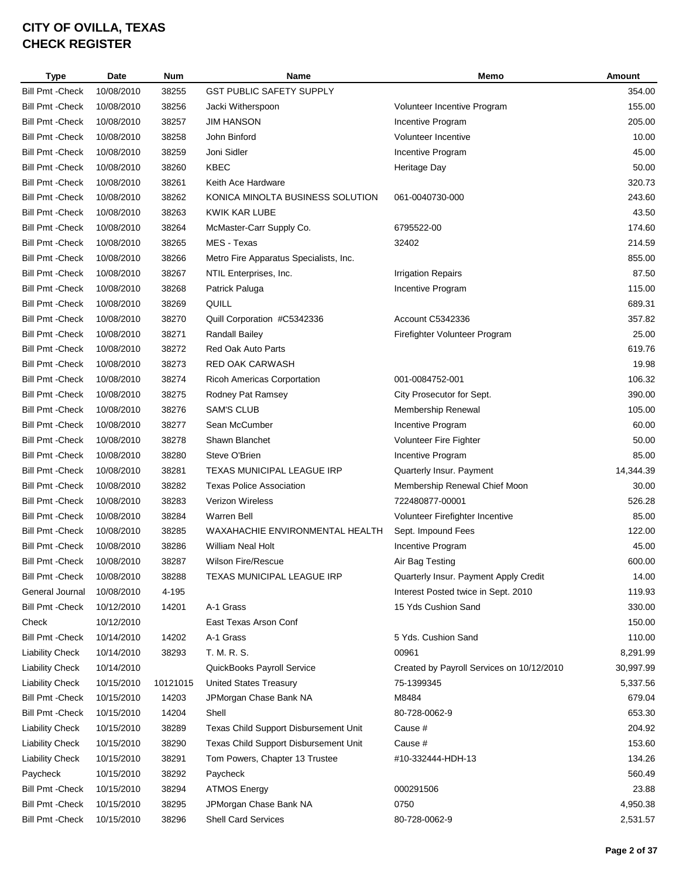# CITY OF OVILLA, TEXAS
# CHECK REGISTER

| Type | Date | Num | Name | Memo | Amount |
|---|---|---|---|---|---|
| Bill Pmt -Check | 10/08/2010 | 38255 | GST PUBLIC SAFETY SUPPLY | | 354.00 |
| Bill Pmt -Check | 10/08/2010 | 38256 | Jacki Witherspoon | Volunteer Incentive Program | 155.00 |
| Bill Pmt -Check | 10/08/2010 | 38257 | JIM HANSON | Incentive Program | 205.00 |
| Bill Pmt -Check | 10/08/2010 | 38258 | John Binford | Volunteer Incentive | 10.00 |
| Bill Pmt -Check | 10/08/2010 | 38259 | Joni Sidler | Incentive Program | 45.00 |
| Bill Pmt -Check | 10/08/2010 | 38260 | KBEC | Heritage Day | 50.00 |
| Bill Pmt -Check | 10/08/2010 | 38261 | Keith Ace Hardware | | 320.73 |
| Bill Pmt -Check | 10/08/2010 | 38262 | KONICA MINOLTA BUSINESS SOLUTION | 061-0040730-000 | 243.60 |
| Bill Pmt -Check | 10/08/2010 | 38263 | KWIK KAR LUBE | | 43.50 |
| Bill Pmt -Check | 10/08/2010 | 38264 | McMaster-Carr Supply Co. | 6795522-00 | 174.60 |
| Bill Pmt -Check | 10/08/2010 | 38265 | MES - Texas | 32402 | 214.59 |
| Bill Pmt -Check | 10/08/2010 | 38266 | Metro Fire Apparatus Specialists, Inc. | | 855.00 |
| Bill Pmt -Check | 10/08/2010 | 38267 | NTIL Enterprises, Inc. | Irrigation Repairs | 87.50 |
| Bill Pmt -Check | 10/08/2010 | 38268 | Patrick Paluga | Incentive Program | 115.00 |
| Bill Pmt -Check | 10/08/2010 | 38269 | QUILL | | 689.31 |
| Bill Pmt -Check | 10/08/2010 | 38270 | Quill Corporation #C5342336 | Account C5342336 | 357.82 |
| Bill Pmt -Check | 10/08/2010 | 38271 | Randall Bailey | Firefighter Volunteer Program | 25.00 |
| Bill Pmt -Check | 10/08/2010 | 38272 | Red Oak Auto Parts | | 619.76 |
| Bill Pmt -Check | 10/08/2010 | 38273 | RED OAK CARWASH | | 19.98 |
| Bill Pmt -Check | 10/08/2010 | 38274 | Ricoh Americas Corportation | 001-0084752-001 | 106.32 |
| Bill Pmt -Check | 10/08/2010 | 38275 | Rodney Pat Ramsey | City Prosecutor for Sept. | 390.00 |
| Bill Pmt -Check | 10/08/2010 | 38276 | SAM'S CLUB | Membership Renewal | 105.00 |
| Bill Pmt -Check | 10/08/2010 | 38277 | Sean McCumber | Incentive Program | 60.00 |
| Bill Pmt -Check | 10/08/2010 | 38278 | Shawn Blanchet | Volunteer Fire Fighter | 50.00 |
| Bill Pmt -Check | 10/08/2010 | 38280 | Steve O'Brien | Incentive Program | 85.00 |
| Bill Pmt -Check | 10/08/2010 | 38281 | TEXAS MUNICIPAL LEAGUE IRP | Quarterly Insur. Payment | 14,344.39 |
| Bill Pmt -Check | 10/08/2010 | 38282 | Texas Police Association | Membership Renewal Chief Moon | 30.00 |
| Bill Pmt -Check | 10/08/2010 | 38283 | Verizon Wireless | 722480877-00001 | 526.28 |
| Bill Pmt -Check | 10/08/2010 | 38284 | Warren Bell | Volunteer Firefighter Incentive | 85.00 |
| Bill Pmt -Check | 10/08/2010 | 38285 | WAXAHACHIE ENVIRONMENTAL HEALTH | Sept. Impound Fees | 122.00 |
| Bill Pmt -Check | 10/08/2010 | 38286 | William Neal Holt | Incentive Program | 45.00 |
| Bill Pmt -Check | 10/08/2010 | 38287 | Wilson Fire/Rescue | Air Bag Testing | 600.00 |
| Bill Pmt -Check | 10/08/2010 | 38288 | TEXAS MUNICIPAL LEAGUE IRP | Quarterly Insur. Payment Apply Credit | 14.00 |
| General Journal | 10/08/2010 | 4-195 | | Interest Posted twice in Sept. 2010 | 119.93 |
| Bill Pmt -Check | 10/12/2010 | 14201 | A-1 Grass | 15 Yds Cushion Sand | 330.00 |
| Check | 10/12/2010 | | East Texas Arson Conf | | 150.00 |
| Bill Pmt -Check | 10/14/2010 | 14202 | A-1 Grass | 5 Yds. Cushion Sand | 110.00 |
| Liability Check | 10/14/2010 | 38293 | T. M. R. S. | 00961 | 8,291.99 |
| Liability Check | 10/14/2010 | | QuickBooks Payroll Service | Created by Payroll Services on 10/12/2010 | 30,997.99 |
| Liability Check | 10/15/2010 | 10121015 | United States Treasury | 75-1399345 | 5,337.56 |
| Bill Pmt -Check | 10/15/2010 | 14203 | JPMorgan Chase Bank NA | M8484 | 679.04 |
| Bill Pmt -Check | 10/15/2010 | 14204 | Shell | 80-728-0062-9 | 653.30 |
| Liability Check | 10/15/2010 | 38289 | Texas Child Support Disbursement Unit | Cause # | 204.92 |
| Liability Check | 10/15/2010 | 38290 | Texas Child Support Disbursement Unit | Cause # | 153.60 |
| Liability Check | 10/15/2010 | 38291 | Tom Powers, Chapter 13 Trustee | #10-332444-HDH-13 | 134.26 |
| Paycheck | 10/15/2010 | 38292 | Paycheck | | 560.49 |
| Bill Pmt -Check | 10/15/2010 | 38294 | ATMOS Energy | 000291506 | 23.88 |
| Bill Pmt -Check | 10/15/2010 | 38295 | JPMorgan Chase Bank NA | 0750 | 4,950.38 |
| Bill Pmt -Check | 10/15/2010 | 38296 | Shell Card Services | 80-728-0062-9 | 2,531.57 |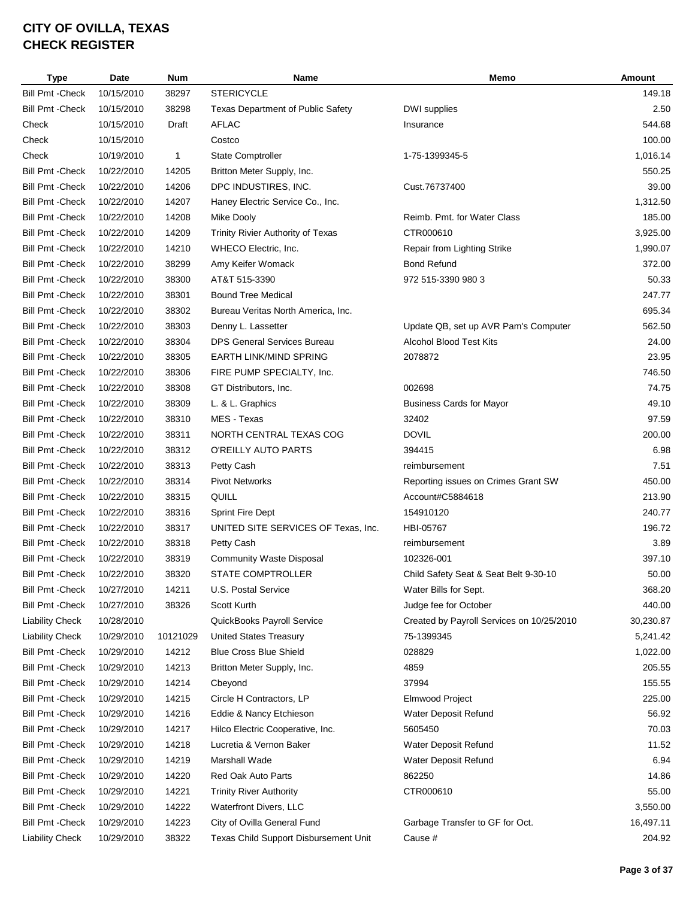**CITY OF OVILLA, TEXAS**
**CHECK REGISTER**

| Type | Date | Num | Name | Memo | Amount |
|---|---|---|---|---|---|
| Bill Pmt -Check | 10/15/2010 | 38297 | STERICYCLE | | 149.18 |
| Bill Pmt -Check | 10/15/2010 | 38298 | Texas Department of Public Safety | DWI supplies | 2.50 |
| Check | 10/15/2010 | Draft | AFLAC | Insurance | 544.68 |
| Check | 10/15/2010 | | Costco | | 100.00 |
| Check | 10/19/2010 | 1 | State Comptroller | 1-75-1399345-5 | 1,016.14 |
| Bill Pmt -Check | 10/22/2010 | 14205 | Britton Meter Supply, Inc. | | 550.25 |
| Bill Pmt -Check | 10/22/2010 | 14206 | DPC INDUSTIRES, INC. | Cust.76737400 | 39.00 |
| Bill Pmt -Check | 10/22/2010 | 14207 | Haney Electric Service Co., Inc. | | 1,312.50 |
| Bill Pmt -Check | 10/22/2010 | 14208 | Mike Dooly | Reimb. Pmt. for Water Class | 185.00 |
| Bill Pmt -Check | 10/22/2010 | 14209 | Trinity Rivier Authority of Texas | CTR000610 | 3,925.00 |
| Bill Pmt -Check | 10/22/2010 | 14210 | WHECO Electric, Inc. | Repair from Lighting Strike | 1,990.07 |
| Bill Pmt -Check | 10/22/2010 | 38299 | Amy Keifer Womack | Bond Refund | 372.00 |
| Bill Pmt -Check | 10/22/2010 | 38300 | AT&T 515-3390 | 972 515-3390 980 3 | 50.33 |
| Bill Pmt -Check | 10/22/2010 | 38301 | Bound Tree Medical | | 247.77 |
| Bill Pmt -Check | 10/22/2010 | 38302 | Bureau Veritas North America, Inc. | | 695.34 |
| Bill Pmt -Check | 10/22/2010 | 38303 | Denny L. Lassetter | Update QB, set up AVR Pam's Computer | 562.50 |
| Bill Pmt -Check | 10/22/2010 | 38304 | DPS General Services Bureau | Alcohol Blood Test Kits | 24.00 |
| Bill Pmt -Check | 10/22/2010 | 38305 | EARTH LINK/MIND SPRING | 2078872 | 23.95 |
| Bill Pmt -Check | 10/22/2010 | 38306 | FIRE PUMP SPECIALTY, Inc. | | 746.50 |
| Bill Pmt -Check | 10/22/2010 | 38308 | GT Distributors, Inc. | 002698 | 74.75 |
| Bill Pmt -Check | 10/22/2010 | 38309 | L. & L. Graphics | Business Cards for Mayor | 49.10 |
| Bill Pmt -Check | 10/22/2010 | 38310 | MES - Texas | 32402 | 97.59 |
| Bill Pmt -Check | 10/22/2010 | 38311 | NORTH CENTRAL TEXAS COG | DOVIL | 200.00 |
| Bill Pmt -Check | 10/22/2010 | 38312 | O'REILLY AUTO PARTS | 394415 | 6.98 |
| Bill Pmt -Check | 10/22/2010 | 38313 | Petty Cash | reimbursement | 7.51 |
| Bill Pmt -Check | 10/22/2010 | 38314 | Pivot Networks | Reporting issues on Crimes Grant SW | 450.00 |
| Bill Pmt -Check | 10/22/2010 | 38315 | QUILL | Account#C5884618 | 213.90 |
| Bill Pmt -Check | 10/22/2010 | 38316 | Sprint Fire Dept | 154910120 | 240.77 |
| Bill Pmt -Check | 10/22/2010 | 38317 | UNITED SITE SERVICES OF Texas, Inc. | HBI-05767 | 196.72 |
| Bill Pmt -Check | 10/22/2010 | 38318 | Petty Cash | reimbursement | 3.89 |
| Bill Pmt -Check | 10/22/2010 | 38319 | Community Waste Disposal | 102326-001 | 397.10 |
| Bill Pmt -Check | 10/22/2010 | 38320 | STATE COMPTROLLER | Child Safety Seat & Seat Belt 9-30-10 | 50.00 |
| Bill Pmt -Check | 10/27/2010 | 14211 | U.S. Postal Service | Water Bills for Sept. | 368.20 |
| Bill Pmt -Check | 10/27/2010 | 38326 | Scott Kurth | Judge fee for October | 440.00 |
| Liability Check | 10/28/2010 | | QuickBooks Payroll Service | Created by Payroll Services on 10/25/2010 | 30,230.87 |
| Liability Check | 10/29/2010 | 10121029 | United States Treasury | 75-1399345 | 5,241.42 |
| Bill Pmt -Check | 10/29/2010 | 14212 | Blue Cross Blue Shield | 028829 | 1,022.00 |
| Bill Pmt -Check | 10/29/2010 | 14213 | Britton Meter Supply, Inc. | 4859 | 205.55 |
| Bill Pmt -Check | 10/29/2010 | 14214 | Cbeyond | 37994 | 155.55 |
| Bill Pmt -Check | 10/29/2010 | 14215 | Circle H Contractors, LP | Elmwood Project | 225.00 |
| Bill Pmt -Check | 10/29/2010 | 14216 | Eddie & Nancy Etchieson | Water Deposit Refund | 56.92 |
| Bill Pmt -Check | 10/29/2010 | 14217 | Hilco Electric Cooperative, Inc. | 5605450 | 70.03 |
| Bill Pmt -Check | 10/29/2010 | 14218 | Lucretia & Vernon Baker | Water Deposit Refund | 11.52 |
| Bill Pmt -Check | 10/29/2010 | 14219 | Marshall Wade | Water Deposit Refund | 6.94 |
| Bill Pmt -Check | 10/29/2010 | 14220 | Red Oak Auto Parts | 862250 | 14.86 |
| Bill Pmt -Check | 10/29/2010 | 14221 | Trinity River Authority | CTR000610 | 55.00 |
| Bill Pmt -Check | 10/29/2010 | 14222 | Waterfront Divers, LLC | | 3,550.00 |
| Bill Pmt -Check | 10/29/2010 | 14223 | City of Ovilla General Fund | Garbage Transfer to GF for Oct. | 16,497.11 |
| Liability Check | 10/29/2010 | 38322 | Texas Child Support Disbursement Unit | Cause # | 204.92 |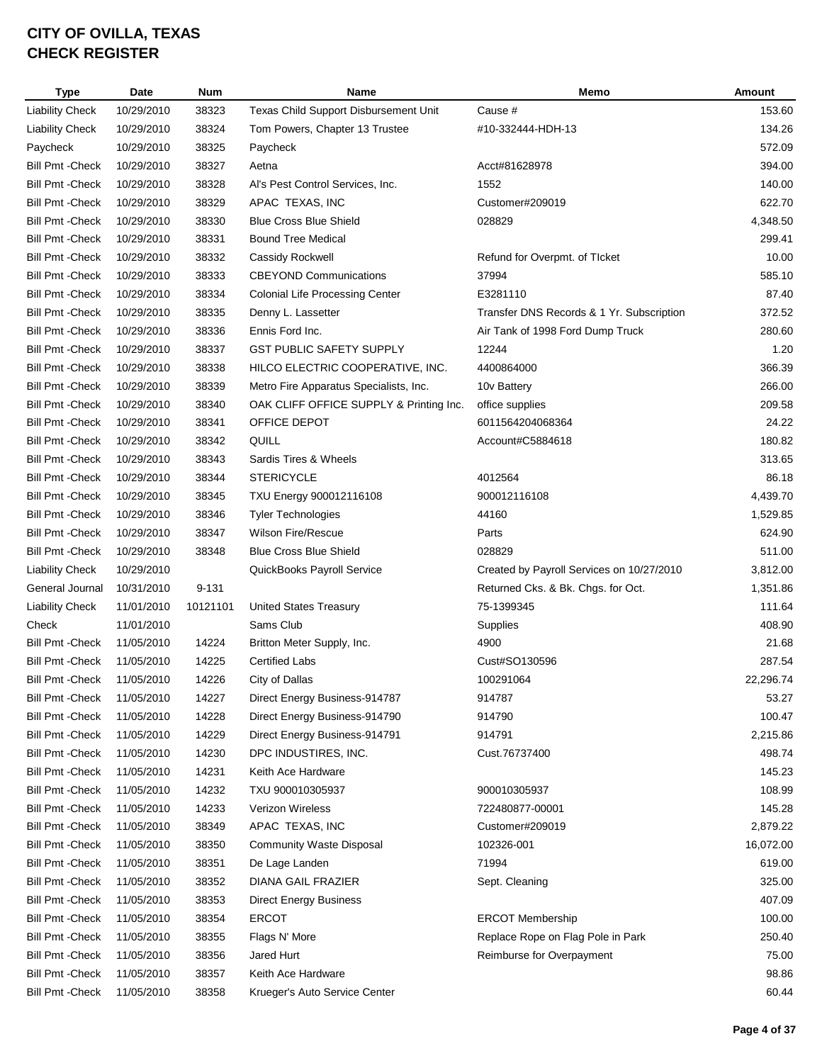# CITY OF OVILLA, TEXAS
# CHECK REGISTER

| Type | Date | Num | Name | Memo | Amount |
|---|---|---|---|---|---|
| Liability Check | 10/29/2010 | 38323 | Texas Child Support Disbursement Unit | Cause # | 153.60 |
| Liability Check | 10/29/2010 | 38324 | Tom Powers, Chapter 13 Trustee | #10-332444-HDH-13 | 134.26 |
| Paycheck | 10/29/2010 | 38325 | Paycheck | | 572.09 |
| Bill Pmt -Check | 10/29/2010 | 38327 | Aetna | Acct#81628978 | 394.00 |
| Bill Pmt -Check | 10/29/2010 | 38328 | Al's Pest Control Services, Inc. | 1552 | 140.00 |
| Bill Pmt -Check | 10/29/2010 | 38329 | APAC TEXAS, INC | Customer#209019 | 622.70 |
| Bill Pmt -Check | 10/29/2010 | 38330 | Blue Cross Blue Shield | 028829 | 4,348.50 |
| Bill Pmt -Check | 10/29/2010 | 38331 | Bound Tree Medical | | 299.41 |
| Bill Pmt -Check | 10/29/2010 | 38332 | Cassidy Rockwell | Refund for Overpmt. of TIcket | 10.00 |
| Bill Pmt -Check | 10/29/2010 | 38333 | CBEYOND Communications | 37994 | 585.10 |
| Bill Pmt -Check | 10/29/2010 | 38334 | Colonial Life Processing Center | E3281110 | 87.40 |
| Bill Pmt -Check | 10/29/2010 | 38335 | Denny L. Lassetter | Transfer DNS Records & 1 Yr. Subscription | 372.52 |
| Bill Pmt -Check | 10/29/2010 | 38336 | Ennis Ford Inc. | Air Tank of 1998 Ford Dump Truck | 280.60 |
| Bill Pmt -Check | 10/29/2010 | 38337 | GST PUBLIC SAFETY SUPPLY | 12244 | 1.20 |
| Bill Pmt -Check | 10/29/2010 | 38338 | HILCO ELECTRIC COOPERATIVE, INC. | 4400864000 | 366.39 |
| Bill Pmt -Check | 10/29/2010 | 38339 | Metro Fire Apparatus Specialists, Inc. | 10v Battery | 266.00 |
| Bill Pmt -Check | 10/29/2010 | 38340 | OAK CLIFF OFFICE SUPPLY & Printing Inc. | office supplies | 209.58 |
| Bill Pmt -Check | 10/29/2010 | 38341 | OFFICE DEPOT | 6011564204068364 | 24.22 |
| Bill Pmt -Check | 10/29/2010 | 38342 | QUILL | Account#C5884618 | 180.82 |
| Bill Pmt -Check | 10/29/2010 | 38343 | Sardis Tires & Wheels | | 313.65 |
| Bill Pmt -Check | 10/29/2010 | 38344 | STERICYCLE | 4012564 | 86.18 |
| Bill Pmt -Check | 10/29/2010 | 38345 | TXU Energy 900012116108 | 900012116108 | 4,439.70 |
| Bill Pmt -Check | 10/29/2010 | 38346 | Tyler Technologies | 44160 | 1,529.85 |
| Bill Pmt -Check | 10/29/2010 | 38347 | Wilson Fire/Rescue | Parts | 624.90 |
| Bill Pmt -Check | 10/29/2010 | 38348 | Blue Cross Blue Shield | 028829 | 511.00 |
| Liability Check | 10/29/2010 | | QuickBooks Payroll Service | Created by Payroll Services on 10/27/2010 | 3,812.00 |
| General Journal | 10/31/2010 | 9-131 | | Returned Cks. & Bk. Chgs. for Oct. | 1,351.86 |
| Liability Check | 11/01/2010 | 10121101 | United States Treasury | 75-1399345 | 111.64 |
| Check | 11/01/2010 | | Sams Club | Supplies | 408.90 |
| Bill Pmt -Check | 11/05/2010 | 14224 | Britton Meter Supply, Inc. | 4900 | 21.68 |
| Bill Pmt -Check | 11/05/2010 | 14225 | Certified Labs | Cust#SO130596 | 287.54 |
| Bill Pmt -Check | 11/05/2010 | 14226 | City of Dallas | 100291064 | 22,296.74 |
| Bill Pmt -Check | 11/05/2010 | 14227 | Direct Energy Business-914787 | 914787 | 53.27 |
| Bill Pmt -Check | 11/05/2010 | 14228 | Direct Energy Business-914790 | 914790 | 100.47 |
| Bill Pmt -Check | 11/05/2010 | 14229 | Direct Energy Business-914791 | 914791 | 2,215.86 |
| Bill Pmt -Check | 11/05/2010 | 14230 | DPC INDUSTIRES, INC. | Cust.76737400 | 498.74 |
| Bill Pmt -Check | 11/05/2010 | 14231 | Keith Ace Hardware | | 145.23 |
| Bill Pmt -Check | 11/05/2010 | 14232 | TXU 900010305937 | 900010305937 | 108.99 |
| Bill Pmt -Check | 11/05/2010 | 14233 | Verizon Wireless | 722480877-00001 | 145.28 |
| Bill Pmt -Check | 11/05/2010 | 38349 | APAC TEXAS, INC | Customer#209019 | 2,879.22 |
| Bill Pmt -Check | 11/05/2010 | 38350 | Community Waste Disposal | 102326-001 | 16,072.00 |
| Bill Pmt -Check | 11/05/2010 | 38351 | De Lage Landen | 71994 | 619.00 |
| Bill Pmt -Check | 11/05/2010 | 38352 | DIANA GAIL FRAZIER | Sept. Cleaning | 325.00 |
| Bill Pmt -Check | 11/05/2010 | 38353 | Direct Energy Business | | 407.09 |
| Bill Pmt -Check | 11/05/2010 | 38354 | ERCOT | ERCOT Membership | 100.00 |
| Bill Pmt -Check | 11/05/2010 | 38355 | Flags N' More | Replace Rope on Flag Pole in Park | 250.40 |
| Bill Pmt -Check | 11/05/2010 | 38356 | Jared Hurt | Reimburse for Overpayment | 75.00 |
| Bill Pmt -Check | 11/05/2010 | 38357 | Keith Ace Hardware | | 98.86 |
| Bill Pmt -Check | 11/05/2010 | 38358 | Krueger's Auto Service Center | | 60.44 |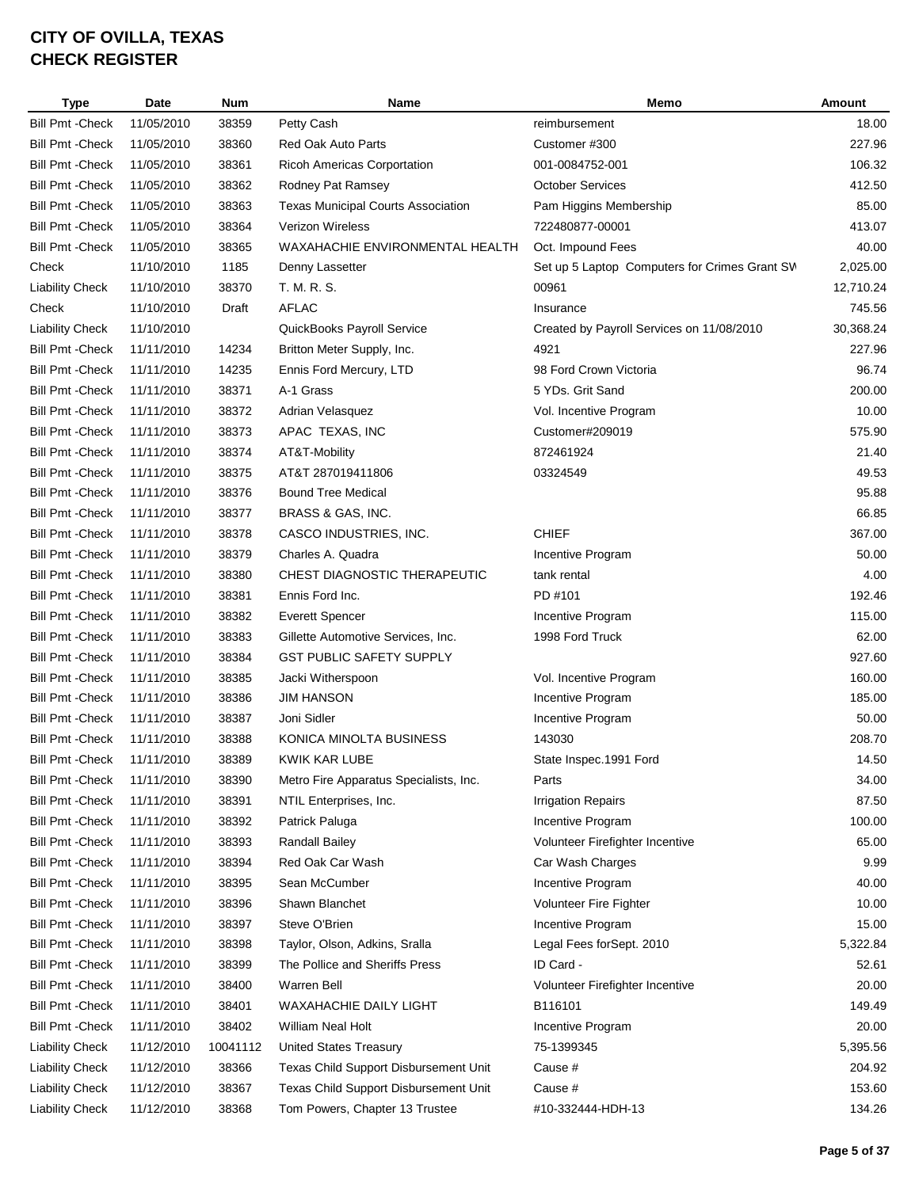# CITY OF OVILLA, TEXAS
# CHECK REGISTER

| Type | Date | Num | Name | Memo | Amount |
|---|---|---|---|---|---|
| Bill Pmt -Check | 11/05/2010 | 38359 | Petty Cash | reimbursement | 18.00 |
| Bill Pmt -Check | 11/05/2010 | 38360 | Red Oak Auto Parts | Customer #300 | 227.96 |
| Bill Pmt -Check | 11/05/2010 | 38361 | Ricoh Americas Corportation | 001-0084752-001 | 106.32 |
| Bill Pmt -Check | 11/05/2010 | 38362 | Rodney Pat Ramsey | October Services | 412.50 |
| Bill Pmt -Check | 11/05/2010 | 38363 | Texas Municipal Courts Association | Pam Higgins Membership | 85.00 |
| Bill Pmt -Check | 11/05/2010 | 38364 | Verizon Wireless | 722480877-00001 | 413.07 |
| Bill Pmt -Check | 11/05/2010 | 38365 | WAXAHACHIE ENVIRONMENTAL HEALTH | Oct. Impound Fees | 40.00 |
| Check | 11/10/2010 | 1185 | Denny Lassetter | Set up 5 Laptop Computers for Crimes Grant SV | 2,025.00 |
| Liability Check | 11/10/2010 | 38370 | T. M. R. S. | 00961 | 12,710.24 |
| Check | 11/10/2010 | Draft | AFLAC | Insurance | 745.56 |
| Liability Check | 11/10/2010 | | QuickBooks Payroll Service | Created by Payroll Services on 11/08/2010 | 30,368.24 |
| Bill Pmt -Check | 11/11/2010 | 14234 | Britton Meter Supply, Inc. | 4921 | 227.96 |
| Bill Pmt -Check | 11/11/2010 | 14235 | Ennis Ford Mercury, LTD | 98 Ford Crown Victoria | 96.74 |
| Bill Pmt -Check | 11/11/2010 | 38371 | A-1 Grass | 5 YDs. Grit Sand | 200.00 |
| Bill Pmt -Check | 11/11/2010 | 38372 | Adrian Velasquez | Vol. Incentive Program | 10.00 |
| Bill Pmt -Check | 11/11/2010 | 38373 | APAC TEXAS, INC | Customer#209019 | 575.90 |
| Bill Pmt -Check | 11/11/2010 | 38374 | AT&T-Mobility | 872461924 | 21.40 |
| Bill Pmt -Check | 11/11/2010 | 38375 | AT&T 287019411806 | 03324549 | 49.53 |
| Bill Pmt -Check | 11/11/2010 | 38376 | Bound Tree Medical | | 95.88 |
| Bill Pmt -Check | 11/11/2010 | 38377 | BRASS & GAS, INC. | | 66.85 |
| Bill Pmt -Check | 11/11/2010 | 38378 | CASCO INDUSTRIES, INC. | CHIEF | 367.00 |
| Bill Pmt -Check | 11/11/2010 | 38379 | Charles A. Quadra | Incentive Program | 50.00 |
| Bill Pmt -Check | 11/11/2010 | 38380 | CHEST DIAGNOSTIC THERAPEUTIC | tank rental | 4.00 |
| Bill Pmt -Check | 11/11/2010 | 38381 | Ennis Ford Inc. | PD #101 | 192.46 |
| Bill Pmt -Check | 11/11/2010 | 38382 | Everett Spencer | Incentive Program | 115.00 |
| Bill Pmt -Check | 11/11/2010 | 38383 | Gillette Automotive Services, Inc. | 1998 Ford Truck | 62.00 |
| Bill Pmt -Check | 11/11/2010 | 38384 | GST PUBLIC SAFETY SUPPLY | | 927.60 |
| Bill Pmt -Check | 11/11/2010 | 38385 | Jacki Witherspoon | Vol. Incentive Program | 160.00 |
| Bill Pmt -Check | 11/11/2010 | 38386 | JIM HANSON | Incentive Program | 185.00 |
| Bill Pmt -Check | 11/11/2010 | 38387 | Joni Sidler | Incentive Program | 50.00 |
| Bill Pmt -Check | 11/11/2010 | 38388 | KONICA MINOLTA BUSINESS | 143030 | 208.70 |
| Bill Pmt -Check | 11/11/2010 | 38389 | KWIK KAR LUBE | State Inspec.1991 Ford | 14.50 |
| Bill Pmt -Check | 11/11/2010 | 38390 | Metro Fire Apparatus Specialists, Inc. | Parts | 34.00 |
| Bill Pmt -Check | 11/11/2010 | 38391 | NTIL Enterprises, Inc. | Irrigation Repairs | 87.50 |
| Bill Pmt -Check | 11/11/2010 | 38392 | Patrick Paluga | Incentive Program | 100.00 |
| Bill Pmt -Check | 11/11/2010 | 38393 | Randall Bailey | Volunteer Firefighter Incentive | 65.00 |
| Bill Pmt -Check | 11/11/2010 | 38394 | Red Oak Car Wash | Car Wash Charges | 9.99 |
| Bill Pmt -Check | 11/11/2010 | 38395 | Sean McCumber | Incentive Program | 40.00 |
| Bill Pmt -Check | 11/11/2010 | 38396 | Shawn Blanchet | Volunteer Fire Fighter | 10.00 |
| Bill Pmt -Check | 11/11/2010 | 38397 | Steve O'Brien | Incentive Program | 15.00 |
| Bill Pmt -Check | 11/11/2010 | 38398 | Taylor, Olson, Adkins, Sralla | Legal Fees forSept. 2010 | 5,322.84 |
| Bill Pmt -Check | 11/11/2010 | 38399 | The Pollice and Sheriffs Press | ID Card - | 52.61 |
| Bill Pmt -Check | 11/11/2010 | 38400 | Warren Bell | Volunteer Firefighter Incentive | 20.00 |
| Bill Pmt -Check | 11/11/2010 | 38401 | WAXAHACHIE DAILY LIGHT | B116101 | 149.49 |
| Bill Pmt -Check | 11/11/2010 | 38402 | William Neal Holt | Incentive Program | 20.00 |
| Liability Check | 11/12/2010 | 10041112 | United States Treasury | 75-1399345 | 5,395.56 |
| Liability Check | 11/12/2010 | 38366 | Texas Child Support Disbursement Unit | Cause # | 204.92 |
| Liability Check | 11/12/2010 | 38367 | Texas Child Support Disbursement Unit | Cause # | 153.60 |
| Liability Check | 11/12/2010 | 38368 | Tom Powers, Chapter 13 Trustee | #10-332444-HDH-13 | 134.26 |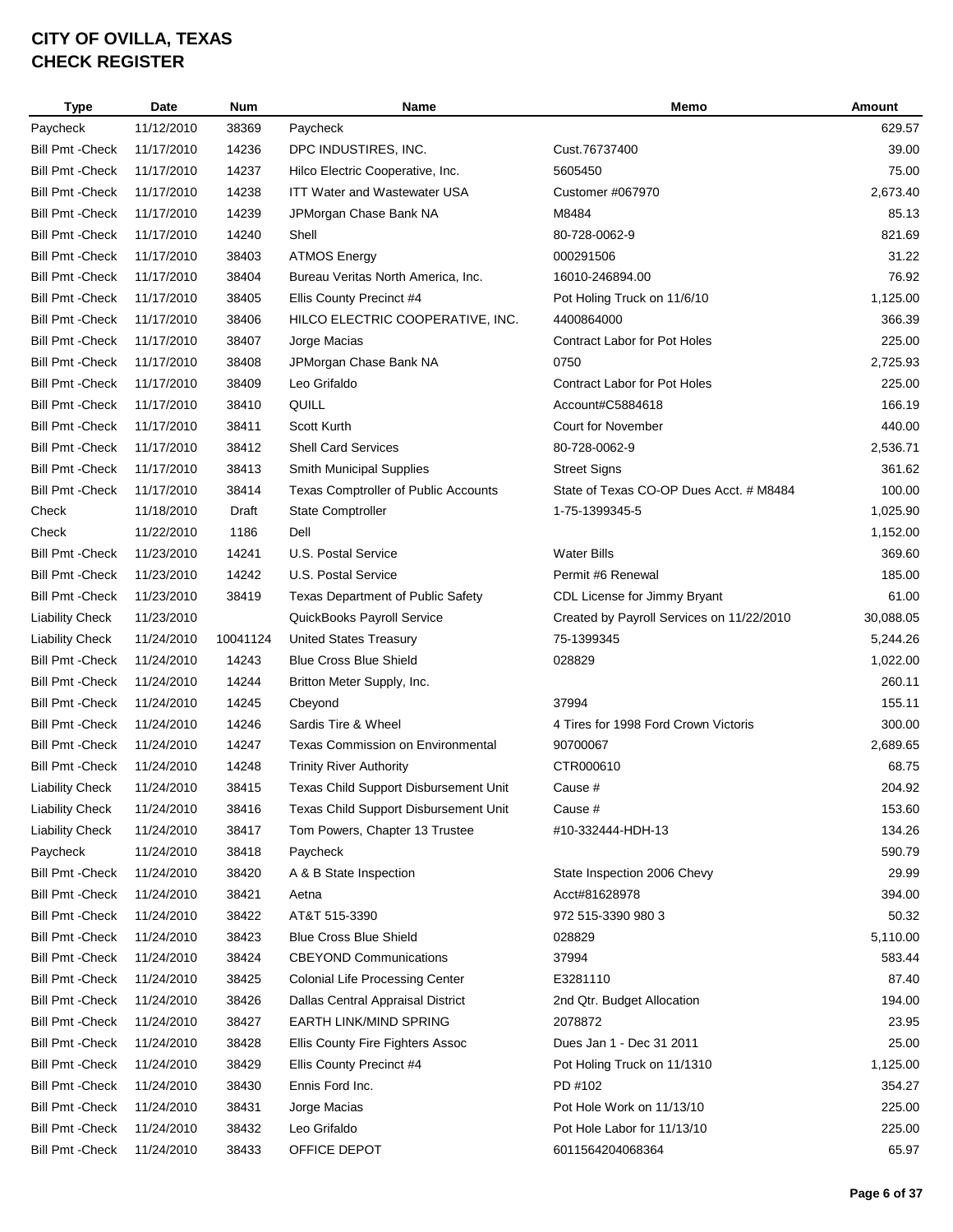# CITY OF OVILLA, TEXAS
# CHECK REGISTER

| Type | Date | Num | Name | Memo | Amount |
|---|---|---|---|---|---|
| Paycheck | 11/12/2010 | 38369 | Paycheck | | 629.57 |
| Bill Pmt -Check | 11/17/2010 | 14236 | DPC INDUSTIRES, INC. | Cust.76737400 | 39.00 |
| Bill Pmt -Check | 11/17/2010 | 14237 | Hilco Electric Cooperative, Inc. | 5605450 | 75.00 |
| Bill Pmt -Check | 11/17/2010 | 14238 | ITT Water and Wastewater USA | Customer #067970 | 2,673.40 |
| Bill Pmt -Check | 11/17/2010 | 14239 | JPMorgan Chase Bank NA | M8484 | 85.13 |
| Bill Pmt -Check | 11/17/2010 | 14240 | Shell | 80-728-0062-9 | 821.69 |
| Bill Pmt -Check | 11/17/2010 | 38403 | ATMOS Energy | 000291506 | 31.22 |
| Bill Pmt -Check | 11/17/2010 | 38404 | Bureau Veritas North America, Inc. | 16010-246894.00 | 76.92 |
| Bill Pmt -Check | 11/17/2010 | 38405 | Ellis County Precinct #4 | Pot Holing Truck on 11/6/10 | 1,125.00 |
| Bill Pmt -Check | 11/17/2010 | 38406 | HILCO ELECTRIC COOPERATIVE, INC. | 4400864000 | 366.39 |
| Bill Pmt -Check | 11/17/2010 | 38407 | Jorge Macias | Contract Labor for Pot Holes | 225.00 |
| Bill Pmt -Check | 11/17/2010 | 38408 | JPMorgan Chase Bank NA | 0750 | 2,725.93 |
| Bill Pmt -Check | 11/17/2010 | 38409 | Leo Grifaldo | Contract Labor for Pot Holes | 225.00 |
| Bill Pmt -Check | 11/17/2010 | 38410 | QUILL | Account#C5884618 | 166.19 |
| Bill Pmt -Check | 11/17/2010 | 38411 | Scott Kurth | Court for November | 440.00 |
| Bill Pmt -Check | 11/17/2010 | 38412 | Shell Card Services | 80-728-0062-9 | 2,536.71 |
| Bill Pmt -Check | 11/17/2010 | 38413 | Smith Municipal Supplies | Street Signs | 361.62 |
| Bill Pmt -Check | 11/17/2010 | 38414 | Texas Comptroller of Public Accounts | State of Texas CO-OP Dues Acct. # M8484 | 100.00 |
| Check | 11/18/2010 | Draft | State Comptroller | 1-75-1399345-5 | 1,025.90 |
| Check | 11/22/2010 | 1186 | Dell | | 1,152.00 |
| Bill Pmt -Check | 11/23/2010 | 14241 | U.S. Postal Service | Water Bills | 369.60 |
| Bill Pmt -Check | 11/23/2010 | 14242 | U.S. Postal Service | Permit #6 Renewal | 185.00 |
| Bill Pmt -Check | 11/23/2010 | 38419 | Texas Department of Public Safety | CDL License for Jimmy Bryant | 61.00 |
| Liability Check | 11/23/2010 | | QuickBooks Payroll Service | Created by Payroll Services on 11/22/2010 | 30,088.05 |
| Liability Check | 11/24/2010 | 10041124 | United States Treasury | 75-1399345 | 5,244.26 |
| Bill Pmt -Check | 11/24/2010 | 14243 | Blue Cross Blue Shield | 028829 | 1,022.00 |
| Bill Pmt -Check | 11/24/2010 | 14244 | Britton Meter Supply, Inc. | | 260.11 |
| Bill Pmt -Check | 11/24/2010 | 14245 | Cbeyond | 37994 | 155.11 |
| Bill Pmt -Check | 11/24/2010 | 14246 | Sardis Tire & Wheel | 4 Tires for 1998 Ford Crown Victoris | 300.00 |
| Bill Pmt -Check | 11/24/2010 | 14247 | Texas Commission on Environmental | 90700067 | 2,689.65 |
| Bill Pmt -Check | 11/24/2010 | 14248 | Trinity River Authority | CTR000610 | 68.75 |
| Liability Check | 11/24/2010 | 38415 | Texas Child Support Disbursement Unit | Cause # | 204.92 |
| Liability Check | 11/24/2010 | 38416 | Texas Child Support Disbursement Unit | Cause # | 153.60 |
| Liability Check | 11/24/2010 | 38417 | Tom Powers, Chapter 13 Trustee | #10-332444-HDH-13 | 134.26 |
| Paycheck | 11/24/2010 | 38418 | Paycheck | | 590.79 |
| Bill Pmt -Check | 11/24/2010 | 38420 | A & B State Inspection | State Inspection 2006 Chevy | 29.99 |
| Bill Pmt -Check | 11/24/2010 | 38421 | Aetna | Acct#81628978 | 394.00 |
| Bill Pmt -Check | 11/24/2010 | 38422 | AT&T 515-3390 | 972 515-3390 980 3 | 50.32 |
| Bill Pmt -Check | 11/24/2010 | 38423 | Blue Cross Blue Shield | 028829 | 5,110.00 |
| Bill Pmt -Check | 11/24/2010 | 38424 | CBEYOND Communications | 37994 | 583.44 |
| Bill Pmt -Check | 11/24/2010 | 38425 | Colonial Life Processing Center | E3281110 | 87.40 |
| Bill Pmt -Check | 11/24/2010 | 38426 | Dallas Central Appraisal District | 2nd Qtr. Budget Allocation | 194.00 |
| Bill Pmt -Check | 11/24/2010 | 38427 | EARTH LINK/MIND SPRING | 2078872 | 23.95 |
| Bill Pmt -Check | 11/24/2010 | 38428 | Ellis County Fire Fighters Assoc | Dues Jan 1 - Dec 31 2011 | 25.00 |
| Bill Pmt -Check | 11/24/2010 | 38429 | Ellis County Precinct #4 | Pot Holing Truck on 11/1310 | 1,125.00 |
| Bill Pmt -Check | 11/24/2010 | 38430 | Ennis Ford Inc. | PD #102 | 354.27 |
| Bill Pmt -Check | 11/24/2010 | 38431 | Jorge Macias | Pot Hole Work on 11/13/10 | 225.00 |
| Bill Pmt -Check | 11/24/2010 | 38432 | Leo Grifaldo | Pot Hole Labor for 11/13/10 | 225.00 |
| Bill Pmt -Check | 11/24/2010 | 38433 | OFFICE DEPOT | 6011564204068364 | 65.97 |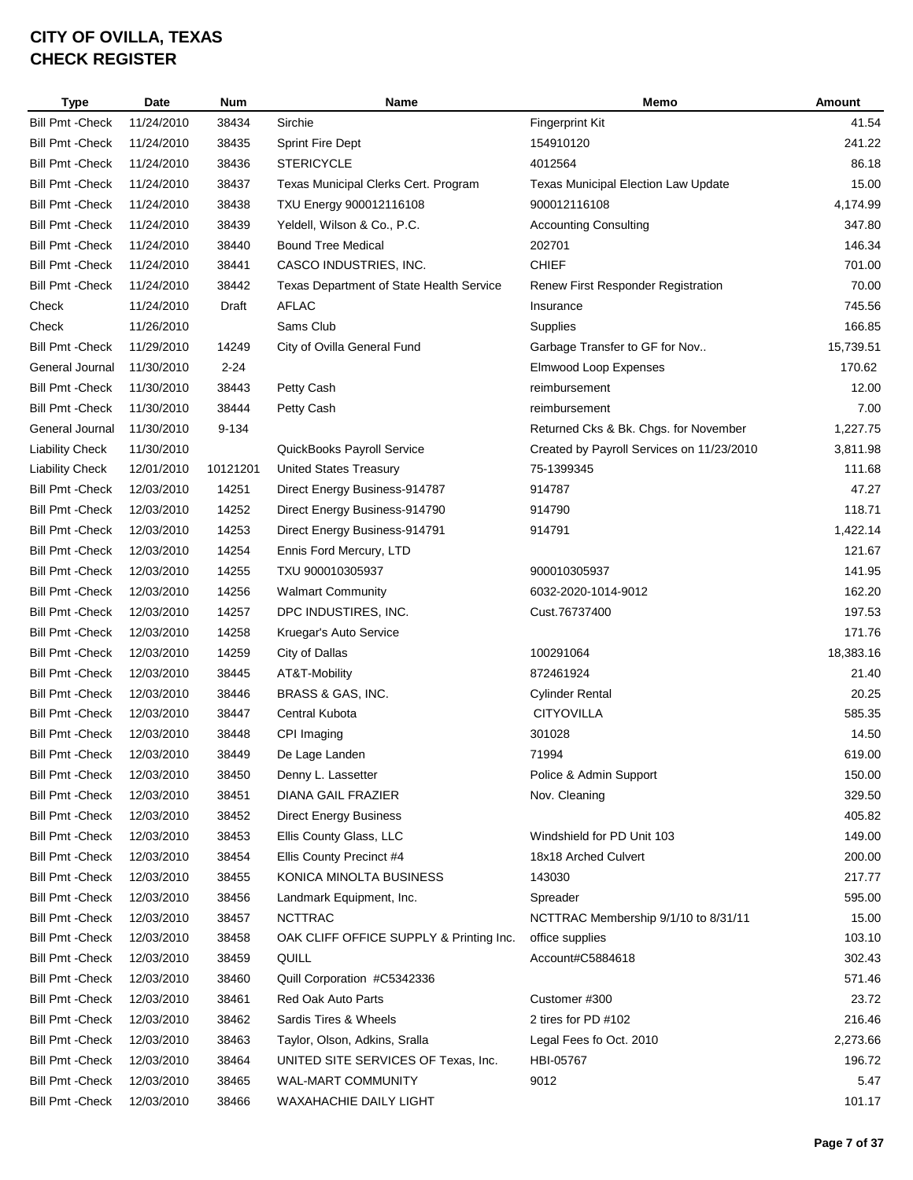# CITY OF OVILLA, TEXAS
# CHECK REGISTER

| Type | Date | Num | Name | Memo | Amount |
|---|---|---|---|---|---|
| Bill Pmt -Check | 11/24/2010 | 38434 | Sirchie | Fingerprint Kit | 41.54 |
| Bill Pmt -Check | 11/24/2010 | 38435 | Sprint Fire Dept | 154910120 | 241.22 |
| Bill Pmt -Check | 11/24/2010 | 38436 | STERICYCLE | 4012564 | 86.18 |
| Bill Pmt -Check | 11/24/2010 | 38437 | Texas Municipal Clerks Cert. Program | Texas Municipal Election Law Update | 15.00 |
| Bill Pmt -Check | 11/24/2010 | 38438 | TXU Energy 900012116108 | 900012116108 | 4,174.99 |
| Bill Pmt -Check | 11/24/2010 | 38439 | Yeldell, Wilson & Co., P.C. | Accounting Consulting | 347.80 |
| Bill Pmt -Check | 11/24/2010 | 38440 | Bound Tree Medical | 202701 | 146.34 |
| Bill Pmt -Check | 11/24/2010 | 38441 | CASCO INDUSTRIES, INC. | CHIEF | 701.00 |
| Bill Pmt -Check | 11/24/2010 | 38442 | Texas Department of State Health Service | Renew First Responder Registration | 70.00 |
| Check | 11/24/2010 | Draft | AFLAC | Insurance | 745.56 |
| Check | 11/26/2010 | | Sams Club | Supplies | 166.85 |
| Bill Pmt -Check | 11/29/2010 | 14249 | City of Ovilla General Fund | Garbage Transfer to GF for Nov.. | 15,739.51 |
| General Journal | 11/30/2010 | 2-24 | | Elmwood Loop Expenses | 170.62 |
| Bill Pmt -Check | 11/30/2010 | 38443 | Petty Cash | reimbursement | 12.00 |
| Bill Pmt -Check | 11/30/2010 | 38444 | Petty Cash | reimbursement | 7.00 |
| General Journal | 11/30/2010 | 9-134 | | Returned Cks & Bk. Chgs. for November | 1,227.75 |
| Liability Check | 11/30/2010 | | QuickBooks Payroll Service | Created by Payroll Services on 11/23/2010 | 3,811.98 |
| Liability Check | 12/01/2010 | 10121201 | United States Treasury | 75-1399345 | 111.68 |
| Bill Pmt -Check | 12/03/2010 | 14251 | Direct Energy Business-914787 | 914787 | 47.27 |
| Bill Pmt -Check | 12/03/2010 | 14252 | Direct Energy Business-914790 | 914790 | 118.71 |
| Bill Pmt -Check | 12/03/2010 | 14253 | Direct Energy Business-914791 | 914791 | 1,422.14 |
| Bill Pmt -Check | 12/03/2010 | 14254 | Ennis Ford Mercury, LTD | | 121.67 |
| Bill Pmt -Check | 12/03/2010 | 14255 | TXU 900010305937 | 900010305937 | 141.95 |
| Bill Pmt -Check | 12/03/2010 | 14256 | Walmart Community | 6032-2020-1014-9012 | 162.20 |
| Bill Pmt -Check | 12/03/2010 | 14257 | DPC INDUSTIRES, INC. | Cust.76737400 | 197.53 |
| Bill Pmt -Check | 12/03/2010 | 14258 | Kruegar's Auto Service | | 171.76 |
| Bill Pmt -Check | 12/03/2010 | 14259 | City of Dallas | 100291064 | 18,383.16 |
| Bill Pmt -Check | 12/03/2010 | 38445 | AT&T-Mobility | 872461924 | 21.40 |
| Bill Pmt -Check | 12/03/2010 | 38446 | BRASS & GAS, INC. | Cylinder Rental | 20.25 |
| Bill Pmt -Check | 12/03/2010 | 38447 | Central Kubota | CITYOVILLA | 585.35 |
| Bill Pmt -Check | 12/03/2010 | 38448 | CPI Imaging | 301028 | 14.50 |
| Bill Pmt -Check | 12/03/2010 | 38449 | De Lage Landen | 71994 | 619.00 |
| Bill Pmt -Check | 12/03/2010 | 38450 | Denny L. Lassetter | Police & Admin Support | 150.00 |
| Bill Pmt -Check | 12/03/2010 | 38451 | DIANA GAIL FRAZIER | Nov. Cleaning | 329.50 |
| Bill Pmt -Check | 12/03/2010 | 38452 | Direct Energy Business | | 405.82 |
| Bill Pmt -Check | 12/03/2010 | 38453 | Ellis County Glass, LLC | Windshield for PD Unit 103 | 149.00 |
| Bill Pmt -Check | 12/03/2010 | 38454 | Ellis County Precinct #4 | 18x18 Arched Culvert | 200.00 |
| Bill Pmt -Check | 12/03/2010 | 38455 | KONICA MINOLTA BUSINESS | 143030 | 217.77 |
| Bill Pmt -Check | 12/03/2010 | 38456 | Landmark Equipment, Inc. | Spreader | 595.00 |
| Bill Pmt -Check | 12/03/2010 | 38457 | NCTTRAC | NCTTRAC Membership 9/1/10 to 8/31/11 | 15.00 |
| Bill Pmt -Check | 12/03/2010 | 38458 | OAK CLIFF OFFICE SUPPLY & Printing Inc. | office supplies | 103.10 |
| Bill Pmt -Check | 12/03/2010 | 38459 | QUILL | Account#C5884618 | 302.43 |
| Bill Pmt -Check | 12/03/2010 | 38460 | Quill Corporation #C5342336 | | 571.46 |
| Bill Pmt -Check | 12/03/2010 | 38461 | Red Oak Auto Parts | Customer #300 | 23.72 |
| Bill Pmt -Check | 12/03/2010 | 38462 | Sardis Tires & Wheels | 2 tires for PD #102 | 216.46 |
| Bill Pmt -Check | 12/03/2010 | 38463 | Taylor, Olson, Adkins, Sralla | Legal Fees fo Oct. 2010 | 2,273.66 |
| Bill Pmt -Check | 12/03/2010 | 38464 | UNITED SITE SERVICES OF Texas, Inc. | HBI-05767 | 196.72 |
| Bill Pmt -Check | 12/03/2010 | 38465 | WAL-MART COMMUNITY | 9012 | 5.47 |
| Bill Pmt -Check | 12/03/2010 | 38466 | WAXAHACHIE DAILY LIGHT | | 101.17 |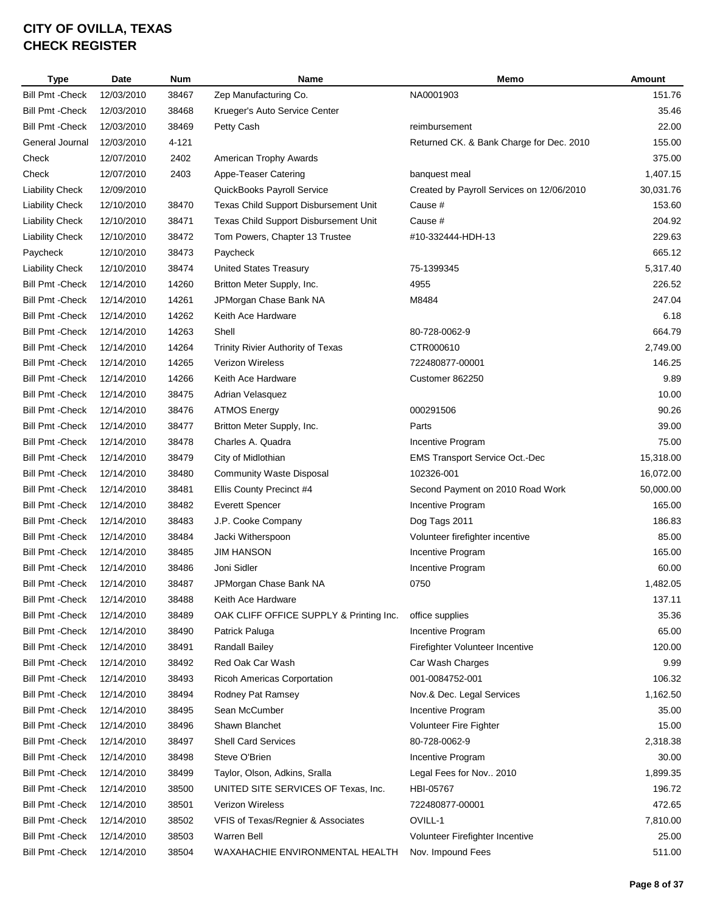# CITY OF OVILLA, TEXAS
# CHECK REGISTER

| Type | Date | Num | Name | Memo | Amount |
|---|---|---|---|---|---|
| Bill Pmt -Check | 12/03/2010 | 38467 | Zep Manufacturing Co. | NA0001903 | 151.76 |
| Bill Pmt -Check | 12/03/2010 | 38468 | Krueger's Auto Service Center | | 35.46 |
| Bill Pmt -Check | 12/03/2010 | 38469 | Petty Cash | reimbursement | 22.00 |
| General Journal | 12/03/2010 | 4-121 | | Returned CK. & Bank Charge for Dec. 2010 | 155.00 |
| Check | 12/07/2010 | 2402 | American Trophy Awards | | 375.00 |
| Check | 12/07/2010 | 2403 | Appe-Teaser Catering | banquest meal | 1,407.15 |
| Liability Check | 12/09/2010 | | QuickBooks Payroll Service | Created by Payroll Services on 12/06/2010 | 30,031.76 |
| Liability Check | 12/10/2010 | 38470 | Texas Child Support Disbursement Unit | Cause # | 153.60 |
| Liability Check | 12/10/2010 | 38471 | Texas Child Support Disbursement Unit | Cause # | 204.92 |
| Liability Check | 12/10/2010 | 38472 | Tom Powers, Chapter 13 Trustee | #10-332444-HDH-13 | 229.63 |
| Paycheck | 12/10/2010 | 38473 | Paycheck | | 665.12 |
| Liability Check | 12/10/2010 | 38474 | United States Treasury | 75-1399345 | 5,317.40 |
| Bill Pmt -Check | 12/14/2010 | 14260 | Britton Meter Supply, Inc. | 4955 | 226.52 |
| Bill Pmt -Check | 12/14/2010 | 14261 | JPMorgan Chase Bank NA | M8484 | 247.04 |
| Bill Pmt -Check | 12/14/2010 | 14262 | Keith Ace Hardware | | 6.18 |
| Bill Pmt -Check | 12/14/2010 | 14263 | Shell | 80-728-0062-9 | 664.79 |
| Bill Pmt -Check | 12/14/2010 | 14264 | Trinity Rivier Authority of Texas | CTR000610 | 2,749.00 |
| Bill Pmt -Check | 12/14/2010 | 14265 | Verizon Wireless | 722480877-00001 | 146.25 |
| Bill Pmt -Check | 12/14/2010 | 14266 | Keith Ace Hardware | Customer 862250 | 9.89 |
| Bill Pmt -Check | 12/14/2010 | 38475 | Adrian Velasquez | | 10.00 |
| Bill Pmt -Check | 12/14/2010 | 38476 | ATMOS Energy | 000291506 | 90.26 |
| Bill Pmt -Check | 12/14/2010 | 38477 | Britton Meter Supply, Inc. | Parts | 39.00 |
| Bill Pmt -Check | 12/14/2010 | 38478 | Charles A. Quadra | Incentive Program | 75.00 |
| Bill Pmt -Check | 12/14/2010 | 38479 | City of Midlothian | EMS Transport Service Oct.-Dec | 15,318.00 |
| Bill Pmt -Check | 12/14/2010 | 38480 | Community Waste Disposal | 102326-001 | 16,072.00 |
| Bill Pmt -Check | 12/14/2010 | 38481 | Ellis County Precinct #4 | Second Payment on 2010 Road Work | 50,000.00 |
| Bill Pmt -Check | 12/14/2010 | 38482 | Everett Spencer | Incentive Program | 165.00 |
| Bill Pmt -Check | 12/14/2010 | 38483 | J.P. Cooke Company | Dog Tags 2011 | 186.83 |
| Bill Pmt -Check | 12/14/2010 | 38484 | Jacki Witherspoon | Volunteer firefighter incentive | 85.00 |
| Bill Pmt -Check | 12/14/2010 | 38485 | JIM HANSON | Incentive Program | 165.00 |
| Bill Pmt -Check | 12/14/2010 | 38486 | Joni Sidler | Incentive Program | 60.00 |
| Bill Pmt -Check | 12/14/2010 | 38487 | JPMorgan Chase Bank NA | 0750 | 1,482.05 |
| Bill Pmt -Check | 12/14/2010 | 38488 | Keith Ace Hardware | | 137.11 |
| Bill Pmt -Check | 12/14/2010 | 38489 | OAK CLIFF OFFICE SUPPLY & Printing Inc. | office supplies | 35.36 |
| Bill Pmt -Check | 12/14/2010 | 38490 | Patrick Paluga | Incentive Program | 65.00 |
| Bill Pmt -Check | 12/14/2010 | 38491 | Randall Bailey | Firefighter Volunteer Incentive | 120.00 |
| Bill Pmt -Check | 12/14/2010 | 38492 | Red Oak Car Wash | Car Wash Charges | 9.99 |
| Bill Pmt -Check | 12/14/2010 | 38493 | Ricoh Americas Corportation | 001-0084752-001 | 106.32 |
| Bill Pmt -Check | 12/14/2010 | 38494 | Rodney Pat Ramsey | Nov.& Dec. Legal Services | 1,162.50 |
| Bill Pmt -Check | 12/14/2010 | 38495 | Sean McCumber | Incentive Program | 35.00 |
| Bill Pmt -Check | 12/14/2010 | 38496 | Shawn Blanchet | Volunteer Fire Fighter | 15.00 |
| Bill Pmt -Check | 12/14/2010 | 38497 | Shell Card Services | 80-728-0062-9 | 2,318.38 |
| Bill Pmt -Check | 12/14/2010 | 38498 | Steve O'Brien | Incentive Program | 30.00 |
| Bill Pmt -Check | 12/14/2010 | 38499 | Taylor, Olson, Adkins, Sralla | Legal Fees for Nov.. 2010 | 1,899.35 |
| Bill Pmt -Check | 12/14/2010 | 38500 | UNITED SITE SERVICES OF Texas, Inc. | HBI-05767 | 196.72 |
| Bill Pmt -Check | 12/14/2010 | 38501 | Verizon Wireless | 722480877-00001 | 472.65 |
| Bill Pmt -Check | 12/14/2010 | 38502 | VFIS of Texas/Regnier & Associates | OVILL-1 | 7,810.00 |
| Bill Pmt -Check | 12/14/2010 | 38503 | Warren Bell | Volunteer Firefighter Incentive | 25.00 |
| Bill Pmt -Check | 12/14/2010 | 38504 | WAXAHACHIE ENVIRONMENTAL HEALTH | Nov. Impound Fees | 511.00 |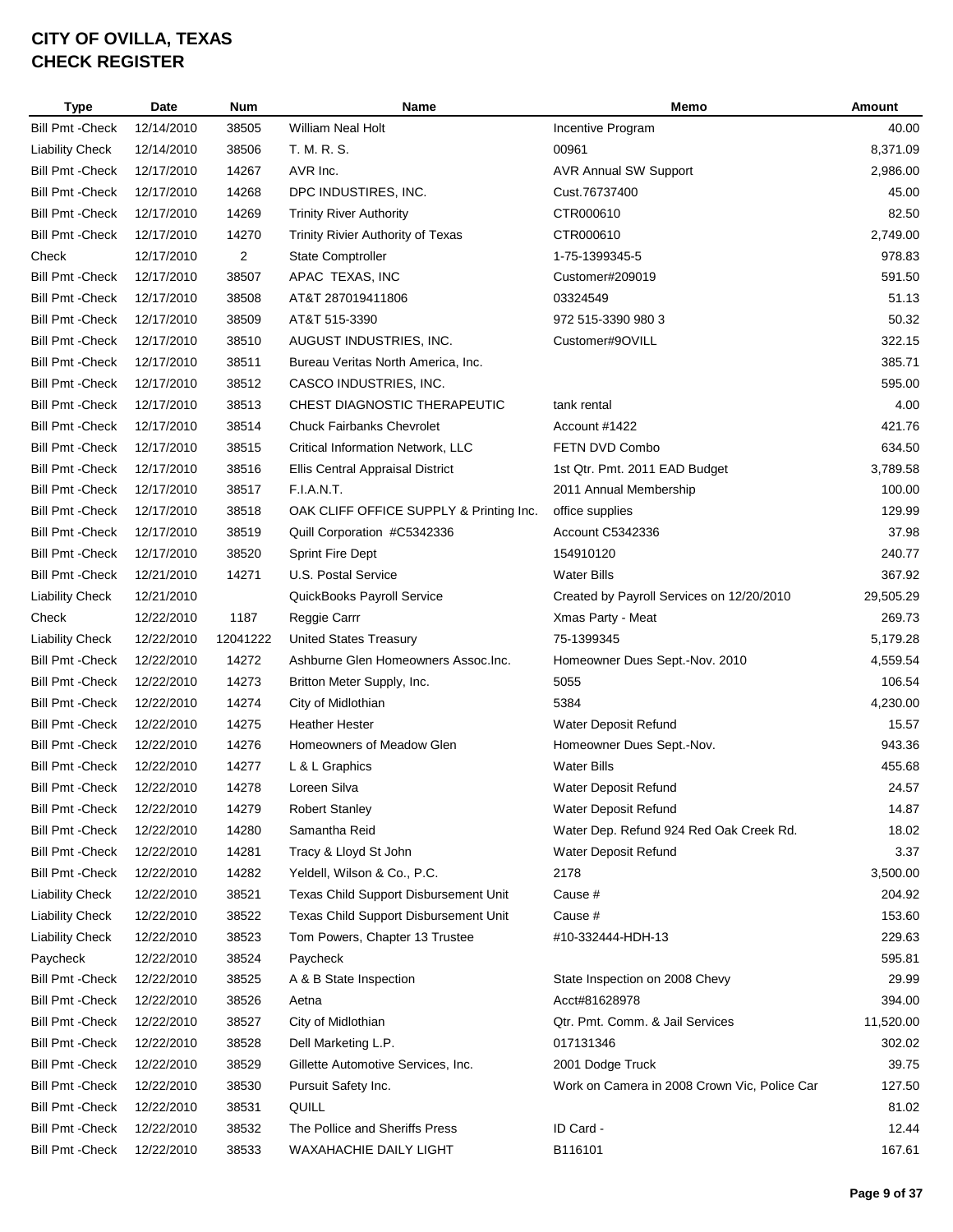# CITY OF OVILLA, TEXAS
## CHECK REGISTER

| Type | Date | Num | Name | Memo | Amount |
|---|---|---|---|---|---|
| Bill Pmt -Check | 12/14/2010 | 38505 | William Neal Holt | Incentive Program | 40.00 |
| Liability Check | 12/14/2010 | 38506 | T. M. R. S. | 00961 | 8,371.09 |
| Bill Pmt -Check | 12/17/2010 | 14267 | AVR Inc. | AVR Annual SW Support | 2,986.00 |
| Bill Pmt -Check | 12/17/2010 | 14268 | DPC INDUSTIRES, INC. | Cust.76737400 | 45.00 |
| Bill Pmt -Check | 12/17/2010 | 14269 | Trinity River Authority | CTR000610 | 82.50 |
| Bill Pmt -Check | 12/17/2010 | 14270 | Trinity Rivier Authority of Texas | CTR000610 | 2,749.00 |
| Check | 12/17/2010 | 2 | State Comptroller | 1-75-1399345-5 | 978.83 |
| Bill Pmt -Check | 12/17/2010 | 38507 | APAC TEXAS, INC | Customer#209019 | 591.50 |
| Bill Pmt -Check | 12/17/2010 | 38508 | AT&T 287019411806 | 03324549 | 51.13 |
| Bill Pmt -Check | 12/17/2010 | 38509 | AT&T 515-3390 | 972 515-3390 980 3 | 50.32 |
| Bill Pmt -Check | 12/17/2010 | 38510 | AUGUST INDUSTRIES, INC. | Customer#9OVILL | 322.15 |
| Bill Pmt -Check | 12/17/2010 | 38511 | Bureau Veritas North America, Inc. | | 385.71 |
| Bill Pmt -Check | 12/17/2010 | 38512 | CASCO INDUSTRIES, INC. | | 595.00 |
| Bill Pmt -Check | 12/17/2010 | 38513 | CHEST DIAGNOSTIC THERAPEUTIC | tank rental | 4.00 |
| Bill Pmt -Check | 12/17/2010 | 38514 | Chuck Fairbanks Chevrolet | Account #1422 | 421.76 |
| Bill Pmt -Check | 12/17/2010 | 38515 | Critical Information Network, LLC | FETN DVD Combo | 634.50 |
| Bill Pmt -Check | 12/17/2010 | 38516 | Ellis Central Appraisal District | 1st Qtr. Pmt. 2011 EAD Budget | 3,789.58 |
| Bill Pmt -Check | 12/17/2010 | 38517 | F.I.A.N.T. | 2011 Annual Membership | 100.00 |
| Bill Pmt -Check | 12/17/2010 | 38518 | OAK CLIFF OFFICE SUPPLY & Printing Inc. | office supplies | 129.99 |
| Bill Pmt -Check | 12/17/2010 | 38519 | Quill Corporation #C5342336 | Account C5342336 | 37.98 |
| Bill Pmt -Check | 12/17/2010 | 38520 | Sprint Fire Dept | 154910120 | 240.77 |
| Bill Pmt -Check | 12/21/2010 | 14271 | U.S. Postal Service | Water Bills | 367.92 |
| Liability Check | 12/21/2010 | | QuickBooks Payroll Service | Created by Payroll Services on 12/20/2010 | 29,505.29 |
| Check | 12/22/2010 | 1187 | Reggie Carrr | Xmas Party - Meat | 269.73 |
| Liability Check | 12/22/2010 | 12041222 | United States Treasury | 75-1399345 | 5,179.28 |
| Bill Pmt -Check | 12/22/2010 | 14272 | Ashburne Glen Homeowners Assoc.Inc. | Homeowner Dues Sept.-Nov. 2010 | 4,559.54 |
| Bill Pmt -Check | 12/22/2010 | 14273 | Britton Meter Supply, Inc. | 5055 | 106.54 |
| Bill Pmt -Check | 12/22/2010 | 14274 | City of Midlothian | 5384 | 4,230.00 |
| Bill Pmt -Check | 12/22/2010 | 14275 | Heather Hester | Water Deposit Refund | 15.57 |
| Bill Pmt -Check | 12/22/2010 | 14276 | Homeowners of Meadow Glen | Homeowner Dues Sept.-Nov. | 943.36 |
| Bill Pmt -Check | 12/22/2010 | 14277 | L & L Graphics | Water Bills | 455.68 |
| Bill Pmt -Check | 12/22/2010 | 14278 | Loreen Silva | Water Deposit Refund | 24.57 |
| Bill Pmt -Check | 12/22/2010 | 14279 | Robert Stanley | Water Deposit Refund | 14.87 |
| Bill Pmt -Check | 12/22/2010 | 14280 | Samantha Reid | Water Dep. Refund 924 Red Oak Creek Rd. | 18.02 |
| Bill Pmt -Check | 12/22/2010 | 14281 | Tracy & Lloyd St John | Water Deposit Refund | 3.37 |
| Bill Pmt -Check | 12/22/2010 | 14282 | Yeldell, Wilson & Co., P.C. | 2178 | 3,500.00 |
| Liability Check | 12/22/2010 | 38521 | Texas Child Support Disbursement Unit | Cause # | 204.92 |
| Liability Check | 12/22/2010 | 38522 | Texas Child Support Disbursement Unit | Cause # | 153.60 |
| Liability Check | 12/22/2010 | 38523 | Tom Powers, Chapter 13 Trustee | #10-332444-HDH-13 | 229.63 |
| Paycheck | 12/22/2010 | 38524 | Paycheck | | 595.81 |
| Bill Pmt -Check | 12/22/2010 | 38525 | A & B State Inspection | State Inspection on 2008 Chevy | 29.99 |
| Bill Pmt -Check | 12/22/2010 | 38526 | Aetna | Acct#81628978 | 394.00 |
| Bill Pmt -Check | 12/22/2010 | 38527 | City of Midlothian | Qtr. Pmt. Comm. & Jail Services | 11,520.00 |
| Bill Pmt -Check | 12/22/2010 | 38528 | Dell Marketing L.P. | 017131346 | 302.02 |
| Bill Pmt -Check | 12/22/2010 | 38529 | Gillette Automotive Services, Inc. | 2001 Dodge Truck | 39.75 |
| Bill Pmt -Check | 12/22/2010 | 38530 | Pursuit Safety Inc. | Work on Camera in 2008 Crown Vic, Police Car | 127.50 |
| Bill Pmt -Check | 12/22/2010 | 38531 | QUILL | | 81.02 |
| Bill Pmt -Check | 12/22/2010 | 38532 | The Pollice and Sheriffs Press | ID Card - | 12.44 |
| Bill Pmt -Check | 12/22/2010 | 38533 | WAXAHACHIE DAILY LIGHT | B116101 | 167.61 |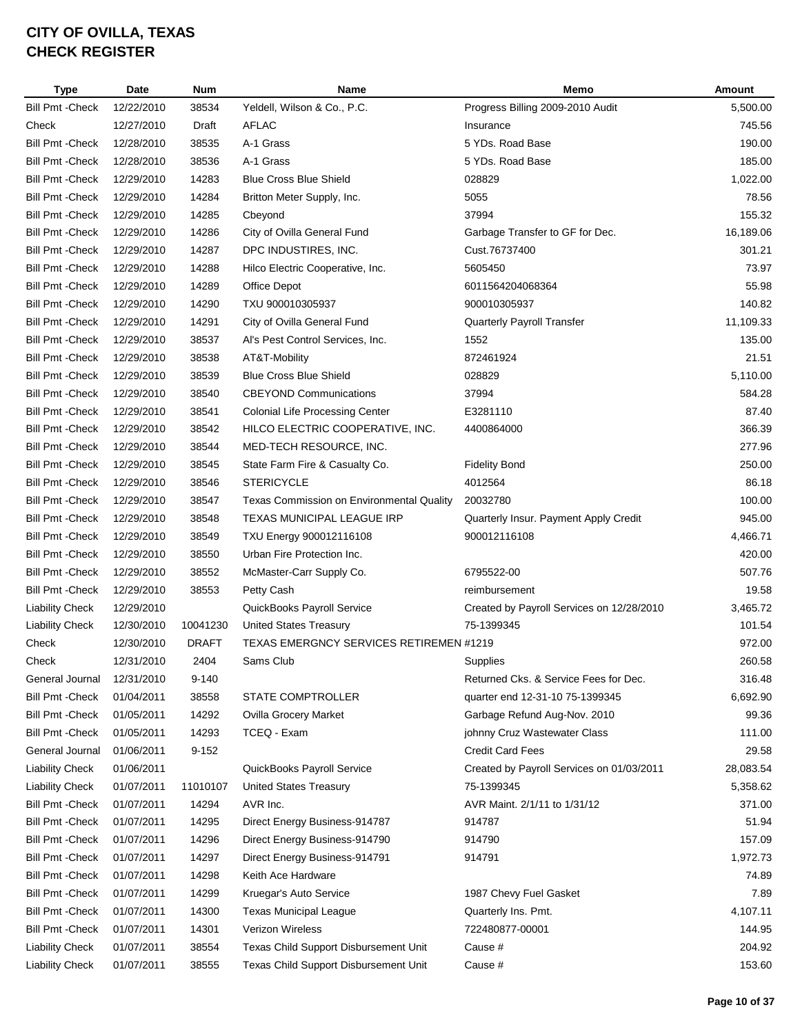# CITY OF OVILLA, TEXAS
# CHECK REGISTER

| Type | Date | Num | Name | Memo | Amount |
|---|---|---|---|---|---|
| Bill Pmt -Check | 12/22/2010 | 38534 | Yeldell, Wilson & Co., P.C. | Progress Billing 2009-2010 Audit | 5,500.00 |
| Check | 12/27/2010 | Draft | AFLAC | Insurance | 745.56 |
| Bill Pmt -Check | 12/28/2010 | 38535 | A-1 Grass | 5 YDs. Road Base | 190.00 |
| Bill Pmt -Check | 12/28/2010 | 38536 | A-1 Grass | 5 YDs. Road Base | 185.00 |
| Bill Pmt -Check | 12/29/2010 | 14283 | Blue Cross Blue Shield | 028829 | 1,022.00 |
| Bill Pmt -Check | 12/29/2010 | 14284 | Britton Meter Supply, Inc. | 5055 | 78.56 |
| Bill Pmt -Check | 12/29/2010 | 14285 | Cbeyond | 37994 | 155.32 |
| Bill Pmt -Check | 12/29/2010 | 14286 | City of Ovilla General Fund | Garbage Transfer to GF for Dec. | 16,189.06 |
| Bill Pmt -Check | 12/29/2010 | 14287 | DPC INDUSTIRES, INC. | Cust.76737400 | 301.21 |
| Bill Pmt -Check | 12/29/2010 | 14288 | Hilco Electric Cooperative, Inc. | 5605450 | 73.97 |
| Bill Pmt -Check | 12/29/2010 | 14289 | Office Depot | 6011564204068364 | 55.98 |
| Bill Pmt -Check | 12/29/2010 | 14290 | TXU 900010305937 | 900010305937 | 140.82 |
| Bill Pmt -Check | 12/29/2010 | 14291 | City of Ovilla General Fund | Quarterly Payroll Transfer | 11,109.33 |
| Bill Pmt -Check | 12/29/2010 | 38537 | Al's Pest Control Services, Inc. | 1552 | 135.00 |
| Bill Pmt -Check | 12/29/2010 | 38538 | AT&T-Mobility | 872461924 | 21.51 |
| Bill Pmt -Check | 12/29/2010 | 38539 | Blue Cross Blue Shield | 028829 | 5,110.00 |
| Bill Pmt -Check | 12/29/2010 | 38540 | CBEYOND Communications | 37994 | 584.28 |
| Bill Pmt -Check | 12/29/2010 | 38541 | Colonial Life Processing Center | E3281110 | 87.40 |
| Bill Pmt -Check | 12/29/2010 | 38542 | HILCO ELECTRIC COOPERATIVE, INC. | 4400864000 | 366.39 |
| Bill Pmt -Check | 12/29/2010 | 38544 | MED-TECH RESOURCE, INC. | | 277.96 |
| Bill Pmt -Check | 12/29/2010 | 38545 | State Farm Fire & Casualty Co. | Fidelity Bond | 250.00 |
| Bill Pmt -Check | 12/29/2010 | 38546 | STERICYCLE | 4012564 | 86.18 |
| Bill Pmt -Check | 12/29/2010 | 38547 | Texas Commission on Environmental Quality | 20032780 | 100.00 |
| Bill Pmt -Check | 12/29/2010 | 38548 | TEXAS MUNICIPAL LEAGUE IRP | Quarterly Insur. Payment Apply Credit | 945.00 |
| Bill Pmt -Check | 12/29/2010 | 38549 | TXU Energy 900012116108 | 900012116108 | 4,466.71 |
| Bill Pmt -Check | 12/29/2010 | 38550 | Urban Fire Protection Inc. | | 420.00 |
| Bill Pmt -Check | 12/29/2010 | 38552 | McMaster-Carr Supply Co. | 6795522-00 | 507.76 |
| Bill Pmt -Check | 12/29/2010 | 38553 | Petty Cash | reimbursement | 19.58 |
| Liability Check | 12/29/2010 | | QuickBooks Payroll Service | Created by Payroll Services on 12/28/2010 | 3,465.72 |
| Liability Check | 12/30/2010 | 10041230 | United States Treasury | 75-1399345 | 101.54 |
| Check | 12/30/2010 | DRAFT | TEXAS EMERGNCY SERVICES RETIREMEN #1219 | | 972.00 |
| Check | 12/31/2010 | 2404 | Sams Club | Supplies | 260.58 |
| General Journal | 12/31/2010 | 9-140 | | Returned Cks. & Service Fees for Dec. | 316.48 |
| Bill Pmt -Check | 01/04/2011 | 38558 | STATE COMPTROLLER | quarter end 12-31-10 75-1399345 | 6,692.90 |
| Bill Pmt -Check | 01/05/2011 | 14292 | Ovilla Grocery Market | Garbage Refund Aug-Nov. 2010 | 99.36 |
| Bill Pmt -Check | 01/05/2011 | 14293 | TCEQ - Exam | johnny Cruz Wastewater Class | 111.00 |
| General Journal | 01/06/2011 | 9-152 | | Credit Card Fees | 29.58 |
| Liability Check | 01/06/2011 | | QuickBooks Payroll Service | Created by Payroll Services on 01/03/2011 | 28,083.54 |
| Liability Check | 01/07/2011 | 11010107 | United States Treasury | 75-1399345 | 5,358.62 |
| Bill Pmt -Check | 01/07/2011 | 14294 | AVR Inc. | AVR Maint. 2/1/11 to 1/31/12 | 371.00 |
| Bill Pmt -Check | 01/07/2011 | 14295 | Direct Energy Business-914787 | 914787 | 51.94 |
| Bill Pmt -Check | 01/07/2011 | 14296 | Direct Energy Business-914790 | 914790 | 157.09 |
| Bill Pmt -Check | 01/07/2011 | 14297 | Direct Energy Business-914791 | 914791 | 1,972.73 |
| Bill Pmt -Check | 01/07/2011 | 14298 | Keith Ace Hardware | | 74.89 |
| Bill Pmt -Check | 01/07/2011 | 14299 | Kruegar's Auto Service | 1987 Chevy Fuel Gasket | 7.89 |
| Bill Pmt -Check | 01/07/2011 | 14300 | Texas Municipal League | Quarterly Ins. Pmt. | 4,107.11 |
| Bill Pmt -Check | 01/07/2011 | 14301 | Verizon Wireless | 722480877-00001 | 144.95 |
| Liability Check | 01/07/2011 | 38554 | Texas Child Support Disbursement Unit | Cause # | 204.92 |
| Liability Check | 01/07/2011 | 38555 | Texas Child Support Disbursement Unit | Cause # | 153.60 |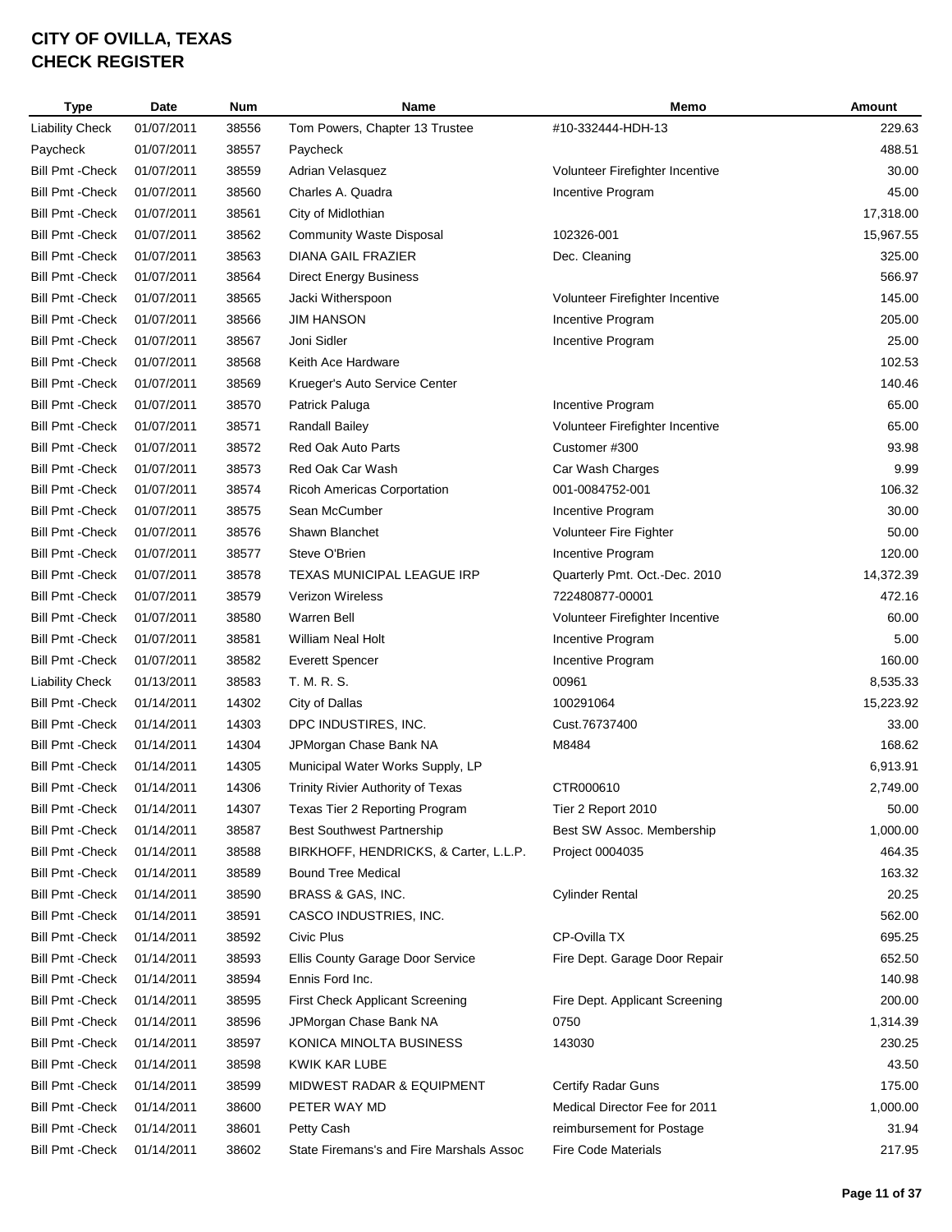# CITY OF OVILLA, TEXAS
# CHECK REGISTER

| Type | Date | Num | Name | Memo | Amount |
|---|---|---|---|---|---|
| Liability Check | 01/07/2011 | 38556 | Tom Powers, Chapter 13 Trustee | #10-332444-HDH-13 | 229.63 |
| Paycheck | 01/07/2011 | 38557 | Paycheck | | 488.51 |
| Bill Pmt -Check | 01/07/2011 | 38559 | Adrian Velasquez | Volunteer Firefighter Incentive | 30.00 |
| Bill Pmt -Check | 01/07/2011 | 38560 | Charles A. Quadra | Incentive Program | 45.00 |
| Bill Pmt -Check | 01/07/2011 | 38561 | City of Midlothian | | 17,318.00 |
| Bill Pmt -Check | 01/07/2011 | 38562 | Community Waste Disposal | 102326-001 | 15,967.55 |
| Bill Pmt -Check | 01/07/2011 | 38563 | DIANA GAIL FRAZIER | Dec. Cleaning | 325.00 |
| Bill Pmt -Check | 01/07/2011 | 38564 | Direct Energy Business | | 566.97 |
| Bill Pmt -Check | 01/07/2011 | 38565 | Jacki Witherspoon | Volunteer Firefighter Incentive | 145.00 |
| Bill Pmt -Check | 01/07/2011 | 38566 | JIM HANSON | Incentive Program | 205.00 |
| Bill Pmt -Check | 01/07/2011 | 38567 | Joni Sidler | Incentive Program | 25.00 |
| Bill Pmt -Check | 01/07/2011 | 38568 | Keith Ace Hardware | | 102.53 |
| Bill Pmt -Check | 01/07/2011 | 38569 | Krueger's Auto Service Center | | 140.46 |
| Bill Pmt -Check | 01/07/2011 | 38570 | Patrick Paluga | Incentive Program | 65.00 |
| Bill Pmt -Check | 01/07/2011 | 38571 | Randall Bailey | Volunteer Firefighter Incentive | 65.00 |
| Bill Pmt -Check | 01/07/2011 | 38572 | Red Oak Auto Parts | Customer #300 | 93.98 |
| Bill Pmt -Check | 01/07/2011 | 38573 | Red Oak Car Wash | Car Wash Charges | 9.99 |
| Bill Pmt -Check | 01/07/2011 | 38574 | Ricoh Americas Corportation | 001-0084752-001 | 106.32 |
| Bill Pmt -Check | 01/07/2011 | 38575 | Sean McCumber | Incentive Program | 30.00 |
| Bill Pmt -Check | 01/07/2011 | 38576 | Shawn Blanchet | Volunteer Fire Fighter | 50.00 |
| Bill Pmt -Check | 01/07/2011 | 38577 | Steve O'Brien | Incentive Program | 120.00 |
| Bill Pmt -Check | 01/07/2011 | 38578 | TEXAS MUNICIPAL LEAGUE IRP | Quarterly Pmt. Oct.-Dec. 2010 | 14,372.39 |
| Bill Pmt -Check | 01/07/2011 | 38579 | Verizon Wireless | 722480877-00001 | 472.16 |
| Bill Pmt -Check | 01/07/2011 | 38580 | Warren Bell | Volunteer Firefighter Incentive | 60.00 |
| Bill Pmt -Check | 01/07/2011 | 38581 | William Neal Holt | Incentive Program | 5.00 |
| Bill Pmt -Check | 01/07/2011 | 38582 | Everett Spencer | Incentive Program | 160.00 |
| Liability Check | 01/13/2011 | 38583 | T. M. R. S. | 00961 | 8,535.33 |
| Bill Pmt -Check | 01/14/2011 | 14302 | City of Dallas | 100291064 | 15,223.92 |
| Bill Pmt -Check | 01/14/2011 | 14303 | DPC INDUSTIRES, INC. | Cust.76737400 | 33.00 |
| Bill Pmt -Check | 01/14/2011 | 14304 | JPMorgan Chase Bank NA | M8484 | 168.62 |
| Bill Pmt -Check | 01/14/2011 | 14305 | Municipal Water Works Supply, LP | | 6,913.91 |
| Bill Pmt -Check | 01/14/2011 | 14306 | Trinity Rivier Authority of Texas | CTR000610 | 2,749.00 |
| Bill Pmt -Check | 01/14/2011 | 14307 | Texas Tier 2 Reporting Program | Tier 2 Report 2010 | 50.00 |
| Bill Pmt -Check | 01/14/2011 | 38587 | Best Southwest Partnership | Best SW Assoc. Membership | 1,000.00 |
| Bill Pmt -Check | 01/14/2011 | 38588 | BIRKHOFF, HENDRICKS, & Carter, L.L.P. | Project 0004035 | 464.35 |
| Bill Pmt -Check | 01/14/2011 | 38589 | Bound Tree Medical | | 163.32 |
| Bill Pmt -Check | 01/14/2011 | 38590 | BRASS & GAS, INC. | Cylinder Rental | 20.25 |
| Bill Pmt -Check | 01/14/2011 | 38591 | CASCO INDUSTRIES, INC. | | 562.00 |
| Bill Pmt -Check | 01/14/2011 | 38592 | Civic Plus | CP-Ovilla TX | 695.25 |
| Bill Pmt -Check | 01/14/2011 | 38593 | Ellis County Garage Door Service | Fire Dept. Garage Door Repair | 652.50 |
| Bill Pmt -Check | 01/14/2011 | 38594 | Ennis Ford Inc. | | 140.98 |
| Bill Pmt -Check | 01/14/2011 | 38595 | First Check Applicant Screening | Fire Dept. Applicant Screening | 200.00 |
| Bill Pmt -Check | 01/14/2011 | 38596 | JPMorgan Chase Bank NA | 0750 | 1,314.39 |
| Bill Pmt -Check | 01/14/2011 | 38597 | KONICA MINOLTA BUSINESS | 143030 | 230.25 |
| Bill Pmt -Check | 01/14/2011 | 38598 | KWIK KAR LUBE | | 43.50 |
| Bill Pmt -Check | 01/14/2011 | 38599 | MIDWEST RADAR & EQUIPMENT | Certify Radar Guns | 175.00 |
| Bill Pmt -Check | 01/14/2011 | 38600 | PETER WAY MD | Medical Director Fee for 2011 | 1,000.00 |
| Bill Pmt -Check | 01/14/2011 | 38601 | Petty Cash | reimbursement for Postage | 31.94 |
| Bill Pmt -Check | 01/14/2011 | 38602 | State Firemans's and Fire Marshals Assoc | Fire Code Materials | 217.95 |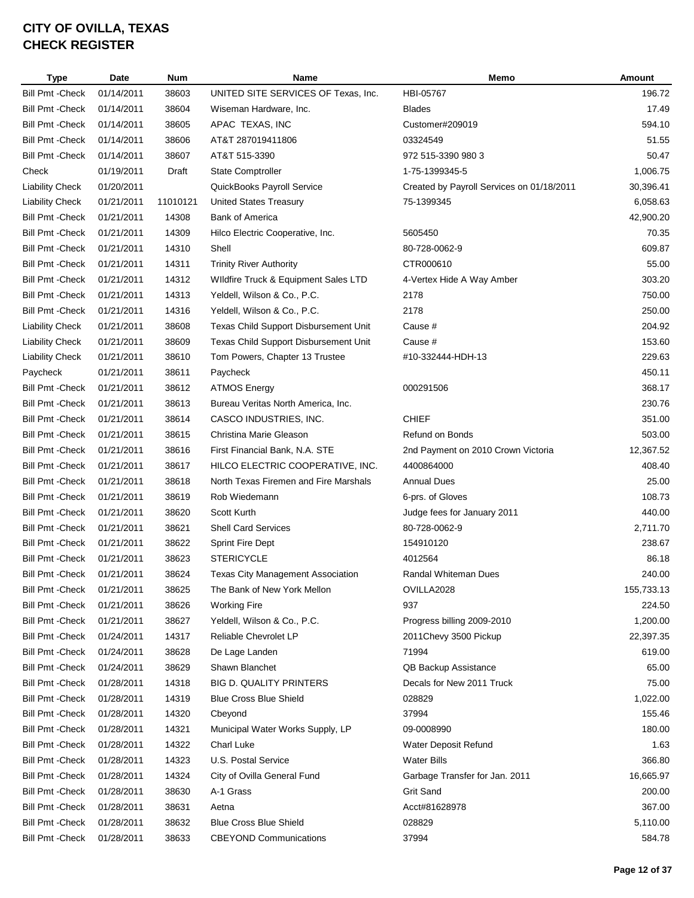# CITY OF OVILLA, TEXAS
# CHECK REGISTER

| Type | Date | Num | Name | Memo | Amount |
|---|---|---|---|---|---|
| Bill Pmt -Check | 01/14/2011 | 38603 | UNITED SITE SERVICES OF Texas, Inc. | HBI-05767 | 196.72 |
| Bill Pmt -Check | 01/14/2011 | 38604 | Wiseman Hardware, Inc. | Blades | 17.49 |
| Bill Pmt -Check | 01/14/2011 | 38605 | APAC TEXAS, INC | Customer#209019 | 594.10 |
| Bill Pmt -Check | 01/14/2011 | 38606 | AT&T 287019411806 | 03324549 | 51.55 |
| Bill Pmt -Check | 01/14/2011 | 38607 | AT&T 515-3390 | 972 515-3390 980 3 | 50.47 |
| Check | 01/19/2011 | Draft | State Comptroller | 1-75-1399345-5 | 1,006.75 |
| Liability Check | 01/20/2011 | | QuickBooks Payroll Service | Created by Payroll Services on 01/18/2011 | 30,396.41 |
| Liability Check | 01/21/2011 | 11010121 | United States Treasury | 75-1399345 | 6,058.63 |
| Bill Pmt -Check | 01/21/2011 | 14308 | Bank of America | | 42,900.20 |
| Bill Pmt -Check | 01/21/2011 | 14309 | Hilco Electric Cooperative, Inc. | 5605450 | 70.35 |
| Bill Pmt -Check | 01/21/2011 | 14310 | Shell | 80-728-0062-9 | 609.87 |
| Bill Pmt -Check | 01/21/2011 | 14311 | Trinity River Authority | CTR000610 | 55.00 |
| Bill Pmt -Check | 01/21/2011 | 14312 | WIldfire Truck & Equipment Sales LTD | 4-Vertex Hide A Way Amber | 303.20 |
| Bill Pmt -Check | 01/21/2011 | 14313 | Yeldell, Wilson & Co., P.C. | 2178 | 750.00 |
| Bill Pmt -Check | 01/21/2011 | 14316 | Yeldell, Wilson & Co., P.C. | 2178 | 250.00 |
| Liability Check | 01/21/2011 | 38608 | Texas Child Support Disbursement Unit | Cause # | 204.92 |
| Liability Check | 01/21/2011 | 38609 | Texas Child Support Disbursement Unit | Cause # | 153.60 |
| Liability Check | 01/21/2011 | 38610 | Tom Powers, Chapter 13 Trustee | #10-332444-HDH-13 | 229.63 |
| Paycheck | 01/21/2011 | 38611 | Paycheck | | 450.11 |
| Bill Pmt -Check | 01/21/2011 | 38612 | ATMOS Energy | 000291506 | 368.17 |
| Bill Pmt -Check | 01/21/2011 | 38613 | Bureau Veritas North America, Inc. | | 230.76 |
| Bill Pmt -Check | 01/21/2011 | 38614 | CASCO INDUSTRIES, INC. | CHIEF | 351.00 |
| Bill Pmt -Check | 01/21/2011 | 38615 | Christina Marie Gleason | Refund on Bonds | 503.00 |
| Bill Pmt -Check | 01/21/2011 | 38616 | First Financial Bank, N.A. STE | 2nd Payment on 2010 Crown Victoria | 12,367.52 |
| Bill Pmt -Check | 01/21/2011 | 38617 | HILCO ELECTRIC COOPERATIVE, INC. | 4400864000 | 408.40 |
| Bill Pmt -Check | 01/21/2011 | 38618 | North Texas Firemen and Fire Marshals | Annual Dues | 25.00 |
| Bill Pmt -Check | 01/21/2011 | 38619 | Rob Wiedemann | 6-prs. of Gloves | 108.73 |
| Bill Pmt -Check | 01/21/2011 | 38620 | Scott Kurth | Judge fees for January 2011 | 440.00 |
| Bill Pmt -Check | 01/21/2011 | 38621 | Shell Card Services | 80-728-0062-9 | 2,711.70 |
| Bill Pmt -Check | 01/21/2011 | 38622 | Sprint Fire Dept | 154910120 | 238.67 |
| Bill Pmt -Check | 01/21/2011 | 38623 | STERICYCLE | 4012564 | 86.18 |
| Bill Pmt -Check | 01/21/2011 | 38624 | Texas City Management Association | Randal Whiteman Dues | 240.00 |
| Bill Pmt -Check | 01/21/2011 | 38625 | The Bank of New York Mellon | OVILLA2028 | 155,733.13 |
| Bill Pmt -Check | 01/21/2011 | 38626 | Working Fire | 937 | 224.50 |
| Bill Pmt -Check | 01/21/2011 | 38627 | Yeldell, Wilson & Co., P.C. | Progress billing 2009-2010 | 1,200.00 |
| Bill Pmt -Check | 01/24/2011 | 14317 | Reliable Chevrolet LP | 2011Chevy 3500 Pickup | 22,397.35 |
| Bill Pmt -Check | 01/24/2011 | 38628 | De Lage Landen | 71994 | 619.00 |
| Bill Pmt -Check | 01/24/2011 | 38629 | Shawn Blanchet | QB Backup Assistance | 65.00 |
| Bill Pmt -Check | 01/28/2011 | 14318 | BIG D. QUALITY PRINTERS | Decals for New 2011 Truck | 75.00 |
| Bill Pmt -Check | 01/28/2011 | 14319 | Blue Cross Blue Shield | 028829 | 1,022.00 |
| Bill Pmt -Check | 01/28/2011 | 14320 | Cbeyond | 37994 | 155.46 |
| Bill Pmt -Check | 01/28/2011 | 14321 | Municipal Water Works Supply, LP | 09-0008990 | 180.00 |
| Bill Pmt -Check | 01/28/2011 | 14322 | Charl Luke | Water Deposit Refund | 1.63 |
| Bill Pmt -Check | 01/28/2011 | 14323 | U.S. Postal Service | Water Bills | 366.80 |
| Bill Pmt -Check | 01/28/2011 | 14324 | City of Ovilla General Fund | Garbage Transfer for Jan. 2011 | 16,665.97 |
| Bill Pmt -Check | 01/28/2011 | 38630 | A-1 Grass | Grit Sand | 200.00 |
| Bill Pmt -Check | 01/28/2011 | 38631 | Aetna | Acct#81628978 | 367.00 |
| Bill Pmt -Check | 01/28/2011 | 38632 | Blue Cross Blue Shield | 028829 | 5,110.00 |
| Bill Pmt -Check | 01/28/2011 | 38633 | CBEYOND Communications | 37994 | 584.78 |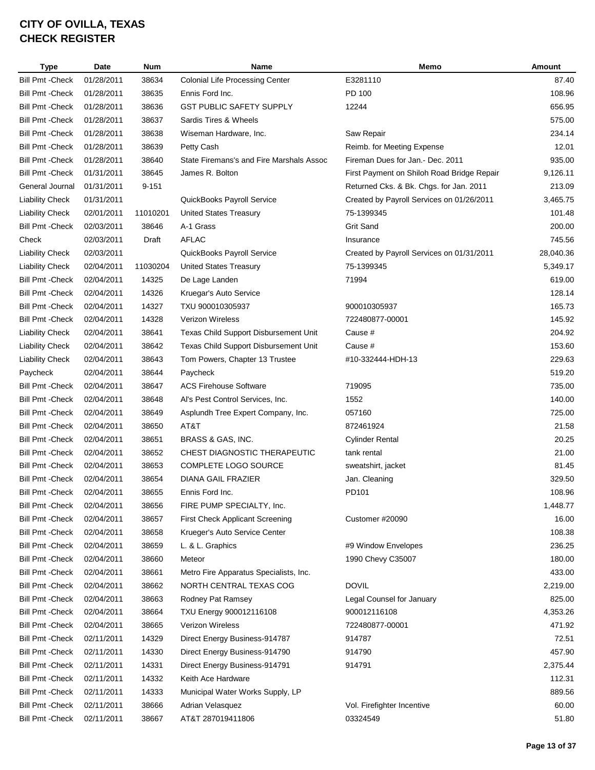# CITY OF OVILLA, TEXAS
# CHECK REGISTER

| Type | Date | Num | Name | Memo | Amount |
|---|---|---|---|---|---|
| Bill Pmt -Check | 01/28/2011 | 38634 | Colonial Life Processing Center | E3281110 | 87.40 |
| Bill Pmt -Check | 01/28/2011 | 38635 | Ennis Ford Inc. | PD 100 | 108.96 |
| Bill Pmt -Check | 01/28/2011 | 38636 | GST PUBLIC SAFETY SUPPLY | 12244 | 656.95 |
| Bill Pmt -Check | 01/28/2011 | 38637 | Sardis Tires & Wheels | | 575.00 |
| Bill Pmt -Check | 01/28/2011 | 38638 | Wiseman Hardware, Inc. | Saw Repair | 234.14 |
| Bill Pmt -Check | 01/28/2011 | 38639 | Petty Cash | Reimb. for Meeting Expense | 12.01 |
| Bill Pmt -Check | 01/28/2011 | 38640 | State Firemans's and Fire Marshals Assoc | Fireman Dues for Jan.- Dec. 2011 | 935.00 |
| Bill Pmt -Check | 01/31/2011 | 38645 | James R. Bolton | First Payment on Shiloh Road Bridge Repair | 9,126.11 |
| General Journal | 01/31/2011 | 9-151 | | Returned Cks. & Bk. Chgs. for Jan. 2011 | 213.09 |
| Liability Check | 01/31/2011 | | QuickBooks Payroll Service | Created by Payroll Services on 01/26/2011 | 3,465.75 |
| Liability Check | 02/01/2011 | 11010201 | United States Treasury | 75-1399345 | 101.48 |
| Bill Pmt -Check | 02/03/2011 | 38646 | A-1 Grass | Grit Sand | 200.00 |
| Check | 02/03/2011 | Draft | AFLAC | Insurance | 745.56 |
| Liability Check | 02/03/2011 | | QuickBooks Payroll Service | Created by Payroll Services on 01/31/2011 | 28,040.36 |
| Liability Check | 02/04/2011 | 11030204 | United States Treasury | 75-1399345 | 5,349.17 |
| Bill Pmt -Check | 02/04/2011 | 14325 | De Lage Landen | 71994 | 619.00 |
| Bill Pmt -Check | 02/04/2011 | 14326 | Kruegar's Auto Service | | 128.14 |
| Bill Pmt -Check | 02/04/2011 | 14327 | TXU 900010305937 | 900010305937 | 165.73 |
| Bill Pmt -Check | 02/04/2011 | 14328 | Verizon Wireless | 722480877-00001 | 145.92 |
| Liability Check | 02/04/2011 | 38641 | Texas Child Support Disbursement Unit | Cause # | 204.92 |
| Liability Check | 02/04/2011 | 38642 | Texas Child Support Disbursement Unit | Cause # | 153.60 |
| Liability Check | 02/04/2011 | 38643 | Tom Powers, Chapter 13 Trustee | #10-332444-HDH-13 | 229.63 |
| Paycheck | 02/04/2011 | 38644 | Paycheck | | 519.20 |
| Bill Pmt -Check | 02/04/2011 | 38647 | ACS Firehouse Software | 719095 | 735.00 |
| Bill Pmt -Check | 02/04/2011 | 38648 | Al's Pest Control Services, Inc. | 1552 | 140.00 |
| Bill Pmt -Check | 02/04/2011 | 38649 | Asplundh Tree Expert Company, Inc. | 057160 | 725.00 |
| Bill Pmt -Check | 02/04/2011 | 38650 | AT&T | 872461924 | 21.58 |
| Bill Pmt -Check | 02/04/2011 | 38651 | BRASS & GAS, INC. | Cylinder Rental | 20.25 |
| Bill Pmt -Check | 02/04/2011 | 38652 | CHEST DIAGNOSTIC THERAPEUTIC | tank rental | 21.00 |
| Bill Pmt -Check | 02/04/2011 | 38653 | COMPLETE LOGO SOURCE | sweatshirt, jacket | 81.45 |
| Bill Pmt -Check | 02/04/2011 | 38654 | DIANA GAIL FRAZIER | Jan. Cleaning | 329.50 |
| Bill Pmt -Check | 02/04/2011 | 38655 | Ennis Ford Inc. | PD101 | 108.96 |
| Bill Pmt -Check | 02/04/2011 | 38656 | FIRE PUMP SPECIALTY, Inc. | | 1,448.77 |
| Bill Pmt -Check | 02/04/2011 | 38657 | First Check Applicant Screening | Customer #20090 | 16.00 |
| Bill Pmt -Check | 02/04/2011 | 38658 | Krueger's Auto Service Center | | 108.38 |
| Bill Pmt -Check | 02/04/2011 | 38659 | L. & L. Graphics | #9 Window Envelopes | 236.25 |
| Bill Pmt -Check | 02/04/2011 | 38660 | Meteor | 1990 Chevy C35007 | 180.00 |
| Bill Pmt -Check | 02/04/2011 | 38661 | Metro Fire Apparatus Specialists, Inc. | | 433.00 |
| Bill Pmt -Check | 02/04/2011 | 38662 | NORTH CENTRAL TEXAS COG | DOVIL | 2,219.00 |
| Bill Pmt -Check | 02/04/2011 | 38663 | Rodney Pat Ramsey | Legal Counsel for January | 825.00 |
| Bill Pmt -Check | 02/04/2011 | 38664 | TXU Energy 900012116108 | 900012116108 | 4,353.26 |
| Bill Pmt -Check | 02/04/2011 | 38665 | Verizon Wireless | 722480877-00001 | 471.92 |
| Bill Pmt -Check | 02/11/2011 | 14329 | Direct Energy Business-914787 | 914787 | 72.51 |
| Bill Pmt -Check | 02/11/2011 | 14330 | Direct Energy Business-914790 | 914790 | 457.90 |
| Bill Pmt -Check | 02/11/2011 | 14331 | Direct Energy Business-914791 | 914791 | 2,375.44 |
| Bill Pmt -Check | 02/11/2011 | 14332 | Keith Ace Hardware | | 112.31 |
| Bill Pmt -Check | 02/11/2011 | 14333 | Municipal Water Works Supply, LP | | 889.56 |
| Bill Pmt -Check | 02/11/2011 | 38666 | Adrian Velasquez | Vol. Firefighter Incentive | 60.00 |
| Bill Pmt -Check | 02/11/2011 | 38667 | AT&T 287019411806 | 03324549 | 51.80 |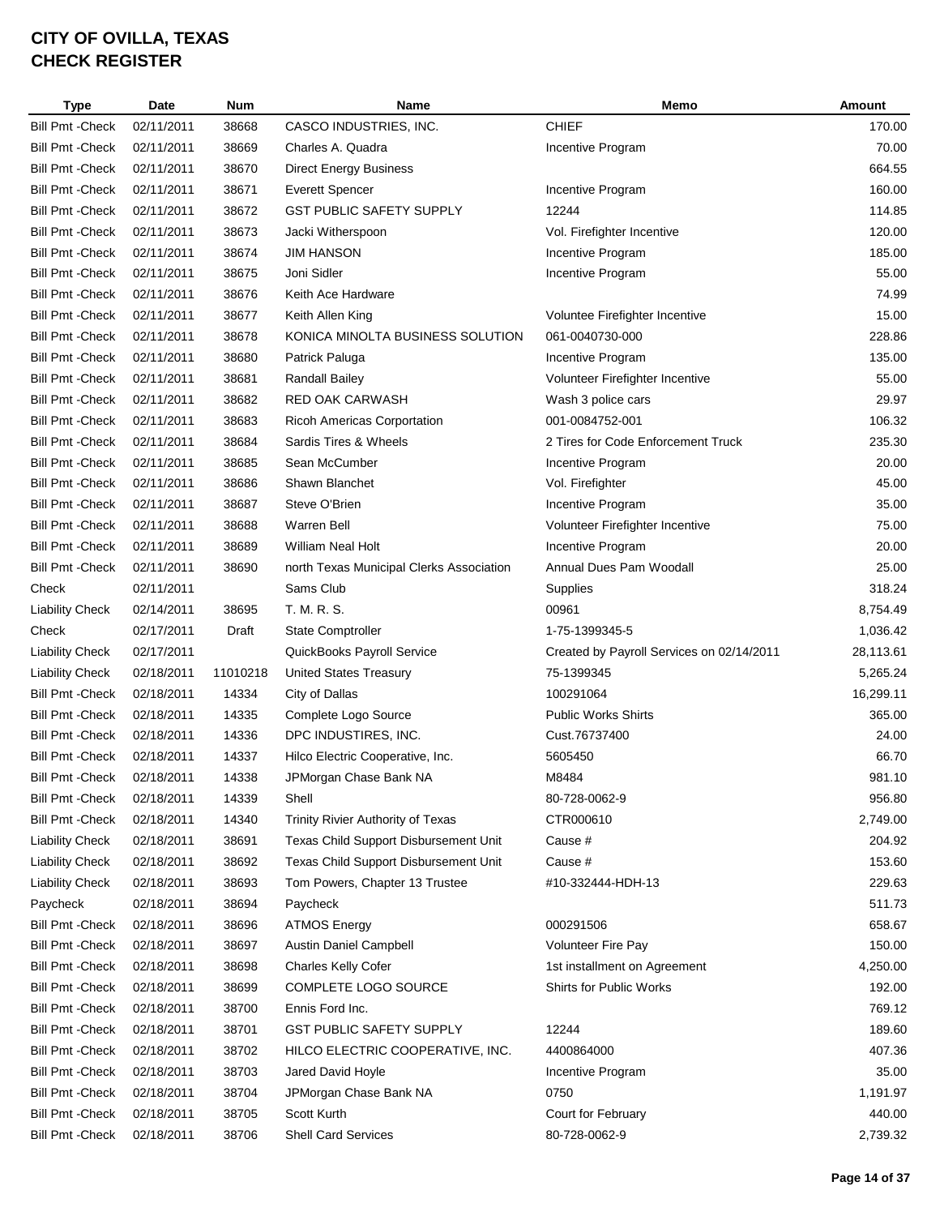# CITY OF OVILLA, TEXAS
# CHECK REGISTER

| Type | Date | Num | Name | Memo | Amount |
|---|---|---|---|---|---|
| Bill Pmt -Check | 02/11/2011 | 38668 | CASCO INDUSTRIES, INC. | CHIEF | 170.00 |
| Bill Pmt -Check | 02/11/2011 | 38669 | Charles A. Quadra | Incentive Program | 70.00 |
| Bill Pmt -Check | 02/11/2011 | 38670 | Direct Energy Business | | 664.55 |
| Bill Pmt -Check | 02/11/2011 | 38671 | Everett Spencer | Incentive Program | 160.00 |
| Bill Pmt -Check | 02/11/2011 | 38672 | GST PUBLIC SAFETY SUPPLY | 12244 | 114.85 |
| Bill Pmt -Check | 02/11/2011 | 38673 | Jacki Witherspoon | Vol. Firefighter Incentive | 120.00 |
| Bill Pmt -Check | 02/11/2011 | 38674 | JIM HANSON | Incentive Program | 185.00 |
| Bill Pmt -Check | 02/11/2011 | 38675 | Joni Sidler | Incentive Program | 55.00 |
| Bill Pmt -Check | 02/11/2011 | 38676 | Keith Ace Hardware | | 74.99 |
| Bill Pmt -Check | 02/11/2011 | 38677 | Keith Allen King | Voluntee Firefighter Incentive | 15.00 |
| Bill Pmt -Check | 02/11/2011 | 38678 | KONICA MINOLTA BUSINESS SOLUTION | 061-0040730-000 | 228.86 |
| Bill Pmt -Check | 02/11/2011 | 38680 | Patrick Paluga | Incentive Program | 135.00 |
| Bill Pmt -Check | 02/11/2011 | 38681 | Randall Bailey | Volunteer Firefighter Incentive | 55.00 |
| Bill Pmt -Check | 02/11/2011 | 38682 | RED OAK CARWASH | Wash 3 police cars | 29.97 |
| Bill Pmt -Check | 02/11/2011 | 38683 | Ricoh Americas Corportation | 001-0084752-001 | 106.32 |
| Bill Pmt -Check | 02/11/2011 | 38684 | Sardis Tires & Wheels | 2 Tires for Code Enforcement Truck | 235.30 |
| Bill Pmt -Check | 02/11/2011 | 38685 | Sean McCumber | Incentive Program | 20.00 |
| Bill Pmt -Check | 02/11/2011 | 38686 | Shawn Blanchet | Vol. Firefighter | 45.00 |
| Bill Pmt -Check | 02/11/2011 | 38687 | Steve O'Brien | Incentive Program | 35.00 |
| Bill Pmt -Check | 02/11/2011 | 38688 | Warren Bell | Volunteer Firefighter Incentive | 75.00 |
| Bill Pmt -Check | 02/11/2011 | 38689 | William Neal Holt | Incentive Program | 20.00 |
| Bill Pmt -Check | 02/11/2011 | 38690 | north Texas Municipal Clerks Association | Annual Dues Pam Woodall | 25.00 |
| Check | 02/11/2011 | | Sams Club | Supplies | 318.24 |
| Liability Check | 02/14/2011 | 38695 | T. M. R. S. | 00961 | 8,754.49 |
| Check | 02/17/2011 | Draft | State Comptroller | 1-75-1399345-5 | 1,036.42 |
| Liability Check | 02/17/2011 | | QuickBooks Payroll Service | Created by Payroll Services on 02/14/2011 | 28,113.61 |
| Liability Check | 02/18/2011 | 11010218 | United States Treasury | 75-1399345 | 5,265.24 |
| Bill Pmt -Check | 02/18/2011 | 14334 | City of Dallas | 100291064 | 16,299.11 |
| Bill Pmt -Check | 02/18/2011 | 14335 | Complete Logo Source | Public Works Shirts | 365.00 |
| Bill Pmt -Check | 02/18/2011 | 14336 | DPC INDUSTIRES, INC. | Cust.76737400 | 24.00 |
| Bill Pmt -Check | 02/18/2011 | 14337 | Hilco Electric Cooperative, Inc. | 5605450 | 66.70 |
| Bill Pmt -Check | 02/18/2011 | 14338 | JPMorgan Chase Bank NA | M8484 | 981.10 |
| Bill Pmt -Check | 02/18/2011 | 14339 | Shell | 80-728-0062-9 | 956.80 |
| Bill Pmt -Check | 02/18/2011 | 14340 | Trinity Rivier Authority of Texas | CTR000610 | 2,749.00 |
| Liability Check | 02/18/2011 | 38691 | Texas Child Support Disbursement Unit | Cause # | 204.92 |
| Liability Check | 02/18/2011 | 38692 | Texas Child Support Disbursement Unit | Cause # | 153.60 |
| Liability Check | 02/18/2011 | 38693 | Tom Powers, Chapter 13 Trustee | #10-332444-HDH-13 | 229.63 |
| Paycheck | 02/18/2011 | 38694 | Paycheck | | 511.73 |
| Bill Pmt -Check | 02/18/2011 | 38696 | ATMOS Energy | 000291506 | 658.67 |
| Bill Pmt -Check | 02/18/2011 | 38697 | Austin Daniel Campbell | Volunteer Fire Pay | 150.00 |
| Bill Pmt -Check | 02/18/2011 | 38698 | Charles Kelly Cofer | 1st installment on Agreement | 4,250.00 |
| Bill Pmt -Check | 02/18/2011 | 38699 | COMPLETE LOGO SOURCE | Shirts for Public Works | 192.00 |
| Bill Pmt -Check | 02/18/2011 | 38700 | Ennis Ford Inc. | | 769.12 |
| Bill Pmt -Check | 02/18/2011 | 38701 | GST PUBLIC SAFETY SUPPLY | 12244 | 189.60 |
| Bill Pmt -Check | 02/18/2011 | 38702 | HILCO ELECTRIC COOPERATIVE, INC. | 4400864000 | 407.36 |
| Bill Pmt -Check | 02/18/2011 | 38703 | Jared David Hoyle | Incentive Program | 35.00 |
| Bill Pmt -Check | 02/18/2011 | 38704 | JPMorgan Chase Bank NA | 0750 | 1,191.97 |
| Bill Pmt -Check | 02/18/2011 | 38705 | Scott Kurth | Court for February | 440.00 |
| Bill Pmt -Check | 02/18/2011 | 38706 | Shell Card Services | 80-728-0062-9 | 2,739.32 |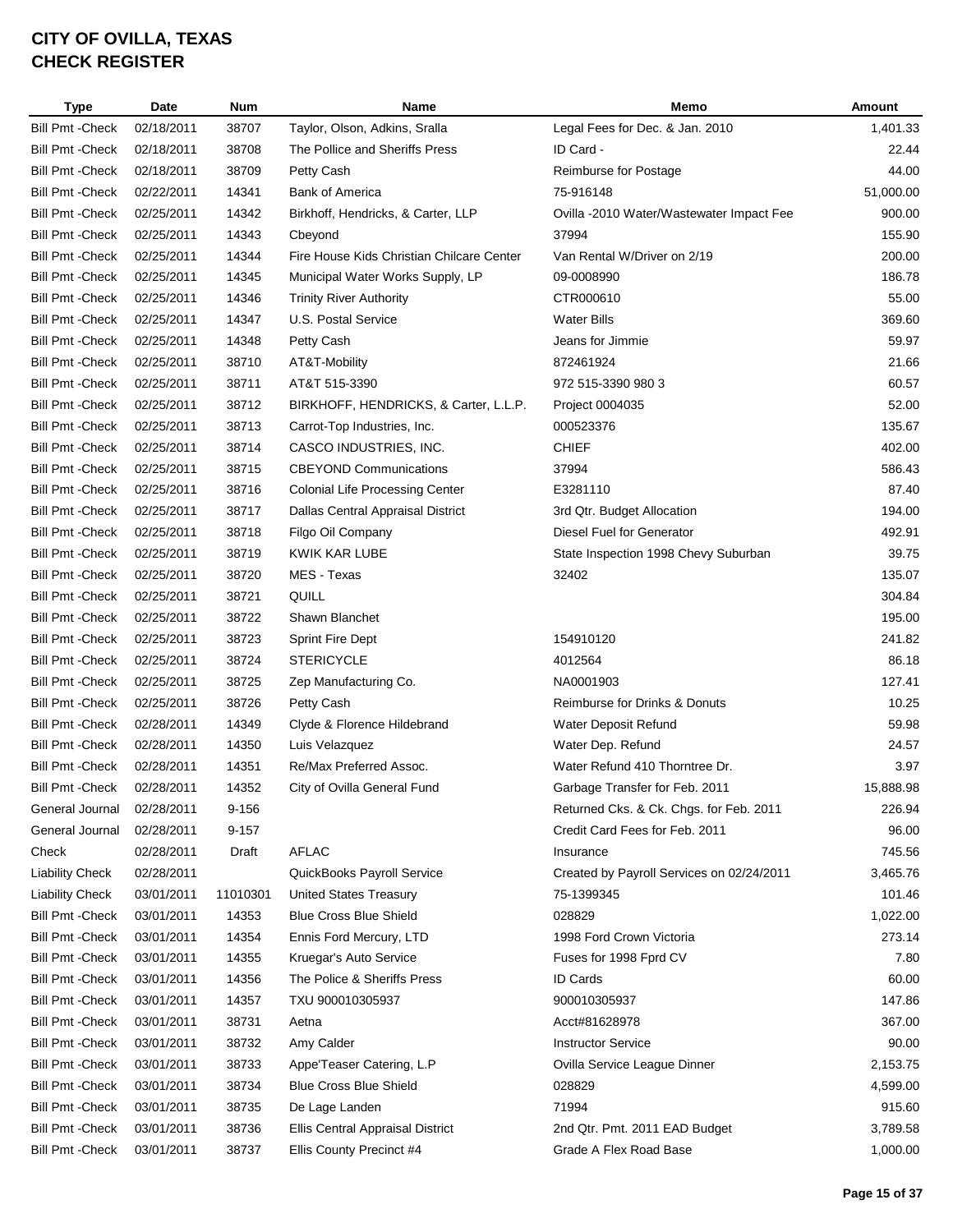# CITY OF OVILLA, TEXAS
# CHECK REGISTER

| Type | Date | Num | Name | Memo | Amount |
|---|---|---|---|---|---|
| Bill Pmt -Check | 02/18/2011 | 38707 | Taylor, Olson, Adkins, Sralla | Legal Fees for Dec. & Jan. 2010 | 1,401.33 |
| Bill Pmt -Check | 02/18/2011 | 38708 | The Pollice and Sheriffs Press | ID Card - | 22.44 |
| Bill Pmt -Check | 02/18/2011 | 38709 | Petty Cash | Reimburse for Postage | 44.00 |
| Bill Pmt -Check | 02/22/2011 | 14341 | Bank of America | 75-916148 | 51,000.00 |
| Bill Pmt -Check | 02/25/2011 | 14342 | Birkhoff, Hendricks, & Carter, LLP | Ovilla -2010 Water/Wastewater Impact Fee | 900.00 |
| Bill Pmt -Check | 02/25/2011 | 14343 | Cbeyond | 37994 | 155.90 |
| Bill Pmt -Check | 02/25/2011 | 14344 | Fire House Kids Christian Chilcare Center | Van Rental W/Driver on 2/19 | 200.00 |
| Bill Pmt -Check | 02/25/2011 | 14345 | Municipal Water Works Supply, LP | 09-0008990 | 186.78 |
| Bill Pmt -Check | 02/25/2011 | 14346 | Trinity River Authority | CTR000610 | 55.00 |
| Bill Pmt -Check | 02/25/2011 | 14347 | U.S. Postal Service | Water Bills | 369.60 |
| Bill Pmt -Check | 02/25/2011 | 14348 | Petty Cash | Jeans for Jimmie | 59.97 |
| Bill Pmt -Check | 02/25/2011 | 38710 | AT&T-Mobility | 872461924 | 21.66 |
| Bill Pmt -Check | 02/25/2011 | 38711 | AT&T 515-3390 | 972 515-3390 980 3 | 60.57 |
| Bill Pmt -Check | 02/25/2011 | 38712 | BIRKHOFF, HENDRICKS, & Carter, L.L.P. | Project 0004035 | 52.00 |
| Bill Pmt -Check | 02/25/2011 | 38713 | Carrot-Top Industries, Inc. | 000523376 | 135.67 |
| Bill Pmt -Check | 02/25/2011 | 38714 | CASCO INDUSTRIES, INC. | CHIEF | 402.00 |
| Bill Pmt -Check | 02/25/2011 | 38715 | CBEYOND Communications | 37994 | 586.43 |
| Bill Pmt -Check | 02/25/2011 | 38716 | Colonial Life Processing Center | E3281110 | 87.40 |
| Bill Pmt -Check | 02/25/2011 | 38717 | Dallas Central Appraisal District | 3rd Qtr. Budget Allocation | 194.00 |
| Bill Pmt -Check | 02/25/2011 | 38718 | Filgo Oil Company | Diesel Fuel for Generator | 492.91 |
| Bill Pmt -Check | 02/25/2011 | 38719 | KWIK KAR LUBE | State Inspection 1998 Chevy Suburban | 39.75 |
| Bill Pmt -Check | 02/25/2011 | 38720 | MES - Texas | 32402 | 135.07 |
| Bill Pmt -Check | 02/25/2011 | 38721 | QUILL | | 304.84 |
| Bill Pmt -Check | 02/25/2011 | 38722 | Shawn Blanchet | | 195.00 |
| Bill Pmt -Check | 02/25/2011 | 38723 | Sprint Fire Dept | 154910120 | 241.82 |
| Bill Pmt -Check | 02/25/2011 | 38724 | STERICYCLE | 4012564 | 86.18 |
| Bill Pmt -Check | 02/25/2011 | 38725 | Zep Manufacturing Co. | NA0001903 | 127.41 |
| Bill Pmt -Check | 02/25/2011 | 38726 | Petty Cash | Reimburse for Drinks & Donuts | 10.25 |
| Bill Pmt -Check | 02/28/2011 | 14349 | Clyde & Florence Hildebrand | Water Deposit Refund | 59.98 |
| Bill Pmt -Check | 02/28/2011 | 14350 | Luis Velazquez | Water Dep. Refund | 24.57 |
| Bill Pmt -Check | 02/28/2011 | 14351 | Re/Max Preferred Assoc. | Water Refund 410 Thorntree Dr. | 3.97 |
| Bill Pmt -Check | 02/28/2011 | 14352 | City of Ovilla General Fund | Garbage Transfer for Feb. 2011 | 15,888.98 |
| General Journal | 02/28/2011 | 9-156 | | Returned Cks. & Ck. Chgs. for Feb. 2011 | 226.94 |
| General Journal | 02/28/2011 | 9-157 | | Credit Card Fees for Feb. 2011 | 96.00 |
| Check | 02/28/2011 | Draft | AFLAC | Insurance | 745.56 |
| Liability Check | 02/28/2011 | | QuickBooks Payroll Service | Created by Payroll Services on 02/24/2011 | 3,465.76 |
| Liability Check | 03/01/2011 | 11010301 | United States Treasury | 75-1399345 | 101.46 |
| Bill Pmt -Check | 03/01/2011 | 14353 | Blue Cross Blue Shield | 028829 | 1,022.00 |
| Bill Pmt -Check | 03/01/2011 | 14354 | Ennis Ford Mercury, LTD | 1998 Ford Crown Victoria | 273.14 |
| Bill Pmt -Check | 03/01/2011 | 14355 | Kruegar's Auto Service | Fuses for 1998 Fprd CV | 7.80 |
| Bill Pmt -Check | 03/01/2011 | 14356 | The Police & Sheriffs Press | ID Cards | 60.00 |
| Bill Pmt -Check | 03/01/2011 | 14357 | TXU 900010305937 | 900010305937 | 147.86 |
| Bill Pmt -Check | 03/01/2011 | 38731 | Aetna | Acct#81628978 | 367.00 |
| Bill Pmt -Check | 03/01/2011 | 38732 | Amy Calder | Instructor Service | 90.00 |
| Bill Pmt -Check | 03/01/2011 | 38733 | Appe'Teaser Catering, L.P | Ovilla Service League Dinner | 2,153.75 |
| Bill Pmt -Check | 03/01/2011 | 38734 | Blue Cross Blue Shield | 028829 | 4,599.00 |
| Bill Pmt -Check | 03/01/2011 | 38735 | De Lage Landen | 71994 | 915.60 |
| Bill Pmt -Check | 03/01/2011 | 38736 | Ellis Central Appraisal District | 2nd Qtr. Pmt. 2011 EAD Budget | 3,789.58 |
| Bill Pmt -Check | 03/01/2011 | 38737 | Ellis County Precinct #4 | Grade A Flex Road Base | 1,000.00 |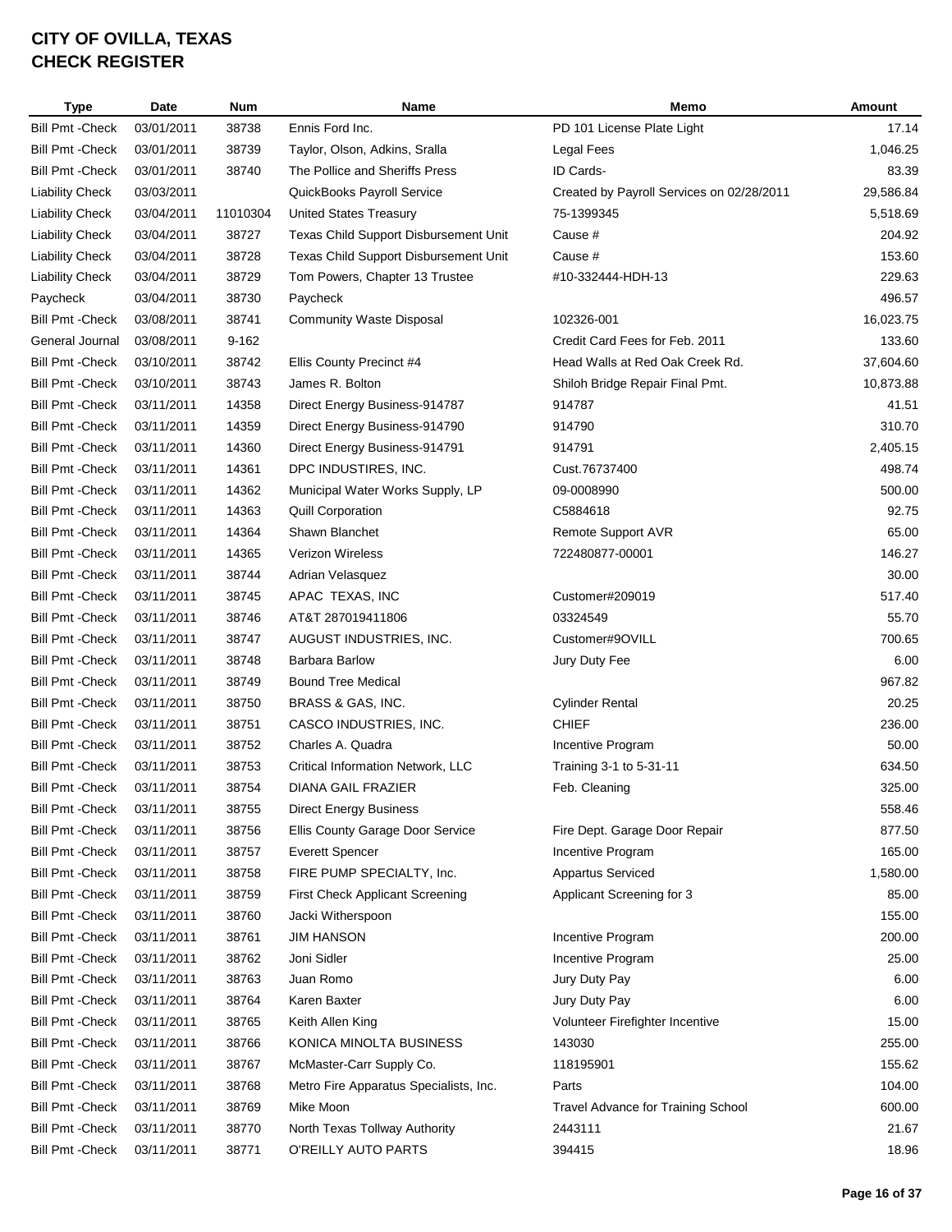# CITY OF OVILLA, TEXAS
# CHECK REGISTER

| Type | Date | Num | Name | Memo | Amount |
|---|---|---|---|---|---|
| Bill Pmt -Check | 03/01/2011 | 38738 | Ennis Ford Inc. | PD 101 License Plate Light | 17.14 |
| Bill Pmt -Check | 03/01/2011 | 38739 | Taylor, Olson, Adkins, Sralla | Legal Fees | 1,046.25 |
| Bill Pmt -Check | 03/01/2011 | 38740 | The Pollice and Sheriffs Press | ID Cards- | 83.39 |
| Liability Check | 03/03/2011 | | QuickBooks Payroll Service | Created by Payroll Services on 02/28/2011 | 29,586.84 |
| Liability Check | 03/04/2011 | 11010304 | United States Treasury | 75-1399345 | 5,518.69 |
| Liability Check | 03/04/2011 | 38727 | Texas Child Support Disbursement Unit | Cause # | 204.92 |
| Liability Check | 03/04/2011 | 38728 | Texas Child Support Disbursement Unit | Cause # | 153.60 |
| Liability Check | 03/04/2011 | 38729 | Tom Powers, Chapter 13 Trustee | #10-332444-HDH-13 | 229.63 |
| Paycheck | 03/04/2011 | 38730 | Paycheck | | 496.57 |
| Bill Pmt -Check | 03/08/2011 | 38741 | Community Waste Disposal | 102326-001 | 16,023.75 |
| General Journal | 03/08/2011 | 9-162 | | Credit Card Fees for Feb. 2011 | 133.60 |
| Bill Pmt -Check | 03/10/2011 | 38742 | Ellis County Precinct #4 | Head Walls at Red Oak Creek Rd. | 37,604.60 |
| Bill Pmt -Check | 03/10/2011 | 38743 | James R. Bolton | Shiloh Bridge Repair Final Pmt. | 10,873.88 |
| Bill Pmt -Check | 03/11/2011 | 14358 | Direct Energy Business-914787 | 914787 | 41.51 |
| Bill Pmt -Check | 03/11/2011 | 14359 | Direct Energy Business-914790 | 914790 | 310.70 |
| Bill Pmt -Check | 03/11/2011 | 14360 | Direct Energy Business-914791 | 914791 | 2,405.15 |
| Bill Pmt -Check | 03/11/2011 | 14361 | DPC INDUSTIRES, INC. | Cust.76737400 | 498.74 |
| Bill Pmt -Check | 03/11/2011 | 14362 | Municipal Water Works Supply, LP | 09-0008990 | 500.00 |
| Bill Pmt -Check | 03/11/2011 | 14363 | Quill Corporation | C5884618 | 92.75 |
| Bill Pmt -Check | 03/11/2011 | 14364 | Shawn Blanchet | Remote Support AVR | 65.00 |
| Bill Pmt -Check | 03/11/2011 | 14365 | Verizon Wireless | 722480877-00001 | 146.27 |
| Bill Pmt -Check | 03/11/2011 | 38744 | Adrian Velasquez | | 30.00 |
| Bill Pmt -Check | 03/11/2011 | 38745 | APAC TEXAS, INC | Customer#209019 | 517.40 |
| Bill Pmt -Check | 03/11/2011 | 38746 | AT&T 287019411806 | 03324549 | 55.70 |
| Bill Pmt -Check | 03/11/2011 | 38747 | AUGUST INDUSTRIES, INC. | Customer#9OVILL | 700.65 |
| Bill Pmt -Check | 03/11/2011 | 38748 | Barbara Barlow | Jury Duty Fee | 6.00 |
| Bill Pmt -Check | 03/11/2011 | 38749 | Bound Tree Medical | | 967.82 |
| Bill Pmt -Check | 03/11/2011 | 38750 | BRASS & GAS, INC. | Cylinder Rental | 20.25 |
| Bill Pmt -Check | 03/11/2011 | 38751 | CASCO INDUSTRIES, INC. | CHIEF | 236.00 |
| Bill Pmt -Check | 03/11/2011 | 38752 | Charles A. Quadra | Incentive Program | 50.00 |
| Bill Pmt -Check | 03/11/2011 | 38753 | Critical Information Network, LLC | Training 3-1 to 5-31-11 | 634.50 |
| Bill Pmt -Check | 03/11/2011 | 38754 | DIANA GAIL FRAZIER | Feb. Cleaning | 325.00 |
| Bill Pmt -Check | 03/11/2011 | 38755 | Direct Energy Business | | 558.46 |
| Bill Pmt -Check | 03/11/2011 | 38756 | Ellis County Garage Door Service | Fire Dept. Garage Door Repair | 877.50 |
| Bill Pmt -Check | 03/11/2011 | 38757 | Everett Spencer | Incentive Program | 165.00 |
| Bill Pmt -Check | 03/11/2011 | 38758 | FIRE PUMP SPECIALTY, Inc. | Appartus Serviced | 1,580.00 |
| Bill Pmt -Check | 03/11/2011 | 38759 | First Check Applicant Screening | Applicant Screening for 3 | 85.00 |
| Bill Pmt -Check | 03/11/2011 | 38760 | Jacki Witherspoon | | 155.00 |
| Bill Pmt -Check | 03/11/2011 | 38761 | JIM HANSON | Incentive Program | 200.00 |
| Bill Pmt -Check | 03/11/2011 | 38762 | Joni Sidler | Incentive Program | 25.00 |
| Bill Pmt -Check | 03/11/2011 | 38763 | Juan Romo | Jury Duty Pay | 6.00 |
| Bill Pmt -Check | 03/11/2011 | 38764 | Karen Baxter | Jury Duty Pay | 6.00 |
| Bill Pmt -Check | 03/11/2011 | 38765 | Keith Allen King | Volunteer Firefighter Incentive | 15.00 |
| Bill Pmt -Check | 03/11/2011 | 38766 | KONICA MINOLTA BUSINESS | 143030 | 255.00 |
| Bill Pmt -Check | 03/11/2011 | 38767 | McMaster-Carr Supply Co. | 118195901 | 155.62 |
| Bill Pmt -Check | 03/11/2011 | 38768 | Metro Fire Apparatus Specialists, Inc. | Parts | 104.00 |
| Bill Pmt -Check | 03/11/2011 | 38769 | Mike Moon | Travel Advance for Training School | 600.00 |
| Bill Pmt -Check | 03/11/2011 | 38770 | North Texas Tollway Authority | 2443111 | 21.67 |
| Bill Pmt -Check | 03/11/2011 | 38771 | O'REILLY AUTO PARTS | 394415 | 18.96 |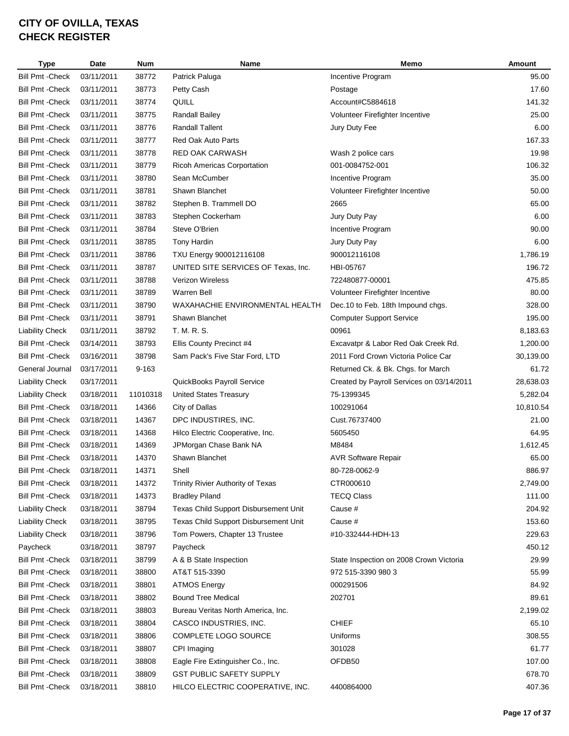# CITY OF OVILLA, TEXAS
# CHECK REGISTER

| Type | Date | Num | Name | Memo | Amount |
|---|---|---|---|---|---|
| Bill Pmt -Check | 03/11/2011 | 38772 | Patrick Paluga | Incentive Program | 95.00 |
| Bill Pmt -Check | 03/11/2011 | 38773 | Petty Cash | Postage | 17.60 |
| Bill Pmt -Check | 03/11/2011 | 38774 | QUILL | Account#C5884618 | 141.32 |
| Bill Pmt -Check | 03/11/2011 | 38775 | Randall Bailey | Volunteer Firefighter Incentive | 25.00 |
| Bill Pmt -Check | 03/11/2011 | 38776 | Randall Tallent | Jury Duty Fee | 6.00 |
| Bill Pmt -Check | 03/11/2011 | 38777 | Red Oak Auto Parts | | 167.33 |
| Bill Pmt -Check | 03/11/2011 | 38778 | RED OAK CARWASH | Wash 2 police cars | 19.98 |
| Bill Pmt -Check | 03/11/2011 | 38779 | Ricoh Americas Corportation | 001-0084752-001 | 106.32 |
| Bill Pmt -Check | 03/11/2011 | 38780 | Sean McCumber | Incentive Program | 35.00 |
| Bill Pmt -Check | 03/11/2011 | 38781 | Shawn Blanchet | Volunteer Firefighter Incentive | 50.00 |
| Bill Pmt -Check | 03/11/2011 | 38782 | Stephen B. Trammell DO | 2665 | 65.00 |
| Bill Pmt -Check | 03/11/2011 | 38783 | Stephen Cockerham | Jury Duty Pay | 6.00 |
| Bill Pmt -Check | 03/11/2011 | 38784 | Steve O'Brien | Incentive Program | 90.00 |
| Bill Pmt -Check | 03/11/2011 | 38785 | Tony Hardin | Jury Duty Pay | 6.00 |
| Bill Pmt -Check | 03/11/2011 | 38786 | TXU Energy 900012116108 | 900012116108 | 1,786.19 |
| Bill Pmt -Check | 03/11/2011 | 38787 | UNITED SITE SERVICES OF Texas, Inc. | HBI-05767 | 196.72 |
| Bill Pmt -Check | 03/11/2011 | 38788 | Verizon Wireless | 722480877-00001 | 475.85 |
| Bill Pmt -Check | 03/11/2011 | 38789 | Warren Bell | Volunteer Firefighter Incentive | 80.00 |
| Bill Pmt -Check | 03/11/2011 | 38790 | WAXAHACHIE ENVIRONMENTAL HEALTH | Dec.10 to Feb. 18th Impound chgs. | 328.00 |
| Bill Pmt -Check | 03/11/2011 | 38791 | Shawn Blanchet | Computer Support Service | 195.00 |
| Liability Check | 03/11/2011 | 38792 | T. M. R. S. | 00961 | 8,183.63 |
| Bill Pmt -Check | 03/14/2011 | 38793 | Ellis County Precinct #4 | Excavatpr & Labor Red Oak Creek Rd. | 1,200.00 |
| Bill Pmt -Check | 03/16/2011 | 38798 | Sam Pack's Five Star Ford, LTD | 2011 Ford Crown Victoria Police Car | 30,139.00 |
| General Journal | 03/17/2011 | 9-163 | | Returned Ck. & Bk. Chgs. for March | 61.72 |
| Liability Check | 03/17/2011 | | QuickBooks Payroll Service | Created by Payroll Services on 03/14/2011 | 28,638.03 |
| Liability Check | 03/18/2011 | 11010318 | United States Treasury | 75-1399345 | 5,282.04 |
| Bill Pmt -Check | 03/18/2011 | 14366 | City of Dallas | 100291064 | 10,810.54 |
| Bill Pmt -Check | 03/18/2011 | 14367 | DPC INDUSTIRES, INC. | Cust.76737400 | 21.00 |
| Bill Pmt -Check | 03/18/2011 | 14368 | Hilco Electric Cooperative, Inc. | 5605450 | 64.95 |
| Bill Pmt -Check | 03/18/2011 | 14369 | JPMorgan Chase Bank NA | M8484 | 1,612.45 |
| Bill Pmt -Check | 03/18/2011 | 14370 | Shawn Blanchet | AVR Software Repair | 65.00 |
| Bill Pmt -Check | 03/18/2011 | 14371 | Shell | 80-728-0062-9 | 886.97 |
| Bill Pmt -Check | 03/18/2011 | 14372 | Trinity Rivier Authority of Texas | CTR000610 | 2,749.00 |
| Bill Pmt -Check | 03/18/2011 | 14373 | Bradley Piland | TECQ Class | 111.00 |
| Liability Check | 03/18/2011 | 38794 | Texas Child Support Disbursement Unit | Cause # | 204.92 |
| Liability Check | 03/18/2011 | 38795 | Texas Child Support Disbursement Unit | Cause # | 153.60 |
| Liability Check | 03/18/2011 | 38796 | Tom Powers, Chapter 13 Trustee | #10-332444-HDH-13 | 229.63 |
| Paycheck | 03/18/2011 | 38797 | Paycheck | | 450.12 |
| Bill Pmt -Check | 03/18/2011 | 38799 | A & B State Inspection | State Inspection on 2008 Crown Victoria | 29.99 |
| Bill Pmt -Check | 03/18/2011 | 38800 | AT&T 515-3390 | 972 515-3390 980 3 | 55.99 |
| Bill Pmt -Check | 03/18/2011 | 38801 | ATMOS Energy | 000291506 | 84.92 |
| Bill Pmt -Check | 03/18/2011 | 38802 | Bound Tree Medical | 202701 | 89.61 |
| Bill Pmt -Check | 03/18/2011 | 38803 | Bureau Veritas North America, Inc. | | 2,199.02 |
| Bill Pmt -Check | 03/18/2011 | 38804 | CASCO INDUSTRIES, INC. | CHIEF | 65.10 |
| Bill Pmt -Check | 03/18/2011 | 38806 | COMPLETE LOGO SOURCE | Uniforms | 308.55 |
| Bill Pmt -Check | 03/18/2011 | 38807 | CPI Imaging | 301028 | 61.77 |
| Bill Pmt -Check | 03/18/2011 | 38808 | Eagle Fire Extinguisher Co., Inc. | OFDB50 | 107.00 |
| Bill Pmt -Check | 03/18/2011 | 38809 | GST PUBLIC SAFETY SUPPLY | | 678.70 |
| Bill Pmt -Check | 03/18/2011 | 38810 | HILCO ELECTRIC COOPERATIVE, INC. | 4400864000 | 407.36 |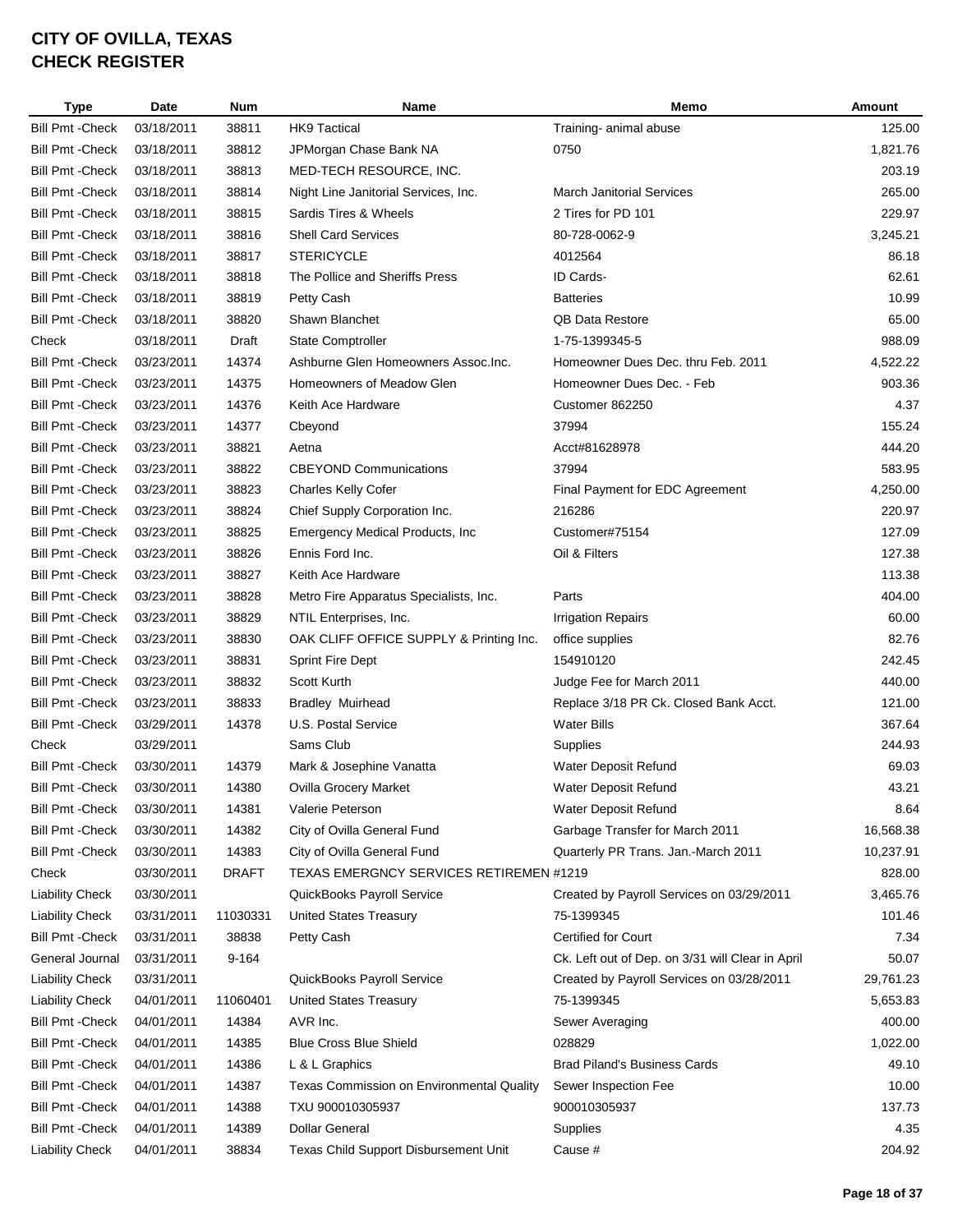# CITY OF OVILLA, TEXAS
# CHECK REGISTER

| Type | Date | Num | Name | Memo | Amount |
|---|---|---|---|---|---|
| Bill Pmt -Check | 03/18/2011 | 38811 | HK9 Tactical | Training- animal abuse | 125.00 |
| Bill Pmt -Check | 03/18/2011 | 38812 | JPMorgan Chase Bank NA | 0750 | 1,821.76 |
| Bill Pmt -Check | 03/18/2011 | 38813 | MED-TECH RESOURCE, INC. | | 203.19 |
| Bill Pmt -Check | 03/18/2011 | 38814 | Night Line Janitorial Services, Inc. | March Janitorial Services | 265.00 |
| Bill Pmt -Check | 03/18/2011 | 38815 | Sardis Tires & Wheels | 2 Tires for PD 101 | 229.97 |
| Bill Pmt -Check | 03/18/2011 | 38816 | Shell Card Services | 80-728-0062-9 | 3,245.21 |
| Bill Pmt -Check | 03/18/2011 | 38817 | STERICYCLE | 4012564 | 86.18 |
| Bill Pmt -Check | 03/18/2011 | 38818 | The Pollice and Sheriffs Press | ID Cards- | 62.61 |
| Bill Pmt -Check | 03/18/2011 | 38819 | Petty Cash | Batteries | 10.99 |
| Bill Pmt -Check | 03/18/2011 | 38820 | Shawn Blanchet | QB Data Restore | 65.00 |
| Check | 03/18/2011 | Draft | State Comptroller | 1-75-1399345-5 | 988.09 |
| Bill Pmt -Check | 03/23/2011 | 14374 | Ashburne Glen Homeowners Assoc.Inc. | Homeowner Dues Dec. thru Feb. 2011 | 4,522.22 |
| Bill Pmt -Check | 03/23/2011 | 14375 | Homeowners of Meadow Glen | Homeowner Dues Dec. - Feb | 903.36 |
| Bill Pmt -Check | 03/23/2011 | 14376 | Keith Ace Hardware | Customer 862250 | 4.37 |
| Bill Pmt -Check | 03/23/2011 | 14377 | Cbeyond | 37994 | 155.24 |
| Bill Pmt -Check | 03/23/2011 | 38821 | Aetna | Acct#81628978 | 444.20 |
| Bill Pmt -Check | 03/23/2011 | 38822 | CBEYOND Communications | 37994 | 583.95 |
| Bill Pmt -Check | 03/23/2011 | 38823 | Charles Kelly Cofer | Final Payment for EDC Agreement | 4,250.00 |
| Bill Pmt -Check | 03/23/2011 | 38824 | Chief Supply Corporation Inc. | 216286 | 220.97 |
| Bill Pmt -Check | 03/23/2011 | 38825 | Emergency Medical Products, Inc | Customer#75154 | 127.09 |
| Bill Pmt -Check | 03/23/2011 | 38826 | Ennis Ford Inc. | Oil & Filters | 127.38 |
| Bill Pmt -Check | 03/23/2011 | 38827 | Keith Ace Hardware | | 113.38 |
| Bill Pmt -Check | 03/23/2011 | 38828 | Metro Fire Apparatus Specialists, Inc. | Parts | 404.00 |
| Bill Pmt -Check | 03/23/2011 | 38829 | NTIL Enterprises, Inc. | Irrigation Repairs | 60.00 |
| Bill Pmt -Check | 03/23/2011 | 38830 | OAK CLIFF OFFICE SUPPLY & Printing Inc. | office supplies | 82.76 |
| Bill Pmt -Check | 03/23/2011 | 38831 | Sprint Fire Dept | 154910120 | 242.45 |
| Bill Pmt -Check | 03/23/2011 | 38832 | Scott Kurth | Judge Fee for March 2011 | 440.00 |
| Bill Pmt -Check | 03/23/2011 | 38833 | Bradley Muirhead | Replace 3/18 PR Ck. Closed Bank Acct. | 121.00 |
| Bill Pmt -Check | 03/29/2011 | 14378 | U.S. Postal Service | Water Bills | 367.64 |
| Check | 03/29/2011 | | Sams Club | Supplies | 244.93 |
| Bill Pmt -Check | 03/30/2011 | 14379 | Mark & Josephine Vanatta | Water Deposit Refund | 69.03 |
| Bill Pmt -Check | 03/30/2011 | 14380 | Ovilla Grocery Market | Water Deposit Refund | 43.21 |
| Bill Pmt -Check | 03/30/2011 | 14381 | Valerie Peterson | Water Deposit Refund | 8.64 |
| Bill Pmt -Check | 03/30/2011 | 14382 | City of Ovilla General Fund | Garbage Transfer for March 2011 | 16,568.38 |
| Bill Pmt -Check | 03/30/2011 | 14383 | City of Ovilla General Fund | Quarterly PR Trans. Jan.-March 2011 | 10,237.91 |
| Check | 03/30/2011 | DRAFT | TEXAS EMERGNCY SERVICES RETIREMEN #1219 | | 828.00 |
| Liability Check | 03/30/2011 | | QuickBooks Payroll Service | Created by Payroll Services on 03/29/2011 | 3,465.76 |
| Liability Check | 03/31/2011 | 11030331 | United States Treasury | 75-1399345 | 101.46 |
| Bill Pmt -Check | 03/31/2011 | 38838 | Petty Cash | Certified for Court | 7.34 |
| General Journal | 03/31/2011 | 9-164 | | Ck. Left out of Dep. on 3/31 will Clear in April | 50.07 |
| Liability Check | 03/31/2011 | | QuickBooks Payroll Service | Created by Payroll Services on 03/28/2011 | 29,761.23 |
| Liability Check | 04/01/2011 | 11060401 | United States Treasury | 75-1399345 | 5,653.83 |
| Bill Pmt -Check | 04/01/2011 | 14384 | AVR Inc. | Sewer Averaging | 400.00 |
| Bill Pmt -Check | 04/01/2011 | 14385 | Blue Cross Blue Shield | 028829 | 1,022.00 |
| Bill Pmt -Check | 04/01/2011 | 14386 | L & L Graphics | Brad Piland's Business Cards | 49.10 |
| Bill Pmt -Check | 04/01/2011 | 14387 | Texas Commission on Environmental Quality | Sewer Inspection Fee | 10.00 |
| Bill Pmt -Check | 04/01/2011 | 14388 | TXU 900010305937 | 900010305937 | 137.73 |
| Bill Pmt -Check | 04/01/2011 | 14389 | Dollar General | Supplies | 4.35 |
| Liability Check | 04/01/2011 | 38834 | Texas Child Support Disbursement Unit | Cause # | 204.92 |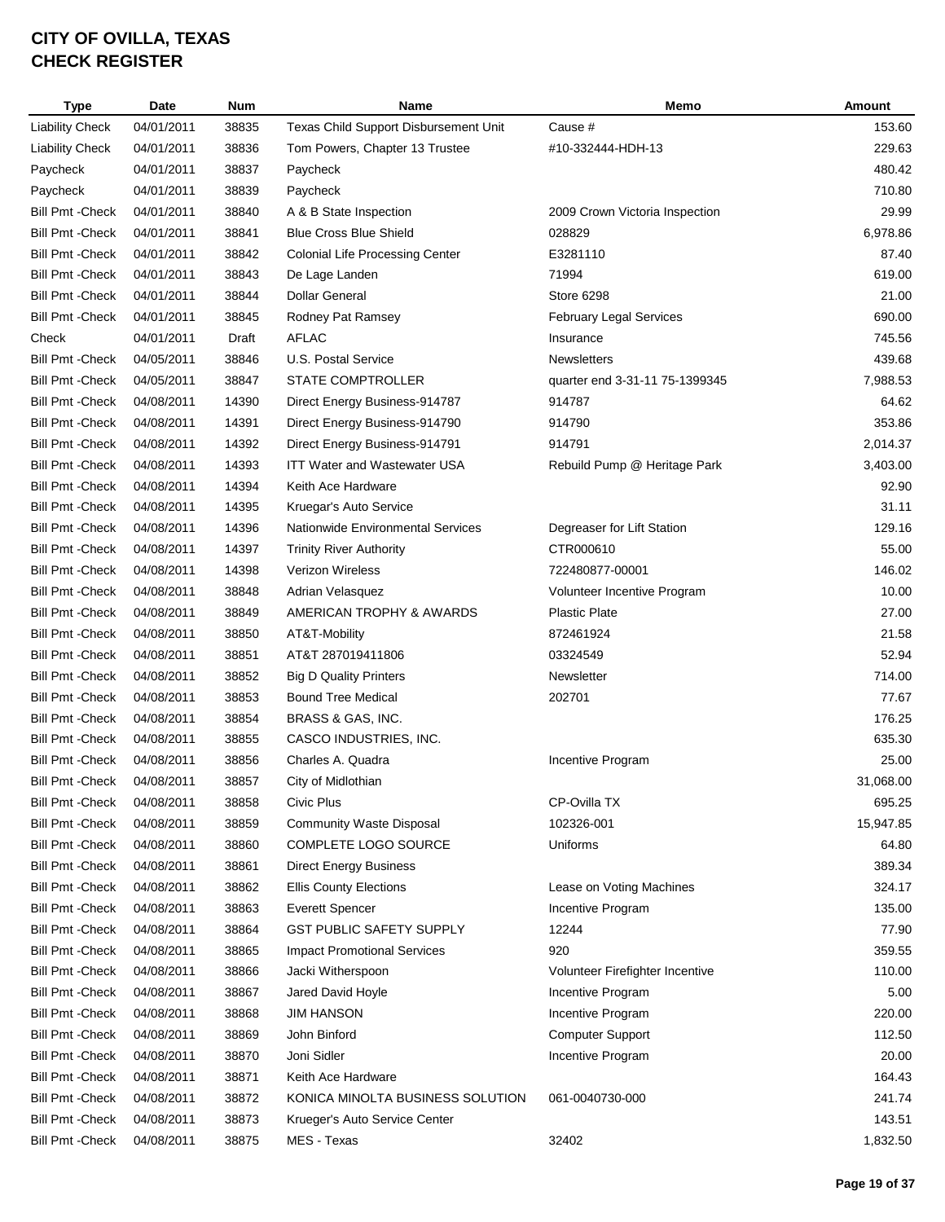# CITY OF OVILLA, TEXAS
# CHECK REGISTER

| Type | Date | Num | Name | Memo | Amount |
|---|---|---|---|---|---|
| Liability Check | 04/01/2011 | 38835 | Texas Child Support Disbursement Unit | Cause # | 153.60 |
| Liability Check | 04/01/2011 | 38836 | Tom Powers, Chapter 13 Trustee | #10-332444-HDH-13 | 229.63 |
| Paycheck | 04/01/2011 | 38837 | Paycheck | | 480.42 |
| Paycheck | 04/01/2011 | 38839 | Paycheck | | 710.80 |
| Bill Pmt -Check | 04/01/2011 | 38840 | A & B State Inspection | 2009 Crown Victoria Inspection | 29.99 |
| Bill Pmt -Check | 04/01/2011 | 38841 | Blue Cross Blue Shield | 028829 | 6,978.86 |
| Bill Pmt -Check | 04/01/2011 | 38842 | Colonial Life Processing Center | E3281110 | 87.40 |
| Bill Pmt -Check | 04/01/2011 | 38843 | De Lage Landen | 71994 | 619.00 |
| Bill Pmt -Check | 04/01/2011 | 38844 | Dollar General | Store 6298 | 21.00 |
| Bill Pmt -Check | 04/01/2011 | 38845 | Rodney Pat Ramsey | February Legal Services | 690.00 |
| Check | 04/01/2011 | Draft | AFLAC | Insurance | 745.56 |
| Bill Pmt -Check | 04/05/2011 | 38846 | U.S. Postal Service | Newsletters | 439.68 |
| Bill Pmt -Check | 04/05/2011 | 38847 | STATE COMPTROLLER | quarter end 3-31-11 75-1399345 | 7,988.53 |
| Bill Pmt -Check | 04/08/2011 | 14390 | Direct Energy Business-914787 | 914787 | 64.62 |
| Bill Pmt -Check | 04/08/2011 | 14391 | Direct Energy Business-914790 | 914790 | 353.86 |
| Bill Pmt -Check | 04/08/2011 | 14392 | Direct Energy Business-914791 | 914791 | 2,014.37 |
| Bill Pmt -Check | 04/08/2011 | 14393 | ITT Water and Wastewater USA | Rebuild Pump @ Heritage Park | 3,403.00 |
| Bill Pmt -Check | 04/08/2011 | 14394 | Keith Ace Hardware | | 92.90 |
| Bill Pmt -Check | 04/08/2011 | 14395 | Kruegar's Auto Service | | 31.11 |
| Bill Pmt -Check | 04/08/2011 | 14396 | Nationwide Environmental Services | Degreaser for Lift Station | 129.16 |
| Bill Pmt -Check | 04/08/2011 | 14397 | Trinity River Authority | CTR000610 | 55.00 |
| Bill Pmt -Check | 04/08/2011 | 14398 | Verizon Wireless | 722480877-00001 | 146.02 |
| Bill Pmt -Check | 04/08/2011 | 38848 | Adrian Velasquez | Volunteer Incentive Program | 10.00 |
| Bill Pmt -Check | 04/08/2011 | 38849 | AMERICAN TROPHY & AWARDS | Plastic Plate | 27.00 |
| Bill Pmt -Check | 04/08/2011 | 38850 | AT&T-Mobility | 872461924 | 21.58 |
| Bill Pmt -Check | 04/08/2011 | 38851 | AT&T 287019411806 | 03324549 | 52.94 |
| Bill Pmt -Check | 04/08/2011 | 38852 | Big D Quality Printers | Newsletter | 714.00 |
| Bill Pmt -Check | 04/08/2011 | 38853 | Bound Tree Medical | 202701 | 77.67 |
| Bill Pmt -Check | 04/08/2011 | 38854 | BRASS & GAS, INC. | | 176.25 |
| Bill Pmt -Check | 04/08/2011 | 38855 | CASCO INDUSTRIES, INC. | | 635.30 |
| Bill Pmt -Check | 04/08/2011 | 38856 | Charles A. Quadra | Incentive Program | 25.00 |
| Bill Pmt -Check | 04/08/2011 | 38857 | City of Midlothian | | 31,068.00 |
| Bill Pmt -Check | 04/08/2011 | 38858 | Civic Plus | CP-Ovilla TX | 695.25 |
| Bill Pmt -Check | 04/08/2011 | 38859 | Community Waste Disposal | 102326-001 | 15,947.85 |
| Bill Pmt -Check | 04/08/2011 | 38860 | COMPLETE LOGO SOURCE | Uniforms | 64.80 |
| Bill Pmt -Check | 04/08/2011 | 38861 | Direct Energy Business | | 389.34 |
| Bill Pmt -Check | 04/08/2011 | 38862 | Ellis County Elections | Lease on Voting Machines | 324.17 |
| Bill Pmt -Check | 04/08/2011 | 38863 | Everett Spencer | Incentive Program | 135.00 |
| Bill Pmt -Check | 04/08/2011 | 38864 | GST PUBLIC SAFETY SUPPLY | 12244 | 77.90 |
| Bill Pmt -Check | 04/08/2011 | 38865 | Impact Promotional Services | 920 | 359.55 |
| Bill Pmt -Check | 04/08/2011 | 38866 | Jacki Witherspoon | Volunteer Firefighter Incentive | 110.00 |
| Bill Pmt -Check | 04/08/2011 | 38867 | Jared David Hoyle | Incentive Program | 5.00 |
| Bill Pmt -Check | 04/08/2011 | 38868 | JIM HANSON | Incentive Program | 220.00 |
| Bill Pmt -Check | 04/08/2011 | 38869 | John Binford | Computer Support | 112.50 |
| Bill Pmt -Check | 04/08/2011 | 38870 | Joni Sidler | Incentive Program | 20.00 |
| Bill Pmt -Check | 04/08/2011 | 38871 | Keith Ace Hardware | | 164.43 |
| Bill Pmt -Check | 04/08/2011 | 38872 | KONICA MINOLTA BUSINESS SOLUTION | 061-0040730-000 | 241.74 |
| Bill Pmt -Check | 04/08/2011 | 38873 | Krueger's Auto Service Center | | 143.51 |
| Bill Pmt -Check | 04/08/2011 | 38875 | MES - Texas | 32402 | 1,832.50 |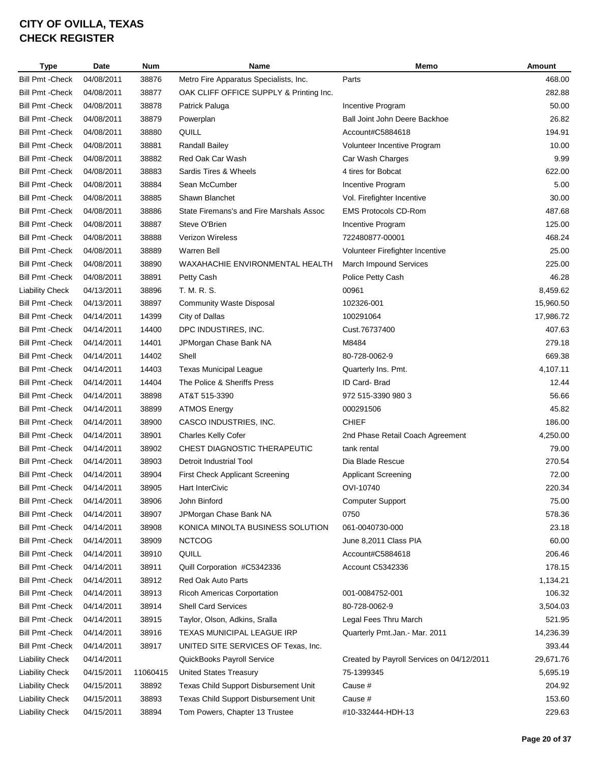**CITY OF OVILLA, TEXAS**
**CHECK REGISTER**

| Type | Date | Num | Name | Memo | Amount |
|---|---|---|---|---|---|
| Bill Pmt -Check | 04/08/2011 | 38876 | Metro Fire Apparatus Specialists, Inc. | Parts | 468.00 |
| Bill Pmt -Check | 04/08/2011 | 38877 | OAK CLIFF OFFICE SUPPLY & Printing Inc. | | 282.88 |
| Bill Pmt -Check | 04/08/2011 | 38878 | Patrick Paluga | Incentive Program | 50.00 |
| Bill Pmt -Check | 04/08/2011 | 38879 | Powerplan | Ball Joint John Deere Backhoe | 26.82 |
| Bill Pmt -Check | 04/08/2011 | 38880 | QUILL | Account#C5884618 | 194.91 |
| Bill Pmt -Check | 04/08/2011 | 38881 | Randall Bailey | Volunteer Incentive Program | 10.00 |
| Bill Pmt -Check | 04/08/2011 | 38882 | Red Oak Car Wash | Car Wash Charges | 9.99 |
| Bill Pmt -Check | 04/08/2011 | 38883 | Sardis Tires & Wheels | 4 tires for Bobcat | 622.00 |
| Bill Pmt -Check | 04/08/2011 | 38884 | Sean McCumber | Incentive Program | 5.00 |
| Bill Pmt -Check | 04/08/2011 | 38885 | Shawn Blanchet | Vol. Firefighter Incentive | 30.00 |
| Bill Pmt -Check | 04/08/2011 | 38886 | State Firemans's and Fire Marshals Assoc | EMS Protocols CD-Rom | 487.68 |
| Bill Pmt -Check | 04/08/2011 | 38887 | Steve O'Brien | Incentive Program | 125.00 |
| Bill Pmt -Check | 04/08/2011 | 38888 | Verizon Wireless | 722480877-00001 | 468.24 |
| Bill Pmt -Check | 04/08/2011 | 38889 | Warren Bell | Volunteer Firefighter Incentive | 25.00 |
| Bill Pmt -Check | 04/08/2011 | 38890 | WAXAHACHIE ENVIRONMENTAL HEALTH | March Impound Services | 225.00 |
| Bill Pmt -Check | 04/08/2011 | 38891 | Petty Cash | Police Petty Cash | 46.28 |
| Liability Check | 04/13/2011 | 38896 | T. M. R. S. | 00961 | 8,459.62 |
| Bill Pmt -Check | 04/13/2011 | 38897 | Community Waste Disposal | 102326-001 | 15,960.50 |
| Bill Pmt -Check | 04/14/2011 | 14399 | City of Dallas | 100291064 | 17,986.72 |
| Bill Pmt -Check | 04/14/2011 | 14400 | DPC INDUSTIRES, INC. | Cust.76737400 | 407.63 |
| Bill Pmt -Check | 04/14/2011 | 14401 | JPMorgan Chase Bank NA | M8484 | 279.18 |
| Bill Pmt -Check | 04/14/2011 | 14402 | Shell | 80-728-0062-9 | 669.38 |
| Bill Pmt -Check | 04/14/2011 | 14403 | Texas Municipal League | Quarterly Ins. Pmt. | 4,107.11 |
| Bill Pmt -Check | 04/14/2011 | 14404 | The Police & Sheriffs Press | ID Card- Brad | 12.44 |
| Bill Pmt -Check | 04/14/2011 | 38898 | AT&T 515-3390 | 972 515-3390 980 3 | 56.66 |
| Bill Pmt -Check | 04/14/2011 | 38899 | ATMOS Energy | 000291506 | 45.82 |
| Bill Pmt -Check | 04/14/2011 | 38900 | CASCO INDUSTRIES, INC. | CHIEF | 186.00 |
| Bill Pmt -Check | 04/14/2011 | 38901 | Charles Kelly Cofer | 2nd Phase Retail Coach Agreement | 4,250.00 |
| Bill Pmt -Check | 04/14/2011 | 38902 | CHEST DIAGNOSTIC THERAPEUTIC | tank rental | 79.00 |
| Bill Pmt -Check | 04/14/2011 | 38903 | Detroit Industrial Tool | Dia Blade Rescue | 270.54 |
| Bill Pmt -Check | 04/14/2011 | 38904 | First Check Applicant Screening | Applicant Screening | 72.00 |
| Bill Pmt -Check | 04/14/2011 | 38905 | Hart InterCivic | OVI-10740 | 220.34 |
| Bill Pmt -Check | 04/14/2011 | 38906 | John Binford | Computer Support | 75.00 |
| Bill Pmt -Check | 04/14/2011 | 38907 | JPMorgan Chase Bank NA | 0750 | 578.36 |
| Bill Pmt -Check | 04/14/2011 | 38908 | KONICA MINOLTA BUSINESS SOLUTION | 061-0040730-000 | 23.18 |
| Bill Pmt -Check | 04/14/2011 | 38909 | NCTCOG | June 8,2011 Class PIA | 60.00 |
| Bill Pmt -Check | 04/14/2011 | 38910 | QUILL | Account#C5884618 | 206.46 |
| Bill Pmt -Check | 04/14/2011 | 38911 | Quill Corporation #C5342336 | Account C5342336 | 178.15 |
| Bill Pmt -Check | 04/14/2011 | 38912 | Red Oak Auto Parts | | 1,134.21 |
| Bill Pmt -Check | 04/14/2011 | 38913 | Ricoh Americas Corportation | 001-0084752-001 | 106.32 |
| Bill Pmt -Check | 04/14/2011 | 38914 | Shell Card Services | 80-728-0062-9 | 3,504.03 |
| Bill Pmt -Check | 04/14/2011 | 38915 | Taylor, Olson, Adkins, Sralla | Legal Fees Thru March | 521.95 |
| Bill Pmt -Check | 04/14/2011 | 38916 | TEXAS MUNICIPAL LEAGUE IRP | Quarterly Pmt.Jan.- Mar. 2011 | 14,236.39 |
| Bill Pmt -Check | 04/14/2011 | 38917 | UNITED SITE SERVICES OF Texas, Inc. | | 393.44 |
| Liability Check | 04/14/2011 | | QuickBooks Payroll Service | Created by Payroll Services on 04/12/2011 | 29,671.76 |
| Liability Check | 04/15/2011 | 11060415 | United States Treasury | 75-1399345 | 5,695.19 |
| Liability Check | 04/15/2011 | 38892 | Texas Child Support Disbursement Unit | Cause # | 204.92 |
| Liability Check | 04/15/2011 | 38893 | Texas Child Support Disbursement Unit | Cause # | 153.60 |
| Liability Check | 04/15/2011 | 38894 | Tom Powers, Chapter 13 Trustee | #10-332444-HDH-13 | 229.63 |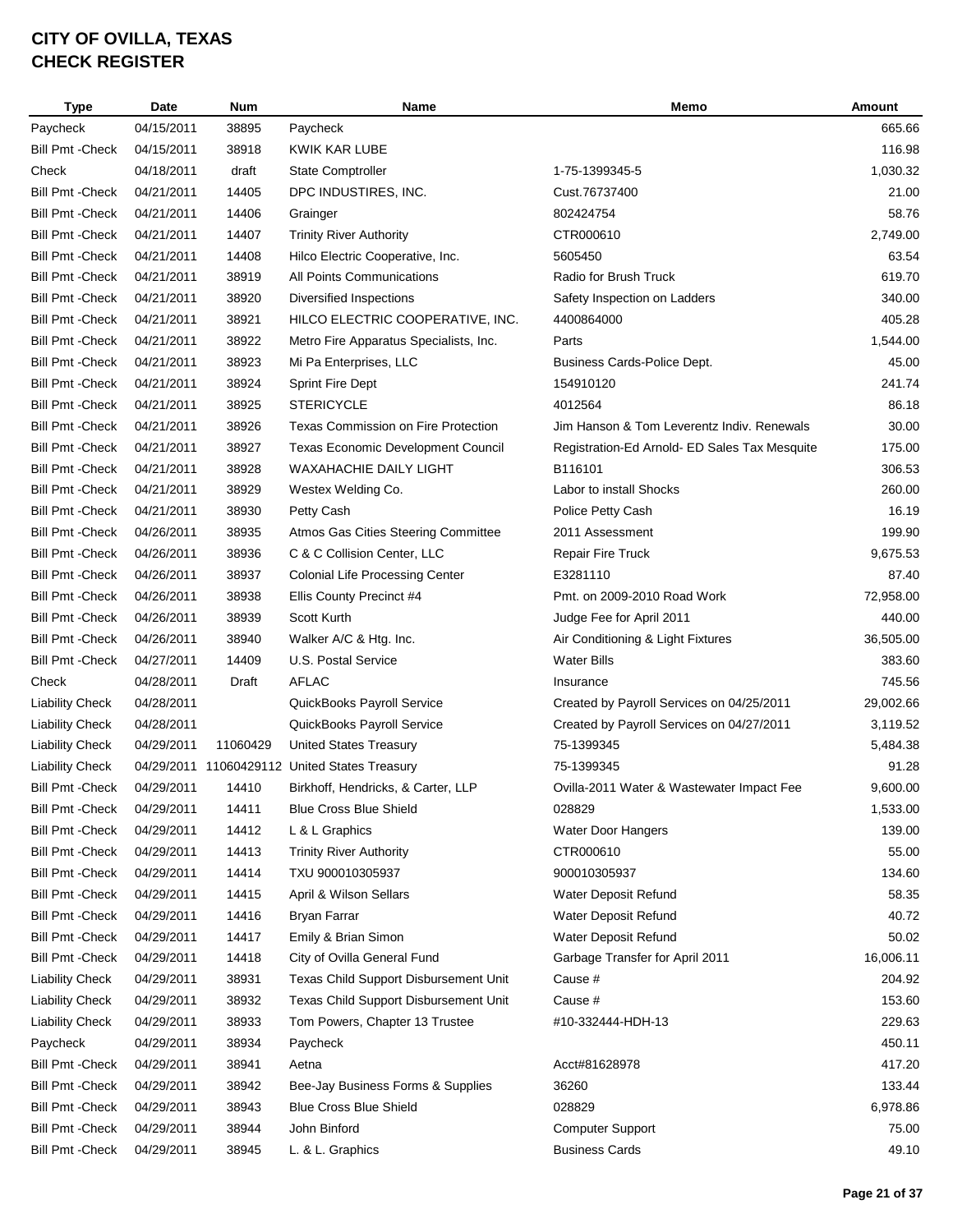# CITY OF OVILLA, TEXAS
# CHECK REGISTER

| Type | Date | Num | Name | Memo | Amount |
|---|---|---|---|---|---|
| Paycheck | 04/15/2011 | 38895 | Paycheck | | 665.66 |
| Bill Pmt -Check | 04/15/2011 | 38918 | KWIK KAR LUBE | | 116.98 |
| Check | 04/18/2011 | draft | State Comptroller | 1-75-1399345-5 | 1,030.32 |
| Bill Pmt -Check | 04/21/2011 | 14405 | DPC INDUSTIRES, INC. | Cust.76737400 | 21.00 |
| Bill Pmt -Check | 04/21/2011 | 14406 | Grainger | 802424754 | 58.76 |
| Bill Pmt -Check | 04/21/2011 | 14407 | Trinity River Authority | CTR000610 | 2,749.00 |
| Bill Pmt -Check | 04/21/2011 | 14408 | Hilco Electric Cooperative, Inc. | 5605450 | 63.54 |
| Bill Pmt -Check | 04/21/2011 | 38919 | All Points Communications | Radio for Brush Truck | 619.70 |
| Bill Pmt -Check | 04/21/2011 | 38920 | Diversified Inspections | Safety Inspection on Ladders | 340.00 |
| Bill Pmt -Check | 04/21/2011 | 38921 | HILCO ELECTRIC COOPERATIVE, INC. | 4400864000 | 405.28 |
| Bill Pmt -Check | 04/21/2011 | 38922 | Metro Fire Apparatus Specialists, Inc. | Parts | 1,544.00 |
| Bill Pmt -Check | 04/21/2011 | 38923 | Mi Pa Enterprises, LLC | Business Cards-Police Dept. | 45.00 |
| Bill Pmt -Check | 04/21/2011 | 38924 | Sprint Fire Dept | 154910120 | 241.74 |
| Bill Pmt -Check | 04/21/2011 | 38925 | STERICYCLE | 4012564 | 86.18 |
| Bill Pmt -Check | 04/21/2011 | 38926 | Texas Commission on Fire Protection | Jim Hanson & Tom Leverentz Indiv. Renewals | 30.00 |
| Bill Pmt -Check | 04/21/2011 | 38927 | Texas Economic Development Council | Registration-Ed Arnold- ED Sales Tax Mesquite | 175.00 |
| Bill Pmt -Check | 04/21/2011 | 38928 | WAXAHACHIE DAILY LIGHT | B116101 | 306.53 |
| Bill Pmt -Check | 04/21/2011 | 38929 | Westex Welding Co. | Labor to install Shocks | 260.00 |
| Bill Pmt -Check | 04/21/2011 | 38930 | Petty Cash | Police Petty Cash | 16.19 |
| Bill Pmt -Check | 04/26/2011 | 38935 | Atmos Gas Cities Steering Committee | 2011 Assessment | 199.90 |
| Bill Pmt -Check | 04/26/2011 | 38936 | C & C Collision Center, LLC | Repair Fire Truck | 9,675.53 |
| Bill Pmt -Check | 04/26/2011 | 38937 | Colonial Life Processing Center | E3281110 | 87.40 |
| Bill Pmt -Check | 04/26/2011 | 38938 | Ellis County Precinct #4 | Pmt. on 2009-2010 Road Work | 72,958.00 |
| Bill Pmt -Check | 04/26/2011 | 38939 | Scott Kurth | Judge Fee for April 2011 | 440.00 |
| Bill Pmt -Check | 04/26/2011 | 38940 | Walker A/C & Htg. Inc. | Air Conditioning & Light Fixtures | 36,505.00 |
| Bill Pmt -Check | 04/27/2011 | 14409 | U.S. Postal Service | Water Bills | 383.60 |
| Check | 04/28/2011 | Draft | AFLAC | Insurance | 745.56 |
| Liability Check | 04/28/2011 | | QuickBooks Payroll Service | Created by Payroll Services on 04/25/2011 | 29,002.66 |
| Liability Check | 04/28/2011 | | QuickBooks Payroll Service | Created by Payroll Services on 04/27/2011 | 3,119.52 |
| Liability Check | 04/29/2011 | 11060429 | United States Treasury | 75-1399345 | 5,484.38 |
| Liability Check | 04/29/2011 | 11060429112 | United States Treasury | 75-1399345 | 91.28 |
| Bill Pmt -Check | 04/29/2011 | 14410 | Birkhoff, Hendricks, & Carter, LLP | Ovilla-2011 Water & Wastewater Impact Fee | 9,600.00 |
| Bill Pmt -Check | 04/29/2011 | 14411 | Blue Cross Blue Shield | 028829 | 1,533.00 |
| Bill Pmt -Check | 04/29/2011 | 14412 | L & L Graphics | Water Door Hangers | 139.00 |
| Bill Pmt -Check | 04/29/2011 | 14413 | Trinity River Authority | CTR000610 | 55.00 |
| Bill Pmt -Check | 04/29/2011 | 14414 | TXU 900010305937 | 900010305937 | 134.60 |
| Bill Pmt -Check | 04/29/2011 | 14415 | April & Wilson Sellars | Water Deposit Refund | 58.35 |
| Bill Pmt -Check | 04/29/2011 | 14416 | Bryan Farrar | Water Deposit Refund | 40.72 |
| Bill Pmt -Check | 04/29/2011 | 14417 | Emily & Brian Simon | Water Deposit Refund | 50.02 |
| Bill Pmt -Check | 04/29/2011 | 14418 | City of Ovilla General Fund | Garbage Transfer for April 2011 | 16,006.11 |
| Liability Check | 04/29/2011 | 38931 | Texas Child Support Disbursement Unit | Cause # | 204.92 |
| Liability Check | 04/29/2011 | 38932 | Texas Child Support Disbursement Unit | Cause # | 153.60 |
| Liability Check | 04/29/2011 | 38933 | Tom Powers, Chapter 13 Trustee | #10-332444-HDH-13 | 229.63 |
| Paycheck | 04/29/2011 | 38934 | Paycheck | | 450.11 |
| Bill Pmt -Check | 04/29/2011 | 38941 | Aetna | Acct#81628978 | 417.20 |
| Bill Pmt -Check | 04/29/2011 | 38942 | Bee-Jay Business Forms & Supplies | 36260 | 133.44 |
| Bill Pmt -Check | 04/29/2011 | 38943 | Blue Cross Blue Shield | 028829 | 6,978.86 |
| Bill Pmt -Check | 04/29/2011 | 38944 | John Binford | Computer Support | 75.00 |
| Bill Pmt -Check | 04/29/2011 | 38945 | L. & L. Graphics | Business Cards | 49.10 |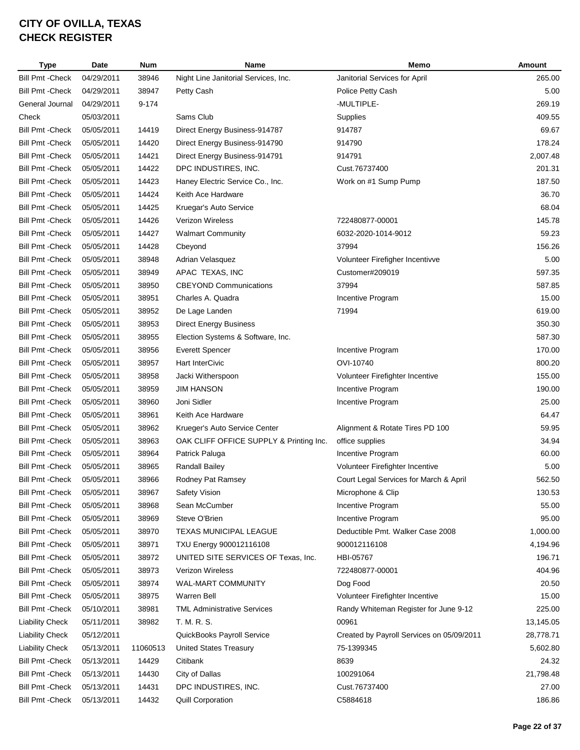# CITY OF OVILLA, TEXAS
# CHECK REGISTER

| Type | Date | Num | Name | Memo | Amount |
|---|---|---|---|---|---|
| Bill Pmt -Check | 04/29/2011 | 38946 | Night Line Janitorial Services, Inc. | Janitorial Services for April | 265.00 |
| Bill Pmt -Check | 04/29/2011 | 38947 | Petty Cash | Police Petty Cash | 5.00 |
| General Journal | 04/29/2011 | 9-174 | | -MULTIPLE- | 269.19 |
| Check | 05/03/2011 | | Sams Club | Supplies | 409.55 |
| Bill Pmt -Check | 05/05/2011 | 14419 | Direct Energy Business-914787 | 914787 | 69.67 |
| Bill Pmt -Check | 05/05/2011 | 14420 | Direct Energy Business-914790 | 914790 | 178.24 |
| Bill Pmt -Check | 05/05/2011 | 14421 | Direct Energy Business-914791 | 914791 | 2,007.48 |
| Bill Pmt -Check | 05/05/2011 | 14422 | DPC INDUSTIRES, INC. | Cust.76737400 | 201.31 |
| Bill Pmt -Check | 05/05/2011 | 14423 | Haney Electric Service Co., Inc. | Work on #1 Sump Pump | 187.50 |
| Bill Pmt -Check | 05/05/2011 | 14424 | Keith Ace Hardware | | 36.70 |
| Bill Pmt -Check | 05/05/2011 | 14425 | Kruegar's Auto Service | | 68.04 |
| Bill Pmt -Check | 05/05/2011 | 14426 | Verizon Wireless | 722480877-00001 | 145.78 |
| Bill Pmt -Check | 05/05/2011 | 14427 | Walmart Community | 6032-2020-1014-9012 | 59.23 |
| Bill Pmt -Check | 05/05/2011 | 14428 | Cbeyond | 37994 | 156.26 |
| Bill Pmt -Check | 05/05/2011 | 38948 | Adrian Velasquez | Volunteer Firefigher Incentivve | 5.00 |
| Bill Pmt -Check | 05/05/2011 | 38949 | APAC TEXAS, INC | Customer#209019 | 597.35 |
| Bill Pmt -Check | 05/05/2011 | 38950 | CBEYOND Communications | 37994 | 587.85 |
| Bill Pmt -Check | 05/05/2011 | 38951 | Charles A. Quadra | Incentive Program | 15.00 |
| Bill Pmt -Check | 05/05/2011 | 38952 | De Lage Landen | 71994 | 619.00 |
| Bill Pmt -Check | 05/05/2011 | 38953 | Direct Energy Business | | 350.30 |
| Bill Pmt -Check | 05/05/2011 | 38955 | Election Systems & Software, Inc. | | 587.30 |
| Bill Pmt -Check | 05/05/2011 | 38956 | Everett Spencer | Incentive Program | 170.00 |
| Bill Pmt -Check | 05/05/2011 | 38957 | Hart InterCivic | OVI-10740 | 800.20 |
| Bill Pmt -Check | 05/05/2011 | 38958 | Jacki Witherspoon | Volunteer Firefighter Incentive | 155.00 |
| Bill Pmt -Check | 05/05/2011 | 38959 | JIM HANSON | Incentive Program | 190.00 |
| Bill Pmt -Check | 05/05/2011 | 38960 | Joni Sidler | Incentive Program | 25.00 |
| Bill Pmt -Check | 05/05/2011 | 38961 | Keith Ace Hardware | | 64.47 |
| Bill Pmt -Check | 05/05/2011 | 38962 | Krueger's Auto Service Center | Alignment & Rotate Tires PD 100 | 59.95 |
| Bill Pmt -Check | 05/05/2011 | 38963 | OAK CLIFF OFFICE SUPPLY & Printing Inc. | office supplies | 34.94 |
| Bill Pmt -Check | 05/05/2011 | 38964 | Patrick Paluga | Incentive Program | 60.00 |
| Bill Pmt -Check | 05/05/2011 | 38965 | Randall Bailey | Volunteer Firefighter Incentive | 5.00 |
| Bill Pmt -Check | 05/05/2011 | 38966 | Rodney Pat Ramsey | Court Legal Services for March & April | 562.50 |
| Bill Pmt -Check | 05/05/2011 | 38967 | Safety Vision | Microphone & Clip | 130.53 |
| Bill Pmt -Check | 05/05/2011 | 38968 | Sean McCumber | Incentive Program | 55.00 |
| Bill Pmt -Check | 05/05/2011 | 38969 | Steve O'Brien | Incentive Program | 95.00 |
| Bill Pmt -Check | 05/05/2011 | 38970 | TEXAS MUNICIPAL LEAGUE | Deductible Pmt. Walker Case 2008 | 1,000.00 |
| Bill Pmt -Check | 05/05/2011 | 38971 | TXU Energy 900012116108 | 900012116108 | 4,194.96 |
| Bill Pmt -Check | 05/05/2011 | 38972 | UNITED SITE SERVICES OF Texas, Inc. | HBI-05767 | 196.71 |
| Bill Pmt -Check | 05/05/2011 | 38973 | Verizon Wireless | 722480877-00001 | 404.96 |
| Bill Pmt -Check | 05/05/2011 | 38974 | WAL-MART COMMUNITY | Dog Food | 20.50 |
| Bill Pmt -Check | 05/05/2011 | 38975 | Warren Bell | Volunteer Firefighter Incentive | 15.00 |
| Bill Pmt -Check | 05/10/2011 | 38981 | TML Administrative Services | Randy Whiteman Register for June 9-12 | 225.00 |
| Liability Check | 05/11/2011 | 38982 | T. M. R. S. | 00961 | 13,145.05 |
| Liability Check | 05/12/2011 | | QuickBooks Payroll Service | Created by Payroll Services on 05/09/2011 | 28,778.71 |
| Liability Check | 05/13/2011 | 11060513 | United States Treasury | 75-1399345 | 5,602.80 |
| Bill Pmt -Check | 05/13/2011 | 14429 | Citibank | 8639 | 24.32 |
| Bill Pmt -Check | 05/13/2011 | 14430 | City of Dallas | 100291064 | 21,798.48 |
| Bill Pmt -Check | 05/13/2011 | 14431 | DPC INDUSTIRES, INC. | Cust.76737400 | 27.00 |
| Bill Pmt -Check | 05/13/2011 | 14432 | Quill Corporation | C5884618 | 186.86 |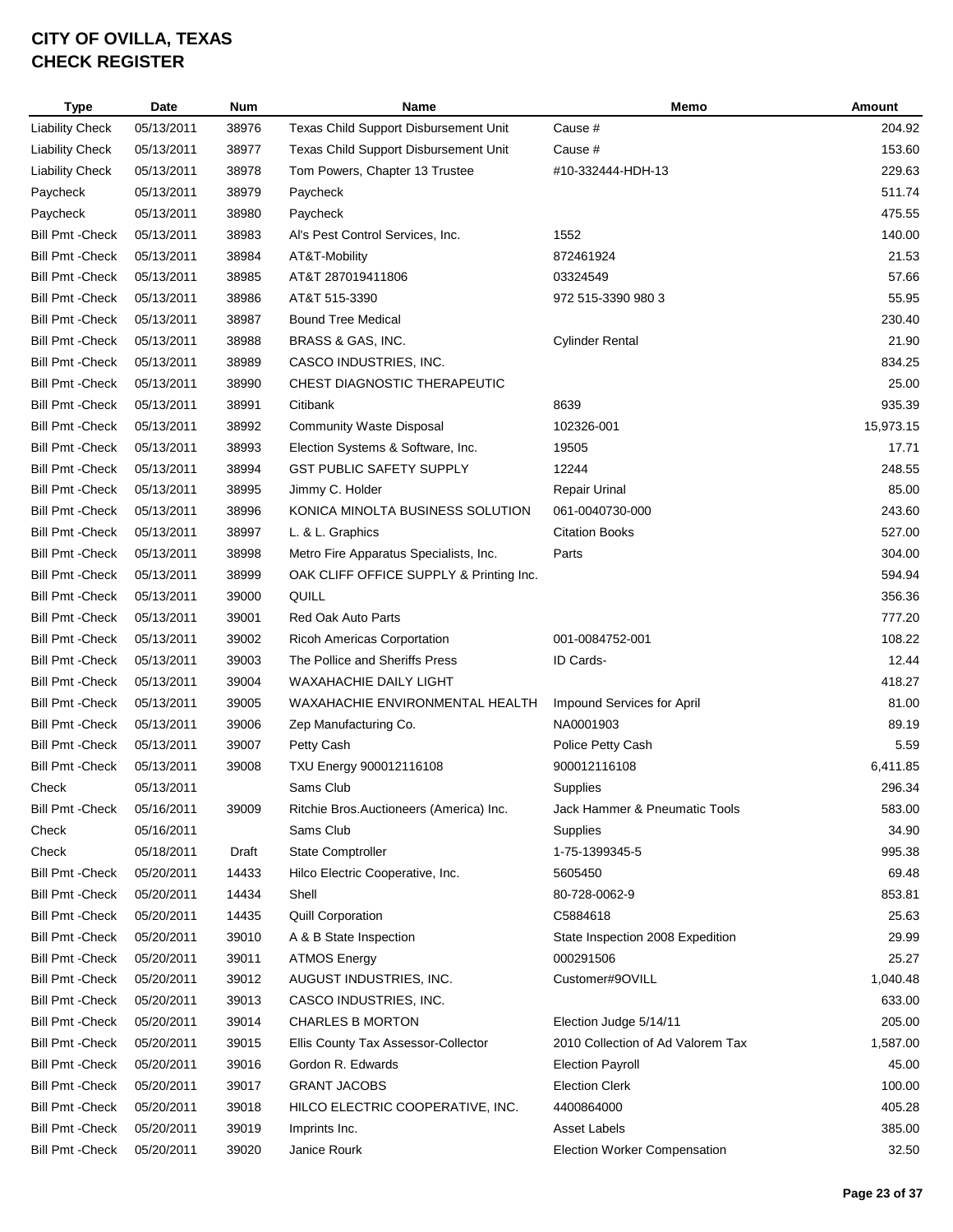# CITY OF OVILLA, TEXAS
# CHECK REGISTER

| Type | Date | Num | Name | Memo | Amount |
|---|---|---|---|---|---|
| Liability Check | 05/13/2011 | 38976 | Texas Child Support Disbursement Unit | Cause # | 204.92 |
| Liability Check | 05/13/2011 | 38977 | Texas Child Support Disbursement Unit | Cause # | 153.60 |
| Liability Check | 05/13/2011 | 38978 | Tom Powers, Chapter 13 Trustee | #10-332444-HDH-13 | 229.63 |
| Paycheck | 05/13/2011 | 38979 | Paycheck | | 511.74 |
| Paycheck | 05/13/2011 | 38980 | Paycheck | | 475.55 |
| Bill Pmt -Check | 05/13/2011 | 38983 | Al's Pest Control Services, Inc. | 1552 | 140.00 |
| Bill Pmt -Check | 05/13/2011 | 38984 | AT&T-Mobility | 872461924 | 21.53 |
| Bill Pmt -Check | 05/13/2011 | 38985 | AT&T 287019411806 | 03324549 | 57.66 |
| Bill Pmt -Check | 05/13/2011 | 38986 | AT&T 515-3390 | 972 515-3390 980 3 | 55.95 |
| Bill Pmt -Check | 05/13/2011 | 38987 | Bound Tree Medical | | 230.40 |
| Bill Pmt -Check | 05/13/2011 | 38988 | BRASS & GAS, INC. | Cylinder Rental | 21.90 |
| Bill Pmt -Check | 05/13/2011 | 38989 | CASCO INDUSTRIES, INC. | | 834.25 |
| Bill Pmt -Check | 05/13/2011 | 38990 | CHEST DIAGNOSTIC THERAPEUTIC | | 25.00 |
| Bill Pmt -Check | 05/13/2011 | 38991 | Citibank | 8639 | 935.39 |
| Bill Pmt -Check | 05/13/2011 | 38992 | Community Waste Disposal | 102326-001 | 15,973.15 |
| Bill Pmt -Check | 05/13/2011 | 38993 | Election Systems & Software, Inc. | 19505 | 17.71 |
| Bill Pmt -Check | 05/13/2011 | 38994 | GST PUBLIC SAFETY SUPPLY | 12244 | 248.55 |
| Bill Pmt -Check | 05/13/2011 | 38995 | Jimmy C. Holder | Repair Urinal | 85.00 |
| Bill Pmt -Check | 05/13/2011 | 38996 | KONICA MINOLTA BUSINESS SOLUTION | 061-0040730-000 | 243.60 |
| Bill Pmt -Check | 05/13/2011 | 38997 | L. & L. Graphics | Citation Books | 527.00 |
| Bill Pmt -Check | 05/13/2011 | 38998 | Metro Fire Apparatus Specialists, Inc. | Parts | 304.00 |
| Bill Pmt -Check | 05/13/2011 | 38999 | OAK CLIFF OFFICE SUPPLY & Printing Inc. | | 594.94 |
| Bill Pmt -Check | 05/13/2011 | 39000 | QUILL | | 356.36 |
| Bill Pmt -Check | 05/13/2011 | 39001 | Red Oak Auto Parts | | 777.20 |
| Bill Pmt -Check | 05/13/2011 | 39002 | Ricoh Americas Corportation | 001-0084752-001 | 108.22 |
| Bill Pmt -Check | 05/13/2011 | 39003 | The Pollice and Sheriffs Press | ID Cards- | 12.44 |
| Bill Pmt -Check | 05/13/2011 | 39004 | WAXAHACHIE DAILY LIGHT | | 418.27 |
| Bill Pmt -Check | 05/13/2011 | 39005 | WAXAHACHIE ENVIRONMENTAL HEALTH | Impound Services for April | 81.00 |
| Bill Pmt -Check | 05/13/2011 | 39006 | Zep Manufacturing Co. | NA0001903 | 89.19 |
| Bill Pmt -Check | 05/13/2011 | 39007 | Petty Cash | Police Petty Cash | 5.59 |
| Bill Pmt -Check | 05/13/2011 | 39008 | TXU Energy 900012116108 | 900012116108 | 6,411.85 |
| Check | 05/13/2011 | | Sams Club | Supplies | 296.34 |
| Bill Pmt -Check | 05/16/2011 | 39009 | Ritchie Bros.Auctioneers (America) Inc. | Jack Hammer & Pneumatic Tools | 583.00 |
| Check | 05/16/2011 | | Sams Club | Supplies | 34.90 |
| Check | 05/18/2011 | Draft | State Comptroller | 1-75-1399345-5 | 995.38 |
| Bill Pmt -Check | 05/20/2011 | 14433 | Hilco Electric Cooperative, Inc. | 5605450 | 69.48 |
| Bill Pmt -Check | 05/20/2011 | 14434 | Shell | 80-728-0062-9 | 853.81 |
| Bill Pmt -Check | 05/20/2011 | 14435 | Quill Corporation | C5884618 | 25.63 |
| Bill Pmt -Check | 05/20/2011 | 39010 | A & B State Inspection | State Inspection 2008 Expedition | 29.99 |
| Bill Pmt -Check | 05/20/2011 | 39011 | ATMOS Energy | 000291506 | 25.27 |
| Bill Pmt -Check | 05/20/2011 | 39012 | AUGUST INDUSTRIES, INC. | Customer#9OVILL | 1,040.48 |
| Bill Pmt -Check | 05/20/2011 | 39013 | CASCO INDUSTRIES, INC. | | 633.00 |
| Bill Pmt -Check | 05/20/2011 | 39014 | CHARLES B MORTON | Election Judge 5/14/11 | 205.00 |
| Bill Pmt -Check | 05/20/2011 | 39015 | Ellis County Tax Assessor-Collector | 2010 Collection of Ad Valorem Tax | 1,587.00 |
| Bill Pmt -Check | 05/20/2011 | 39016 | Gordon R. Edwards | Election Payroll | 45.00 |
| Bill Pmt -Check | 05/20/2011 | 39017 | GRANT JACOBS | Election Clerk | 100.00 |
| Bill Pmt -Check | 05/20/2011 | 39018 | HILCO ELECTRIC COOPERATIVE, INC. | 4400864000 | 405.28 |
| Bill Pmt -Check | 05/20/2011 | 39019 | Imprints Inc. | Asset Labels | 385.00 |
| Bill Pmt -Check | 05/20/2011 | 39020 | Janice Rourk | Election Worker Compensation | 32.50 |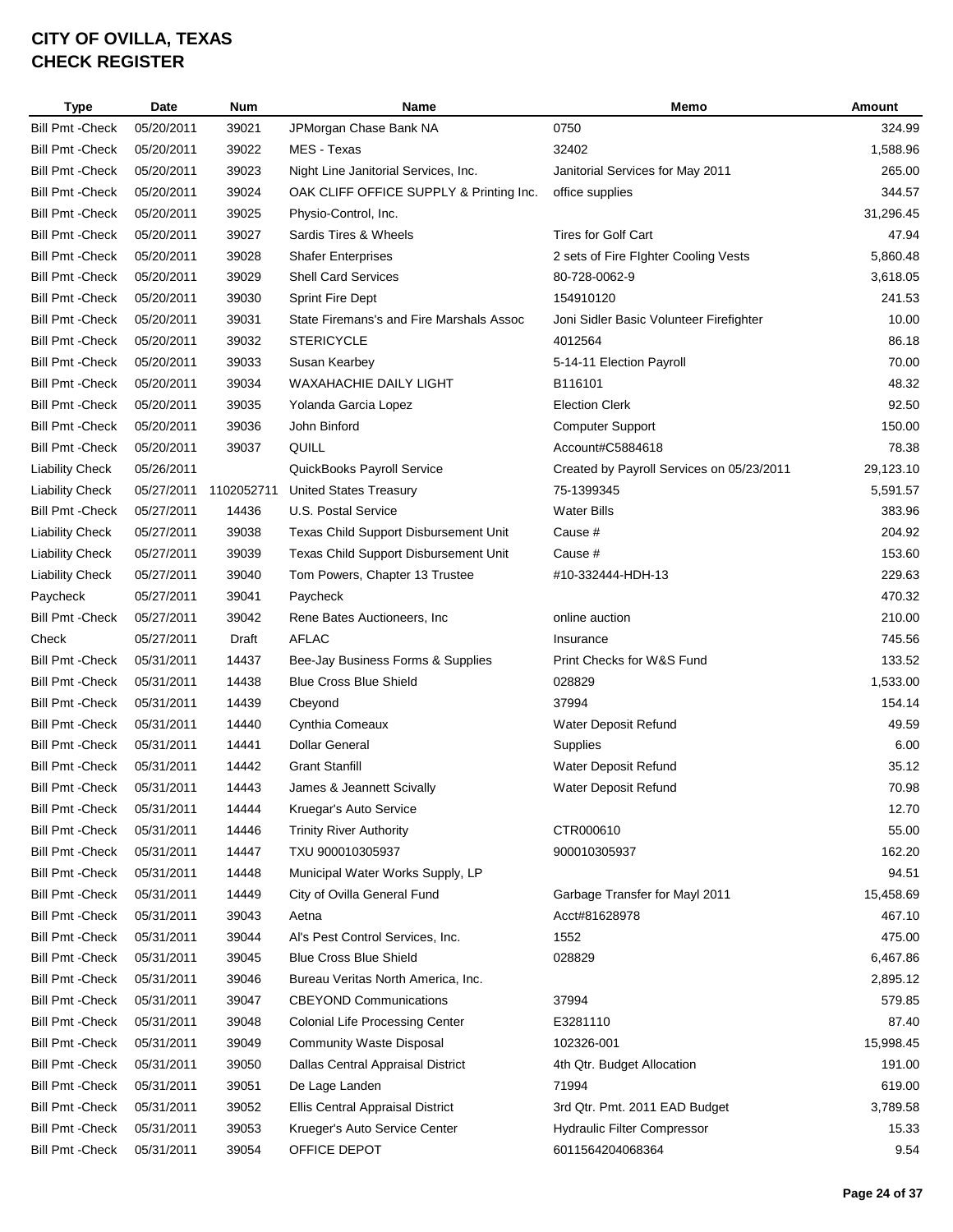# CITY OF OVILLA, TEXAS
# CHECK REGISTER

| Type | Date | Num | Name | Memo | Amount |
|---|---|---|---|---|---|
| Bill Pmt -Check | 05/20/2011 | 39021 | JPMorgan Chase Bank NA | 0750 | 324.99 |
| Bill Pmt -Check | 05/20/2011 | 39022 | MES - Texas | 32402 | 1,588.96 |
| Bill Pmt -Check | 05/20/2011 | 39023 | Night Line Janitorial Services, Inc. | Janitorial Services for May 2011 | 265.00 |
| Bill Pmt -Check | 05/20/2011 | 39024 | OAK CLIFF OFFICE SUPPLY & Printing Inc. | office supplies | 344.57 |
| Bill Pmt -Check | 05/20/2011 | 39025 | Physio-Control, Inc. | | 31,296.45 |
| Bill Pmt -Check | 05/20/2011 | 39027 | Sardis Tires & Wheels | Tires for Golf Cart | 47.94 |
| Bill Pmt -Check | 05/20/2011 | 39028 | Shafer Enterprises | 2 sets of Fire FIghter Cooling Vests | 5,860.48 |
| Bill Pmt -Check | 05/20/2011 | 39029 | Shell Card Services | 80-728-0062-9 | 3,618.05 |
| Bill Pmt -Check | 05/20/2011 | 39030 | Sprint Fire Dept | 154910120 | 241.53 |
| Bill Pmt -Check | 05/20/2011 | 39031 | State Firemans's and Fire Marshals Assoc | Joni Sidler Basic Volunteer Firefighter | 10.00 |
| Bill Pmt -Check | 05/20/2011 | 39032 | STERICYCLE | 4012564 | 86.18 |
| Bill Pmt -Check | 05/20/2011 | 39033 | Susan Kearbey | 5-14-11 Election Payroll | 70.00 |
| Bill Pmt -Check | 05/20/2011 | 39034 | WAXAHACHIE DAILY LIGHT | B116101 | 48.32 |
| Bill Pmt -Check | 05/20/2011 | 39035 | Yolanda Garcia Lopez | Election Clerk | 92.50 |
| Bill Pmt -Check | 05/20/2011 | 39036 | John Binford | Computer Support | 150.00 |
| Bill Pmt -Check | 05/20/2011 | 39037 | QUILL | Account#C5884618 | 78.38 |
| Liability Check | 05/26/2011 | | QuickBooks Payroll Service | Created by Payroll Services on 05/23/2011 | 29,123.10 |
| Liability Check | 05/27/2011 | 1102052711 | United States Treasury | 75-1399345 | 5,591.57 |
| Bill Pmt -Check | 05/27/2011 | 14436 | U.S. Postal Service | Water Bills | 383.96 |
| Liability Check | 05/27/2011 | 39038 | Texas Child Support Disbursement Unit | Cause # | 204.92 |
| Liability Check | 05/27/2011 | 39039 | Texas Child Support Disbursement Unit | Cause # | 153.60 |
| Liability Check | 05/27/2011 | 39040 | Tom Powers, Chapter 13 Trustee | #10-332444-HDH-13 | 229.63 |
| Paycheck | 05/27/2011 | 39041 | Paycheck | | 470.32 |
| Bill Pmt -Check | 05/27/2011 | 39042 | Rene Bates Auctioneers, Inc | online auction | 210.00 |
| Check | 05/27/2011 | Draft | AFLAC | Insurance | 745.56 |
| Bill Pmt -Check | 05/31/2011 | 14437 | Bee-Jay Business Forms & Supplies | Print Checks for W&S Fund | 133.52 |
| Bill Pmt -Check | 05/31/2011 | 14438 | Blue Cross Blue Shield | 028829 | 1,533.00 |
| Bill Pmt -Check | 05/31/2011 | 14439 | Cbeyond | 37994 | 154.14 |
| Bill Pmt -Check | 05/31/2011 | 14440 | Cynthia Comeaux | Water Deposit Refund | 49.59 |
| Bill Pmt -Check | 05/31/2011 | 14441 | Dollar General | Supplies | 6.00 |
| Bill Pmt -Check | 05/31/2011 | 14442 | Grant Stanfill | Water Deposit Refund | 35.12 |
| Bill Pmt -Check | 05/31/2011 | 14443 | James & Jeannett Scivally | Water Deposit Refund | 70.98 |
| Bill Pmt -Check | 05/31/2011 | 14444 | Kruegar's Auto Service | | 12.70 |
| Bill Pmt -Check | 05/31/2011 | 14446 | Trinity River Authority | CTR000610 | 55.00 |
| Bill Pmt -Check | 05/31/2011 | 14447 | TXU 900010305937 | 900010305937 | 162.20 |
| Bill Pmt -Check | 05/31/2011 | 14448 | Municipal Water Works Supply, LP | | 94.51 |
| Bill Pmt -Check | 05/31/2011 | 14449 | City of Ovilla General Fund | Garbage Transfer for Mayl 2011 | 15,458.69 |
| Bill Pmt -Check | 05/31/2011 | 39043 | Aetna | Acct#81628978 | 467.10 |
| Bill Pmt -Check | 05/31/2011 | 39044 | Al's Pest Control Services, Inc. | 1552 | 475.00 |
| Bill Pmt -Check | 05/31/2011 | 39045 | Blue Cross Blue Shield | 028829 | 6,467.86 |
| Bill Pmt -Check | 05/31/2011 | 39046 | Bureau Veritas North America, Inc. | | 2,895.12 |
| Bill Pmt -Check | 05/31/2011 | 39047 | CBEYOND Communications | 37994 | 579.85 |
| Bill Pmt -Check | 05/31/2011 | 39048 | Colonial Life Processing Center | E3281110 | 87.40 |
| Bill Pmt -Check | 05/31/2011 | 39049 | Community Waste Disposal | 102326-001 | 15,998.45 |
| Bill Pmt -Check | 05/31/2011 | 39050 | Dallas Central Appraisal District | 4th Qtr. Budget Allocation | 191.00 |
| Bill Pmt -Check | 05/31/2011 | 39051 | De Lage Landen | 71994 | 619.00 |
| Bill Pmt -Check | 05/31/2011 | 39052 | Ellis Central Appraisal District | 3rd Qtr. Pmt. 2011 EAD Budget | 3,789.58 |
| Bill Pmt -Check | 05/31/2011 | 39053 | Krueger's Auto Service Center | Hydraulic Filter Compressor | 15.33 |
| Bill Pmt -Check | 05/31/2011 | 39054 | OFFICE DEPOT | 6011564204068364 | 9.54 |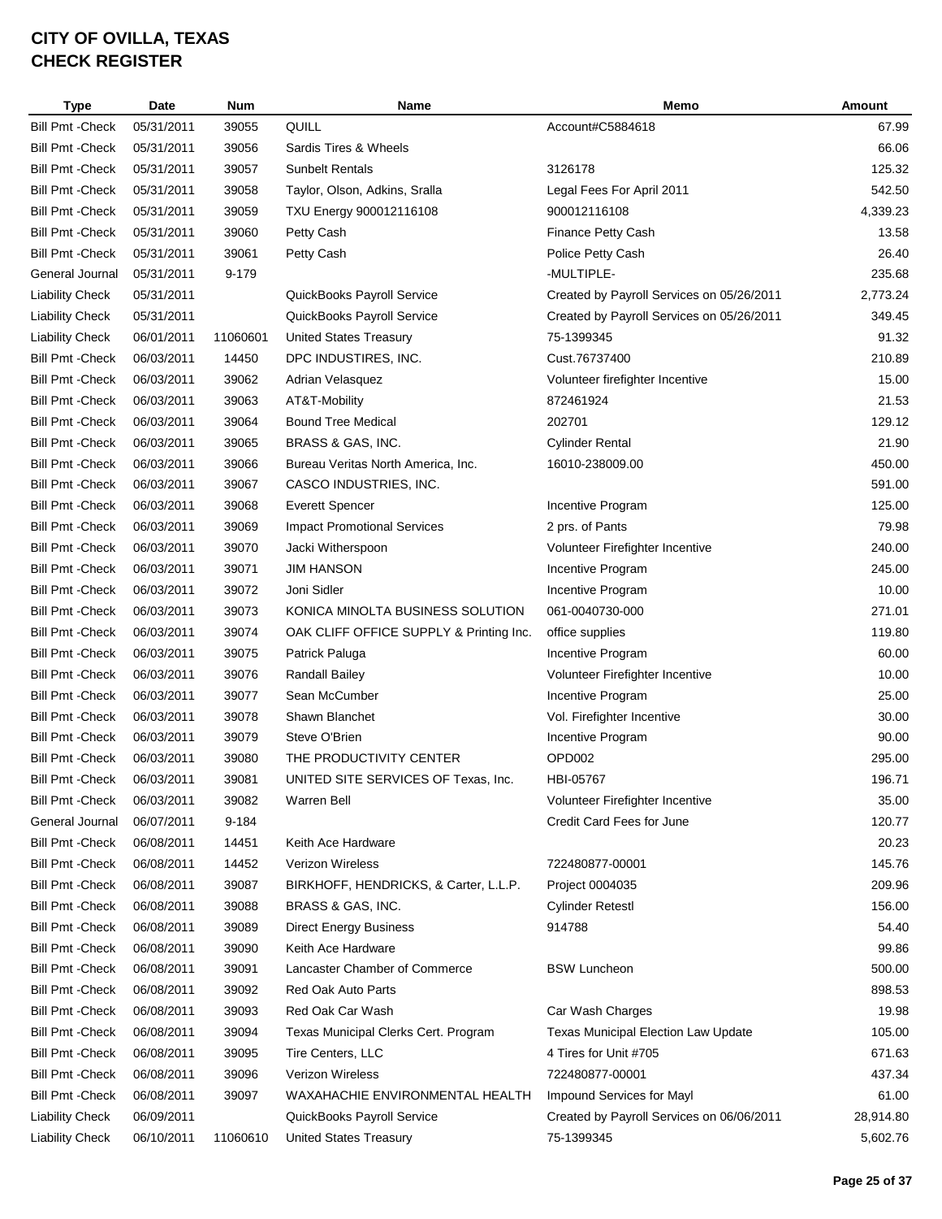# CITY OF OVILLA, TEXAS
# CHECK REGISTER

| Type | Date | Num | Name | Memo | Amount |
|---|---|---|---|---|---|
| Bill Pmt -Check | 05/31/2011 | 39055 | QUILL | Account#C5884618 | 67.99 |
| Bill Pmt -Check | 05/31/2011 | 39056 | Sardis Tires & Wheels | | 66.06 |
| Bill Pmt -Check | 05/31/2011 | 39057 | Sunbelt Rentals | 3126178 | 125.32 |
| Bill Pmt -Check | 05/31/2011 | 39058 | Taylor, Olson, Adkins, Sralla | Legal Fees For April 2011 | 542.50 |
| Bill Pmt -Check | 05/31/2011 | 39059 | TXU Energy 900012116108 | 900012116108 | 4,339.23 |
| Bill Pmt -Check | 05/31/2011 | 39060 | Petty Cash | Finance Petty Cash | 13.58 |
| Bill Pmt -Check | 05/31/2011 | 39061 | Petty Cash | Police Petty Cash | 26.40 |
| General Journal | 05/31/2011 | 9-179 | | -MULTIPLE- | 235.68 |
| Liability Check | 05/31/2011 | | QuickBooks Payroll Service | Created by Payroll Services on 05/26/2011 | 2,773.24 |
| Liability Check | 05/31/2011 | | QuickBooks Payroll Service | Created by Payroll Services on 05/26/2011 | 349.45 |
| Liability Check | 06/01/2011 | 11060601 | United States Treasury | 75-1399345 | 91.32 |
| Bill Pmt -Check | 06/03/2011 | 14450 | DPC INDUSTIRES, INC. | Cust.76737400 | 210.89 |
| Bill Pmt -Check | 06/03/2011 | 39062 | Adrian Velasquez | Volunteer firefighter Incentive | 15.00 |
| Bill Pmt -Check | 06/03/2011 | 39063 | AT&T-Mobility | 872461924 | 21.53 |
| Bill Pmt -Check | 06/03/2011 | 39064 | Bound Tree Medical | 202701 | 129.12 |
| Bill Pmt -Check | 06/03/2011 | 39065 | BRASS & GAS, INC. | Cylinder Rental | 21.90 |
| Bill Pmt -Check | 06/03/2011 | 39066 | Bureau Veritas North America, Inc. | 16010-238009.00 | 450.00 |
| Bill Pmt -Check | 06/03/2011 | 39067 | CASCO INDUSTRIES, INC. | | 591.00 |
| Bill Pmt -Check | 06/03/2011 | 39068 | Everett Spencer | Incentive Program | 125.00 |
| Bill Pmt -Check | 06/03/2011 | 39069 | Impact Promotional Services | 2 prs. of Pants | 79.98 |
| Bill Pmt -Check | 06/03/2011 | 39070 | Jacki Witherspoon | Volunteer Firefighter Incentive | 240.00 |
| Bill Pmt -Check | 06/03/2011 | 39071 | JIM HANSON | Incentive Program | 245.00 |
| Bill Pmt -Check | 06/03/2011 | 39072 | Joni Sidler | Incentive Program | 10.00 |
| Bill Pmt -Check | 06/03/2011 | 39073 | KONICA MINOLTA BUSINESS SOLUTION | 061-0040730-000 | 271.01 |
| Bill Pmt -Check | 06/03/2011 | 39074 | OAK CLIFF OFFICE SUPPLY & Printing Inc. | office supplies | 119.80 |
| Bill Pmt -Check | 06/03/2011 | 39075 | Patrick Paluga | Incentive Program | 60.00 |
| Bill Pmt -Check | 06/03/2011 | 39076 | Randall Bailey | Volunteer Firefighter Incentive | 10.00 |
| Bill Pmt -Check | 06/03/2011 | 39077 | Sean McCumber | Incentive Program | 25.00 |
| Bill Pmt -Check | 06/03/2011 | 39078 | Shawn Blanchet | Vol. Firefighter Incentive | 30.00 |
| Bill Pmt -Check | 06/03/2011 | 39079 | Steve O'Brien | Incentive Program | 90.00 |
| Bill Pmt -Check | 06/03/2011 | 39080 | THE PRODUCTIVITY CENTER | OPD002 | 295.00 |
| Bill Pmt -Check | 06/03/2011 | 39081 | UNITED SITE SERVICES OF Texas, Inc. | HBI-05767 | 196.71 |
| Bill Pmt -Check | 06/03/2011 | 39082 | Warren Bell | Volunteer Firefighter Incentive | 35.00 |
| General Journal | 06/07/2011 | 9-184 | | Credit Card Fees for June | 120.77 |
| Bill Pmt -Check | 06/08/2011 | 14451 | Keith Ace Hardware | | 20.23 |
| Bill Pmt -Check | 06/08/2011 | 14452 | Verizon Wireless | 722480877-00001 | 145.76 |
| Bill Pmt -Check | 06/08/2011 | 39087 | BIRKHOFF, HENDRICKS, & Carter, L.L.P. | Project 0004035 | 209.96 |
| Bill Pmt -Check | 06/08/2011 | 39088 | BRASS & GAS, INC. | Cylinder Retestl | 156.00 |
| Bill Pmt -Check | 06/08/2011 | 39089 | Direct Energy Business | 914788 | 54.40 |
| Bill Pmt -Check | 06/08/2011 | 39090 | Keith Ace Hardware | | 99.86 |
| Bill Pmt -Check | 06/08/2011 | 39091 | Lancaster Chamber of Commerce | BSW Luncheon | 500.00 |
| Bill Pmt -Check | 06/08/2011 | 39092 | Red Oak Auto Parts | | 898.53 |
| Bill Pmt -Check | 06/08/2011 | 39093 | Red Oak Car Wash | Car Wash Charges | 19.98 |
| Bill Pmt -Check | 06/08/2011 | 39094 | Texas Municipal Clerks Cert. Program | Texas Municipal Election Law Update | 105.00 |
| Bill Pmt -Check | 06/08/2011 | 39095 | Tire Centers, LLC | 4 Tires for Unit #705 | 671.63 |
| Bill Pmt -Check | 06/08/2011 | 39096 | Verizon Wireless | 722480877-00001 | 437.34 |
| Bill Pmt -Check | 06/08/2011 | 39097 | WAXAHACHIE ENVIRONMENTAL HEALTH | Impound Services for Mayl | 61.00 |
| Liability Check | 06/09/2011 | | QuickBooks Payroll Service | Created by Payroll Services on 06/06/2011 | 28,914.80 |
| Liability Check | 06/10/2011 | 11060610 | United States Treasury | 75-1399345 | 5,602.76 |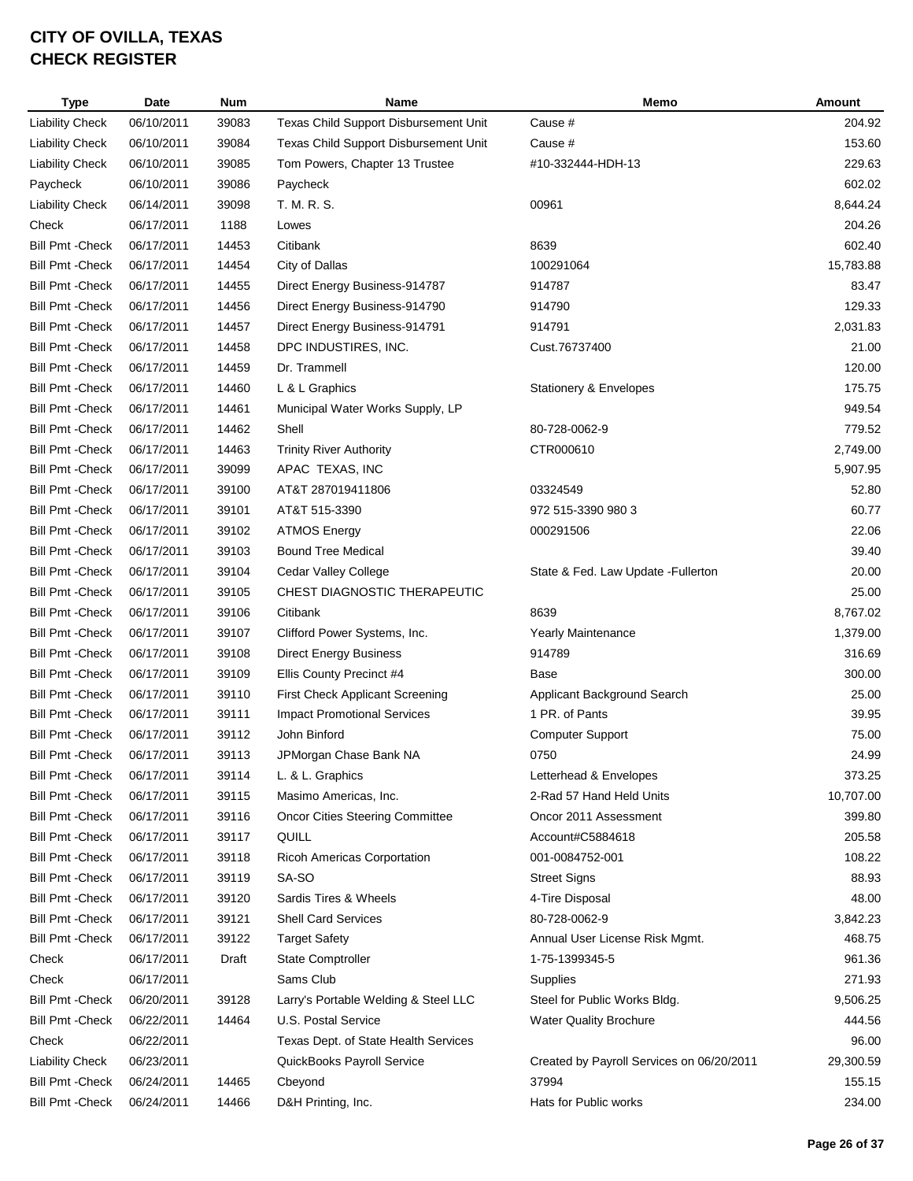# CITY OF OVILLA, TEXAS
# CHECK REGISTER

| Type | Date | Num | Name | Memo | Amount |
|---|---|---|---|---|---|
| Liability Check | 06/10/2011 | 39083 | Texas Child Support Disbursement Unit | Cause # | 204.92 |
| Liability Check | 06/10/2011 | 39084 | Texas Child Support Disbursement Unit | Cause # | 153.60 |
| Liability Check | 06/10/2011 | 39085 | Tom Powers, Chapter 13 Trustee | #10-332444-HDH-13 | 229.63 |
| Paycheck | 06/10/2011 | 39086 | Paycheck | | 602.02 |
| Liability Check | 06/14/2011 | 39098 | T. M. R. S. | 00961 | 8,644.24 |
| Check | 06/17/2011 | 1188 | Lowes | | 204.26 |
| Bill Pmt -Check | 06/17/2011 | 14453 | Citibank | 8639 | 602.40 |
| Bill Pmt -Check | 06/17/2011 | 14454 | City of Dallas | 100291064 | 15,783.88 |
| Bill Pmt -Check | 06/17/2011 | 14455 | Direct Energy Business-914787 | 914787 | 83.47 |
| Bill Pmt -Check | 06/17/2011 | 14456 | Direct Energy Business-914790 | 914790 | 129.33 |
| Bill Pmt -Check | 06/17/2011 | 14457 | Direct Energy Business-914791 | 914791 | 2,031.83 |
| Bill Pmt -Check | 06/17/2011 | 14458 | DPC INDUSTIRES, INC. | Cust.76737400 | 21.00 |
| Bill Pmt -Check | 06/17/2011 | 14459 | Dr. Trammell | | 120.00 |
| Bill Pmt -Check | 06/17/2011 | 14460 | L & L Graphics | Stationery & Envelopes | 175.75 |
| Bill Pmt -Check | 06/17/2011 | 14461 | Municipal Water Works Supply, LP | | 949.54 |
| Bill Pmt -Check | 06/17/2011 | 14462 | Shell | 80-728-0062-9 | 779.52 |
| Bill Pmt -Check | 06/17/2011 | 14463 | Trinity River Authority | CTR000610 | 2,749.00 |
| Bill Pmt -Check | 06/17/2011 | 39099 | APAC TEXAS, INC | | 5,907.95 |
| Bill Pmt -Check | 06/17/2011 | 39100 | AT&T 287019411806 | 03324549 | 52.80 |
| Bill Pmt -Check | 06/17/2011 | 39101 | AT&T 515-3390 | 972 515-3390 980 3 | 60.77 |
| Bill Pmt -Check | 06/17/2011 | 39102 | ATMOS Energy | 000291506 | 22.06 |
| Bill Pmt -Check | 06/17/2011 | 39103 | Bound Tree Medical | | 39.40 |
| Bill Pmt -Check | 06/17/2011 | 39104 | Cedar Valley College | State & Fed. Law Update -Fullerton | 20.00 |
| Bill Pmt -Check | 06/17/2011 | 39105 | CHEST DIAGNOSTIC THERAPEUTIC | | 25.00 |
| Bill Pmt -Check | 06/17/2011 | 39106 | Citibank | 8639 | 8,767.02 |
| Bill Pmt -Check | 06/17/2011 | 39107 | Clifford Power Systems, Inc. | Yearly Maintenance | 1,379.00 |
| Bill Pmt -Check | 06/17/2011 | 39108 | Direct Energy Business | 914789 | 316.69 |
| Bill Pmt -Check | 06/17/2011 | 39109 | Ellis County Precinct #4 | Base | 300.00 |
| Bill Pmt -Check | 06/17/2011 | 39110 | First Check Applicant Screening | Applicant Background Search | 25.00 |
| Bill Pmt -Check | 06/17/2011 | 39111 | Impact Promotional Services | 1 PR. of Pants | 39.95 |
| Bill Pmt -Check | 06/17/2011 | 39112 | John Binford | Computer Support | 75.00 |
| Bill Pmt -Check | 06/17/2011 | 39113 | JPMorgan Chase Bank NA | 0750 | 24.99 |
| Bill Pmt -Check | 06/17/2011 | 39114 | L. & L. Graphics | Letterhead & Envelopes | 373.25 |
| Bill Pmt -Check | 06/17/2011 | 39115 | Masimo Americas, Inc. | 2-Rad 57 Hand Held Units | 10,707.00 |
| Bill Pmt -Check | 06/17/2011 | 39116 | Oncor Cities Steering Committee | Oncor 2011 Assessment | 399.80 |
| Bill Pmt -Check | 06/17/2011 | 39117 | QUILL | Account#C5884618 | 205.58 |
| Bill Pmt -Check | 06/17/2011 | 39118 | Ricoh Americas Corportation | 001-0084752-001 | 108.22 |
| Bill Pmt -Check | 06/17/2011 | 39119 | SA-SO | Street Signs | 88.93 |
| Bill Pmt -Check | 06/17/2011 | 39120 | Sardis Tires & Wheels | 4-Tire Disposal | 48.00 |
| Bill Pmt -Check | 06/17/2011 | 39121 | Shell Card Services | 80-728-0062-9 | 3,842.23 |
| Bill Pmt -Check | 06/17/2011 | 39122 | Target Safety | Annual User License Risk Mgmt. | 468.75 |
| Check | 06/17/2011 | Draft | State Comptroller | 1-75-1399345-5 | 961.36 |
| Check | 06/17/2011 | | Sams Club | Supplies | 271.93 |
| Bill Pmt -Check | 06/20/2011 | 39128 | Larry's Portable Welding & Steel LLC | Steel for Public Works Bldg. | 9,506.25 |
| Bill Pmt -Check | 06/22/2011 | 14464 | U.S. Postal Service | Water Quality Brochure | 444.56 |
| Check | 06/22/2011 | | Texas Dept. of State Health Services | | 96.00 |
| Liability Check | 06/23/2011 | | QuickBooks Payroll Service | Created by Payroll Services on 06/20/2011 | 29,300.59 |
| Bill Pmt -Check | 06/24/2011 | 14465 | Cbeyond | 37994 | 155.15 |
| Bill Pmt -Check | 06/24/2011 | 14466 | D&H Printing, Inc. | Hats for Public works | 234.00 |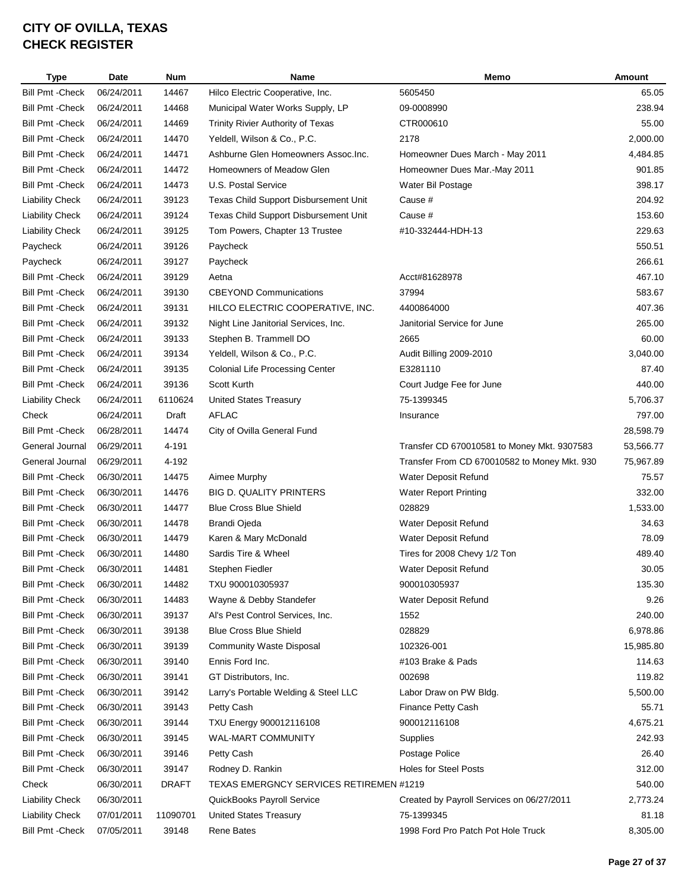# CITY OF OVILLA, TEXAS
# CHECK REGISTER

| Type | Date | Num | Name | Memo | Amount |
|---|---|---|---|---|---|
| Bill Pmt -Check | 06/24/2011 | 14467 | Hilco Electric Cooperative, Inc. | 5605450 | 65.05 |
| Bill Pmt -Check | 06/24/2011 | 14468 | Municipal Water Works Supply, LP | 09-0008990 | 238.94 |
| Bill Pmt -Check | 06/24/2011 | 14469 | Trinity Rivier Authority of Texas | CTR000610 | 55.00 |
| Bill Pmt -Check | 06/24/2011 | 14470 | Yeldell, Wilson & Co., P.C. | 2178 | 2,000.00 |
| Bill Pmt -Check | 06/24/2011 | 14471 | Ashburne Glen Homeowners Assoc.Inc. | Homeowner Dues March - May 2011 | 4,484.85 |
| Bill Pmt -Check | 06/24/2011 | 14472 | Homeowners of Meadow Glen | Homeowner Dues Mar.-May 2011 | 901.85 |
| Bill Pmt -Check | 06/24/2011 | 14473 | U.S. Postal Service | Water Bil Postage | 398.17 |
| Liability Check | 06/24/2011 | 39123 | Texas Child Support Disbursement Unit | Cause # | 204.92 |
| Liability Check | 06/24/2011 | 39124 | Texas Child Support Disbursement Unit | Cause # | 153.60 |
| Liability Check | 06/24/2011 | 39125 | Tom Powers, Chapter 13 Trustee | #10-332444-HDH-13 | 229.63 |
| Paycheck | 06/24/2011 | 39126 | Paycheck | | 550.51 |
| Paycheck | 06/24/2011 | 39127 | Paycheck | | 266.61 |
| Bill Pmt -Check | 06/24/2011 | 39129 | Aetna | Acct#81628978 | 467.10 |
| Bill Pmt -Check | 06/24/2011 | 39130 | CBEYOND Communications | 37994 | 583.67 |
| Bill Pmt -Check | 06/24/2011 | 39131 | HILCO ELECTRIC COOPERATIVE, INC. | 4400864000 | 407.36 |
| Bill Pmt -Check | 06/24/2011 | 39132 | Night Line Janitorial Services, Inc. | Janitorial Service for June | 265.00 |
| Bill Pmt -Check | 06/24/2011 | 39133 | Stephen B. Trammell DO | 2665 | 60.00 |
| Bill Pmt -Check | 06/24/2011 | 39134 | Yeldell, Wilson & Co., P.C. | Audit Billing 2009-2010 | 3,040.00 |
| Bill Pmt -Check | 06/24/2011 | 39135 | Colonial Life Processing Center | E3281110 | 87.40 |
| Bill Pmt -Check | 06/24/2011 | 39136 | Scott Kurth | Court Judge Fee for June | 440.00 |
| Liability Check | 06/24/2011 | 6110624 | United States Treasury | 75-1399345 | 5,706.37 |
| Check | 06/24/2011 | Draft | AFLAC | Insurance | 797.00 |
| Bill Pmt -Check | 06/28/2011 | 14474 | City of Ovilla General Fund | | 28,598.79 |
| General Journal | 06/29/2011 | 4-191 | | Transfer CD 670010581 to Money Mkt. 9307583 | 53,566.77 |
| General Journal | 06/29/2011 | 4-192 | | Transfer From CD 670010582 to Money Mkt. 930 | 75,967.89 |
| Bill Pmt -Check | 06/30/2011 | 14475 | Aimee Murphy | Water Deposit Refund | 75.57 |
| Bill Pmt -Check | 06/30/2011 | 14476 | BIG D. QUALITY PRINTERS | Water Report Printing | 332.00 |
| Bill Pmt -Check | 06/30/2011 | 14477 | Blue Cross Blue Shield | 028829 | 1,533.00 |
| Bill Pmt -Check | 06/30/2011 | 14478 | Brandi Ojeda | Water Deposit Refund | 34.63 |
| Bill Pmt -Check | 06/30/2011 | 14479 | Karen & Mary McDonald | Water Deposit Refund | 78.09 |
| Bill Pmt -Check | 06/30/2011 | 14480 | Sardis Tire & Wheel | Tires for 2008 Chevy 1/2 Ton | 489.40 |
| Bill Pmt -Check | 06/30/2011 | 14481 | Stephen Fiedler | Water Deposit Refund | 30.05 |
| Bill Pmt -Check | 06/30/2011 | 14482 | TXU 900010305937 | 900010305937 | 135.30 |
| Bill Pmt -Check | 06/30/2011 | 14483 | Wayne & Debby Standefer | Water Deposit Refund | 9.26 |
| Bill Pmt -Check | 06/30/2011 | 39137 | Al's Pest Control Services, Inc. | 1552 | 240.00 |
| Bill Pmt -Check | 06/30/2011 | 39138 | Blue Cross Blue Shield | 028829 | 6,978.86 |
| Bill Pmt -Check | 06/30/2011 | 39139 | Community Waste Disposal | 102326-001 | 15,985.80 |
| Bill Pmt -Check | 06/30/2011 | 39140 | Ennis Ford Inc. | #103 Brake & Pads | 114.63 |
| Bill Pmt -Check | 06/30/2011 | 39141 | GT Distributors, Inc. | 002698 | 119.82 |
| Bill Pmt -Check | 06/30/2011 | 39142 | Larry's Portable Welding & Steel LLC | Labor Draw on PW Bldg. | 5,500.00 |
| Bill Pmt -Check | 06/30/2011 | 39143 | Petty Cash | Finance Petty Cash | 55.71 |
| Bill Pmt -Check | 06/30/2011 | 39144 | TXU Energy 900012116108 | 900012116108 | 4,675.21 |
| Bill Pmt -Check | 06/30/2011 | 39145 | WAL-MART COMMUNITY | Supplies | 242.93 |
| Bill Pmt -Check | 06/30/2011 | 39146 | Petty Cash | Postage Police | 26.40 |
| Bill Pmt -Check | 06/30/2011 | 39147 | Rodney D. Rankin | Holes for Steel Posts | 312.00 |
| Check | 06/30/2011 | DRAFT | TEXAS EMERGNCY SERVICES RETIREMEN #1219 | | 540.00 |
| Liability Check | 06/30/2011 | | QuickBooks Payroll Service | Created by Payroll Services on 06/27/2011 | 2,773.24 |
| Liability Check | 07/01/2011 | 11090701 | United States Treasury | 75-1399345 | 81.18 |
| Bill Pmt -Check | 07/05/2011 | 39148 | Rene Bates | 1998 Ford Pro Patch Pot Hole Truck | 8,305.00 |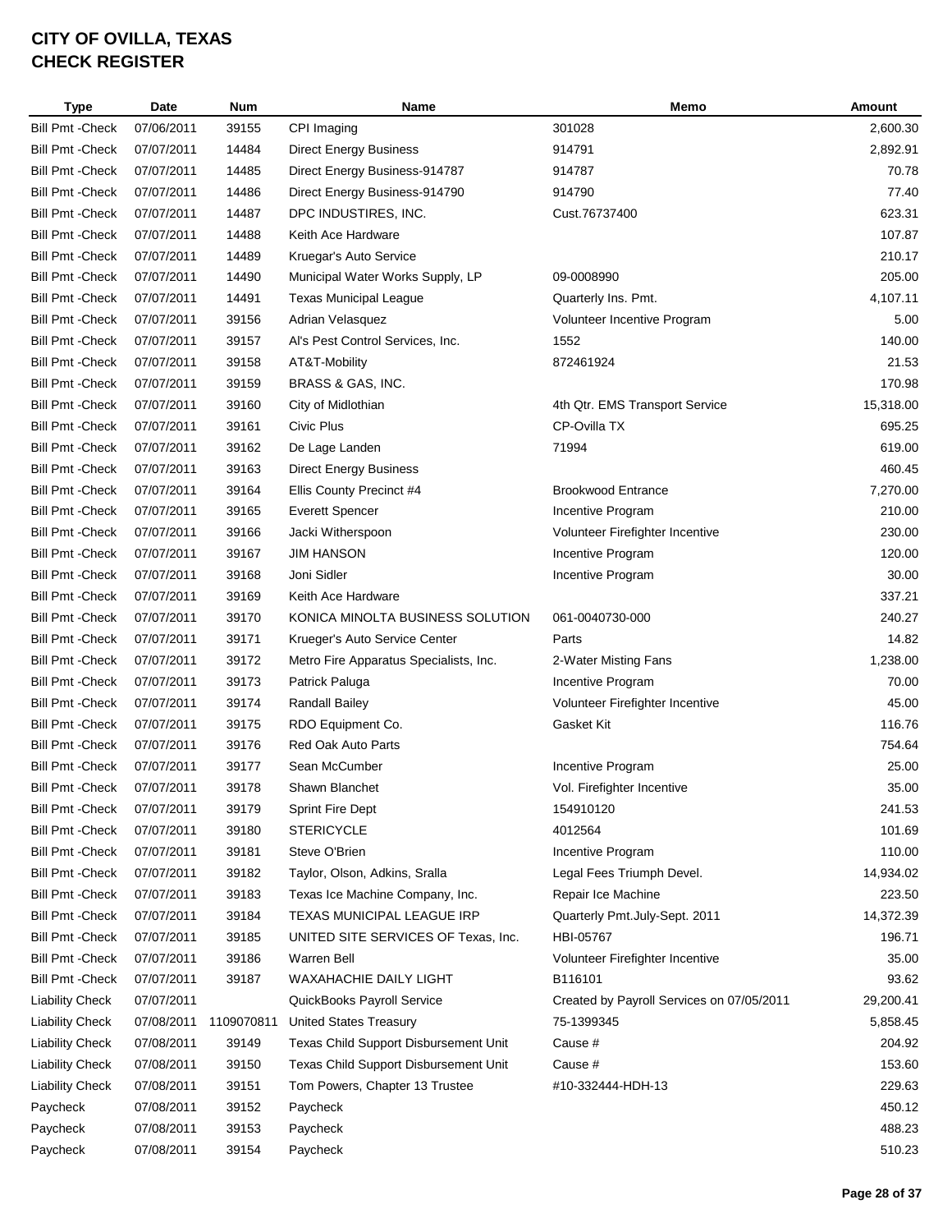# CITY OF OVILLA, TEXAS
# CHECK REGISTER

| Type | Date | Num | Name | Memo | Amount |
|---|---|---|---|---|---|
| Bill Pmt -Check | 07/06/2011 | 39155 | CPI Imaging | 301028 | 2,600.30 |
| Bill Pmt -Check | 07/07/2011 | 14484 | Direct Energy Business | 914791 | 2,892.91 |
| Bill Pmt -Check | 07/07/2011 | 14485 | Direct Energy Business-914787 | 914787 | 70.78 |
| Bill Pmt -Check | 07/07/2011 | 14486 | Direct Energy Business-914790 | 914790 | 77.40 |
| Bill Pmt -Check | 07/07/2011 | 14487 | DPC INDUSTIRES, INC. | Cust.76737400 | 623.31 |
| Bill Pmt -Check | 07/07/2011 | 14488 | Keith Ace Hardware | | 107.87 |
| Bill Pmt -Check | 07/07/2011 | 14489 | Kruegar's Auto Service | | 210.17 |
| Bill Pmt -Check | 07/07/2011 | 14490 | Municipal Water Works Supply, LP | 09-0008990 | 205.00 |
| Bill Pmt -Check | 07/07/2011 | 14491 | Texas Municipal League | Quarterly Ins. Pmt. | 4,107.11 |
| Bill Pmt -Check | 07/07/2011 | 39156 | Adrian Velasquez | Volunteer Incentive Program | 5.00 |
| Bill Pmt -Check | 07/07/2011 | 39157 | Al's Pest Control Services, Inc. | 1552 | 140.00 |
| Bill Pmt -Check | 07/07/2011 | 39158 | AT&T-Mobility | 872461924 | 21.53 |
| Bill Pmt -Check | 07/07/2011 | 39159 | BRASS & GAS, INC. | | 170.98 |
| Bill Pmt -Check | 07/07/2011 | 39160 | City of Midlothian | 4th Qtr. EMS Transport Service | 15,318.00 |
| Bill Pmt -Check | 07/07/2011 | 39161 | Civic Plus | CP-Ovilla TX | 695.25 |
| Bill Pmt -Check | 07/07/2011 | 39162 | De Lage Landen | 71994 | 619.00 |
| Bill Pmt -Check | 07/07/2011 | 39163 | Direct Energy Business | | 460.45 |
| Bill Pmt -Check | 07/07/2011 | 39164 | Ellis County Precinct #4 | Brookwood Entrance | 7,270.00 |
| Bill Pmt -Check | 07/07/2011 | 39165 | Everett Spencer | Incentive Program | 210.00 |
| Bill Pmt -Check | 07/07/2011 | 39166 | Jacki Witherspoon | Volunteer Firefighter Incentive | 230.00 |
| Bill Pmt -Check | 07/07/2011 | 39167 | JIM HANSON | Incentive Program | 120.00 |
| Bill Pmt -Check | 07/07/2011 | 39168 | Joni Sidler | Incentive Program | 30.00 |
| Bill Pmt -Check | 07/07/2011 | 39169 | Keith Ace Hardware | | 337.21 |
| Bill Pmt -Check | 07/07/2011 | 39170 | KONICA MINOLTA BUSINESS SOLUTION | 061-0040730-000 | 240.27 |
| Bill Pmt -Check | 07/07/2011 | 39171 | Krueger's Auto Service Center | Parts | 14.82 |
| Bill Pmt -Check | 07/07/2011 | 39172 | Metro Fire Apparatus Specialists, Inc. | 2-Water Misting Fans | 1,238.00 |
| Bill Pmt -Check | 07/07/2011 | 39173 | Patrick Paluga | Incentive Program | 70.00 |
| Bill Pmt -Check | 07/07/2011 | 39174 | Randall Bailey | Volunteer Firefighter Incentive | 45.00 |
| Bill Pmt -Check | 07/07/2011 | 39175 | RDO Equipment Co. | Gasket Kit | 116.76 |
| Bill Pmt -Check | 07/07/2011 | 39176 | Red Oak Auto Parts | | 754.64 |
| Bill Pmt -Check | 07/07/2011 | 39177 | Sean McCumber | Incentive Program | 25.00 |
| Bill Pmt -Check | 07/07/2011 | 39178 | Shawn Blanchet | Vol. Firefighter Incentive | 35.00 |
| Bill Pmt -Check | 07/07/2011 | 39179 | Sprint Fire Dept | 154910120 | 241.53 |
| Bill Pmt -Check | 07/07/2011 | 39180 | STERICYCLE | 4012564 | 101.69 |
| Bill Pmt -Check | 07/07/2011 | 39181 | Steve O'Brien | Incentive Program | 110.00 |
| Bill Pmt -Check | 07/07/2011 | 39182 | Taylor, Olson, Adkins, Sralla | Legal Fees Triumph Devel. | 14,934.02 |
| Bill Pmt -Check | 07/07/2011 | 39183 | Texas Ice Machine Company, Inc. | Repair Ice Machine | 223.50 |
| Bill Pmt -Check | 07/07/2011 | 39184 | TEXAS MUNICIPAL LEAGUE IRP | Quarterly Pmt.July-Sept. 2011 | 14,372.39 |
| Bill Pmt -Check | 07/07/2011 | 39185 | UNITED SITE SERVICES OF Texas, Inc. | HBI-05767 | 196.71 |
| Bill Pmt -Check | 07/07/2011 | 39186 | Warren Bell | Volunteer Firefighter Incentive | 35.00 |
| Bill Pmt -Check | 07/07/2011 | 39187 | WAXAHACHIE DAILY LIGHT | B116101 | 93.62 |
| Liability Check | 07/07/2011 | | QuickBooks Payroll Service | Created by Payroll Services on 07/05/2011 | 29,200.41 |
| Liability Check | 07/08/2011 | 1109070811 | United States Treasury | 75-1399345 | 5,858.45 |
| Liability Check | 07/08/2011 | 39149 | Texas Child Support Disbursement Unit | Cause # | 204.92 |
| Liability Check | 07/08/2011 | 39150 | Texas Child Support Disbursement Unit | Cause # | 153.60 |
| Liability Check | 07/08/2011 | 39151 | Tom Powers, Chapter 13 Trustee | #10-332444-HDH-13 | 229.63 |
| Paycheck | 07/08/2011 | 39152 | Paycheck | | 450.12 |
| Paycheck | 07/08/2011 | 39153 | Paycheck | | 488.23 |
| Paycheck | 07/08/2011 | 39154 | Paycheck | | 510.23 |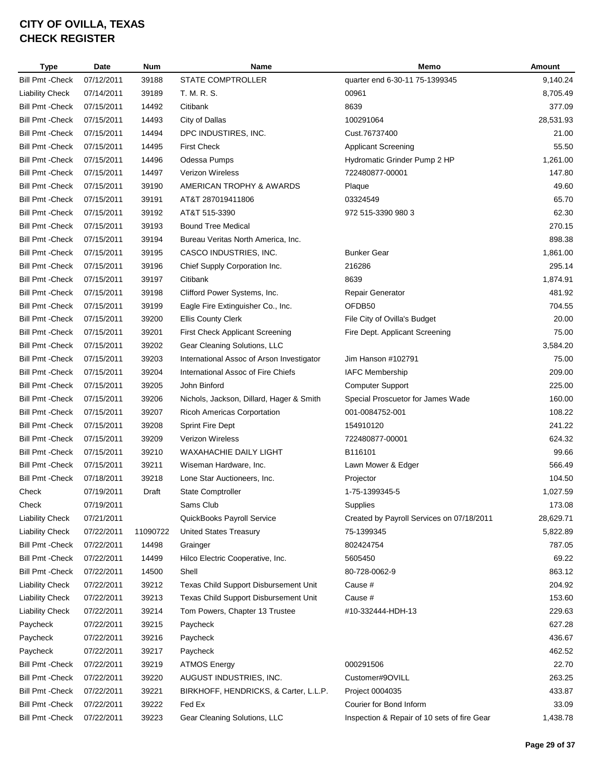# CITY OF OVILLA, TEXAS
# CHECK REGISTER

| Type | Date | Num | Name | Memo | Amount |
|---|---|---|---|---|---|
| Bill Pmt -Check | 07/12/2011 | 39188 | STATE COMPTROLLER | quarter end 6-30-11 75-1399345 | 9,140.24 |
| Liability Check | 07/14/2011 | 39189 | T. M. R. S. | 00961 | 8,705.49 |
| Bill Pmt -Check | 07/15/2011 | 14492 | Citibank | 8639 | 377.09 |
| Bill Pmt -Check | 07/15/2011 | 14493 | City of Dallas | 100291064 | 28,531.93 |
| Bill Pmt -Check | 07/15/2011 | 14494 | DPC INDUSTIRES, INC. | Cust.76737400 | 21.00 |
| Bill Pmt -Check | 07/15/2011 | 14495 | First Check | Applicant Screening | 55.50 |
| Bill Pmt -Check | 07/15/2011 | 14496 | Odessa Pumps | Hydromatic Grinder Pump 2 HP | 1,261.00 |
| Bill Pmt -Check | 07/15/2011 | 14497 | Verizon Wireless | 722480877-00001 | 147.80 |
| Bill Pmt -Check | 07/15/2011 | 39190 | AMERICAN TROPHY & AWARDS | Plaque | 49.60 |
| Bill Pmt -Check | 07/15/2011 | 39191 | AT&T 287019411806 | 03324549 | 65.70 |
| Bill Pmt -Check | 07/15/2011 | 39192 | AT&T 515-3390 | 972 515-3390 980 3 | 62.30 |
| Bill Pmt -Check | 07/15/2011 | 39193 | Bound Tree Medical | | 270.15 |
| Bill Pmt -Check | 07/15/2011 | 39194 | Bureau Veritas North America, Inc. | | 898.38 |
| Bill Pmt -Check | 07/15/2011 | 39195 | CASCO INDUSTRIES, INC. | Bunker Gear | 1,861.00 |
| Bill Pmt -Check | 07/15/2011 | 39196 | Chief Supply Corporation Inc. | 216286 | 295.14 |
| Bill Pmt -Check | 07/15/2011 | 39197 | Citibank | 8639 | 1,874.91 |
| Bill Pmt -Check | 07/15/2011 | 39198 | Clifford Power Systems, Inc. | Repair Generator | 481.92 |
| Bill Pmt -Check | 07/15/2011 | 39199 | Eagle Fire Extinguisher Co., Inc. | OFDB50 | 704.55 |
| Bill Pmt -Check | 07/15/2011 | 39200 | Ellis County Clerk | File City of Ovilla's Budget | 20.00 |
| Bill Pmt -Check | 07/15/2011 | 39201 | First Check Applicant Screening | Fire Dept. Applicant Screening | 75.00 |
| Bill Pmt -Check | 07/15/2011 | 39202 | Gear Cleaning Solutions, LLC | | 3,584.20 |
| Bill Pmt -Check | 07/15/2011 | 39203 | International Assoc of Arson Investigator | Jim Hanson #102791 | 75.00 |
| Bill Pmt -Check | 07/15/2011 | 39204 | International Assoc of Fire Chiefs | IAFC Membership | 209.00 |
| Bill Pmt -Check | 07/15/2011 | 39205 | John Binford | Computer Support | 225.00 |
| Bill Pmt -Check | 07/15/2011 | 39206 | Nichols, Jackson, Dillard, Hager & Smith | Special Proscuetor for James Wade | 160.00 |
| Bill Pmt -Check | 07/15/2011 | 39207 | Ricoh Americas Corportation | 001-0084752-001 | 108.22 |
| Bill Pmt -Check | 07/15/2011 | 39208 | Sprint Fire Dept | 154910120 | 241.22 |
| Bill Pmt -Check | 07/15/2011 | 39209 | Verizon Wireless | 722480877-00001 | 624.32 |
| Bill Pmt -Check | 07/15/2011 | 39210 | WAXAHACHIE DAILY LIGHT | B116101 | 99.66 |
| Bill Pmt -Check | 07/15/2011 | 39211 | Wiseman Hardware, Inc. | Lawn Mower & Edger | 566.49 |
| Bill Pmt -Check | 07/18/2011 | 39218 | Lone Star Auctioneers, Inc. | Projector | 104.50 |
| Check | 07/19/2011 | Draft | State Comptroller | 1-75-1399345-5 | 1,027.59 |
| Check | 07/19/2011 | | Sams Club | Supplies | 173.08 |
| Liability Check | 07/21/2011 | | QuickBooks Payroll Service | Created by Payroll Services on 07/18/2011 | 28,629.71 |
| Liability Check | 07/22/2011 | 11090722 | United States Treasury | 75-1399345 | 5,822.89 |
| Bill Pmt -Check | 07/22/2011 | 14498 | Grainger | 802424754 | 787.05 |
| Bill Pmt -Check | 07/22/2011 | 14499 | Hilco Electric Cooperative, Inc. | 5605450 | 69.22 |
| Bill Pmt -Check | 07/22/2011 | 14500 | Shell | 80-728-0062-9 | 863.12 |
| Liability Check | 07/22/2011 | 39212 | Texas Child Support Disbursement Unit | Cause # | 204.92 |
| Liability Check | 07/22/2011 | 39213 | Texas Child Support Disbursement Unit | Cause # | 153.60 |
| Liability Check | 07/22/2011 | 39214 | Tom Powers, Chapter 13 Trustee | #10-332444-HDH-13 | 229.63 |
| Paycheck | 07/22/2011 | 39215 | Paycheck | | 627.28 |
| Paycheck | 07/22/2011 | 39216 | Paycheck | | 436.67 |
| Paycheck | 07/22/2011 | 39217 | Paycheck | | 462.52 |
| Bill Pmt -Check | 07/22/2011 | 39219 | ATMOS Energy | 000291506 | 22.70 |
| Bill Pmt -Check | 07/22/2011 | 39220 | AUGUST INDUSTRIES, INC. | Customer#9OVILL | 263.25 |
| Bill Pmt -Check | 07/22/2011 | 39221 | BIRKHOFF, HENDRICKS, & Carter, L.L.P. | Project 0004035 | 433.87 |
| Bill Pmt -Check | 07/22/2011 | 39222 | Fed Ex | Courier for Bond Inform | 33.09 |
| Bill Pmt -Check | 07/22/2011 | 39223 | Gear Cleaning Solutions, LLC | Inspection & Repair of 10 sets of fire Gear | 1,438.78 |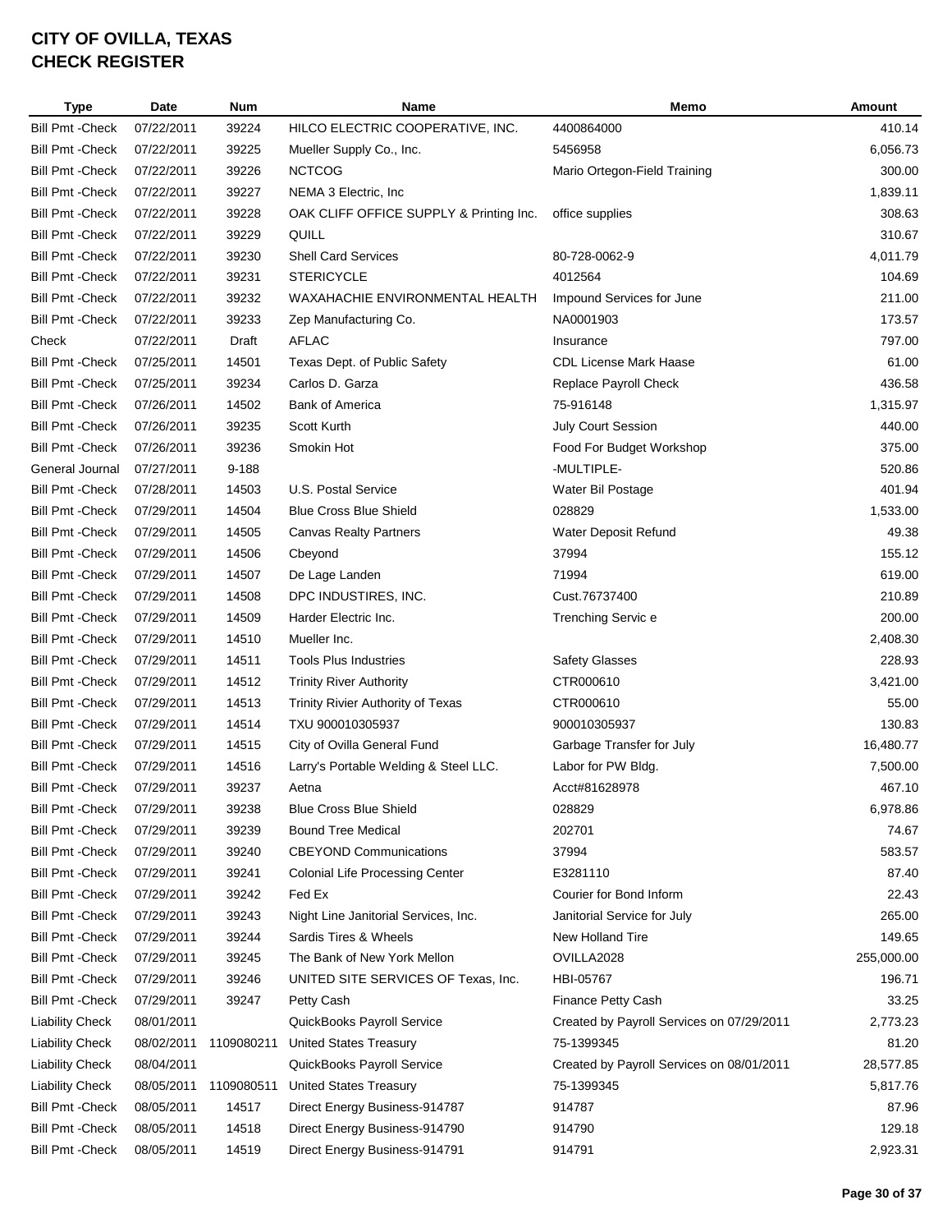# CITY OF OVILLA, TEXAS
# CHECK REGISTER

| Type | Date | Num | Name | Memo | Amount |
|---|---|---|---|---|---|
| Bill Pmt -Check | 07/22/2011 | 39224 | HILCO ELECTRIC COOPERATIVE, INC. | 4400864000 | 410.14 |
| Bill Pmt -Check | 07/22/2011 | 39225 | Mueller Supply Co., Inc. | 5456958 | 6,056.73 |
| Bill Pmt -Check | 07/22/2011 | 39226 | NCTCOG | Mario Ortegon-Field Training | 300.00 |
| Bill Pmt -Check | 07/22/2011 | 39227 | NEMA 3 Electric, Inc | | 1,839.11 |
| Bill Pmt -Check | 07/22/2011 | 39228 | OAK CLIFF OFFICE SUPPLY & Printing Inc. | office supplies | 308.63 |
| Bill Pmt -Check | 07/22/2011 | 39229 | QUILL | | 310.67 |
| Bill Pmt -Check | 07/22/2011 | 39230 | Shell Card Services | 80-728-0062-9 | 4,011.79 |
| Bill Pmt -Check | 07/22/2011 | 39231 | STERICYCLE | 4012564 | 104.69 |
| Bill Pmt -Check | 07/22/2011 | 39232 | WAXAHACHIE ENVIRONMENTAL HEALTH | Impound Services for June | 211.00 |
| Bill Pmt -Check | 07/22/2011 | 39233 | Zep Manufacturing Co. | NA0001903 | 173.57 |
| Check | 07/22/2011 | Draft | AFLAC | Insurance | 797.00 |
| Bill Pmt -Check | 07/25/2011 | 14501 | Texas Dept. of Public Safety | CDL License Mark Haase | 61.00 |
| Bill Pmt -Check | 07/25/2011 | 39234 | Carlos D. Garza | Replace Payroll Check | 436.58 |
| Bill Pmt -Check | 07/26/2011 | 14502 | Bank of America | 75-916148 | 1,315.97 |
| Bill Pmt -Check | 07/26/2011 | 39235 | Scott Kurth | July Court Session | 440.00 |
| Bill Pmt -Check | 07/26/2011 | 39236 | Smokin Hot | Food For Budget Workshop | 375.00 |
| General Journal | 07/27/2011 | 9-188 | | -MULTIPLE- | 520.86 |
| Bill Pmt -Check | 07/28/2011 | 14503 | U.S. Postal Service | Water Bil Postage | 401.94 |
| Bill Pmt -Check | 07/29/2011 | 14504 | Blue Cross Blue Shield | 028829 | 1,533.00 |
| Bill Pmt -Check | 07/29/2011 | 14505 | Canvas Realty Partners | Water Deposit Refund | 49.38 |
| Bill Pmt -Check | 07/29/2011 | 14506 | Cbeyond | 37994 | 155.12 |
| Bill Pmt -Check | 07/29/2011 | 14507 | De Lage Landen | 71994 | 619.00 |
| Bill Pmt -Check | 07/29/2011 | 14508 | DPC INDUSTIRES, INC. | Cust.76737400 | 210.89 |
| Bill Pmt -Check | 07/29/2011 | 14509 | Harder Electric Inc. | Trenching Servic e | 200.00 |
| Bill Pmt -Check | 07/29/2011 | 14510 | Mueller Inc. | | 2,408.30 |
| Bill Pmt -Check | 07/29/2011 | 14511 | Tools Plus Industries | Safety Glasses | 228.93 |
| Bill Pmt -Check | 07/29/2011 | 14512 | Trinity River Authority | CTR000610 | 3,421.00 |
| Bill Pmt -Check | 07/29/2011 | 14513 | Trinity Rivier Authority of Texas | CTR000610 | 55.00 |
| Bill Pmt -Check | 07/29/2011 | 14514 | TXU 900010305937 | 900010305937 | 130.83 |
| Bill Pmt -Check | 07/29/2011 | 14515 | City of Ovilla General Fund | Garbage Transfer for July | 16,480.77 |
| Bill Pmt -Check | 07/29/2011 | 14516 | Larry's Portable Welding & Steel LLC. | Labor for PW Bldg. | 7,500.00 |
| Bill Pmt -Check | 07/29/2011 | 39237 | Aetna | Acct#81628978 | 467.10 |
| Bill Pmt -Check | 07/29/2011 | 39238 | Blue Cross Blue Shield | 028829 | 6,978.86 |
| Bill Pmt -Check | 07/29/2011 | 39239 | Bound Tree Medical | 202701 | 74.67 |
| Bill Pmt -Check | 07/29/2011 | 39240 | CBEYOND Communications | 37994 | 583.57 |
| Bill Pmt -Check | 07/29/2011 | 39241 | Colonial Life Processing Center | E3281110 | 87.40 |
| Bill Pmt -Check | 07/29/2011 | 39242 | Fed Ex | Courier for Bond Inform | 22.43 |
| Bill Pmt -Check | 07/29/2011 | 39243 | Night Line Janitorial Services, Inc. | Janitorial Service for July | 265.00 |
| Bill Pmt -Check | 07/29/2011 | 39244 | Sardis Tires & Wheels | New Holland Tire | 149.65 |
| Bill Pmt -Check | 07/29/2011 | 39245 | The Bank of New York Mellon | OVILLA2028 | 255,000.00 |
| Bill Pmt -Check | 07/29/2011 | 39246 | UNITED SITE SERVICES OF Texas, Inc. | HBI-05767 | 196.71 |
| Bill Pmt -Check | 07/29/2011 | 39247 | Petty Cash | Finance Petty Cash | 33.25 |
| Liability Check | 08/01/2011 | | QuickBooks Payroll Service | Created by Payroll Services on 07/29/2011 | 2,773.23 |
| Liability Check | 08/02/2011 | 1109080211 | United States Treasury | 75-1399345 | 81.20 |
| Liability Check | 08/04/2011 | | QuickBooks Payroll Service | Created by Payroll Services on 08/01/2011 | 28,577.85 |
| Liability Check | 08/05/2011 | 1109080511 | United States Treasury | 75-1399345 | 5,817.76 |
| Bill Pmt -Check | 08/05/2011 | 14517 | Direct Energy Business-914787 | 914787 | 87.96 |
| Bill Pmt -Check | 08/05/2011 | 14518 | Direct Energy Business-914790 | 914790 | 129.18 |
| Bill Pmt -Check | 08/05/2011 | 14519 | Direct Energy Business-914791 | 914791 | 2,923.31 |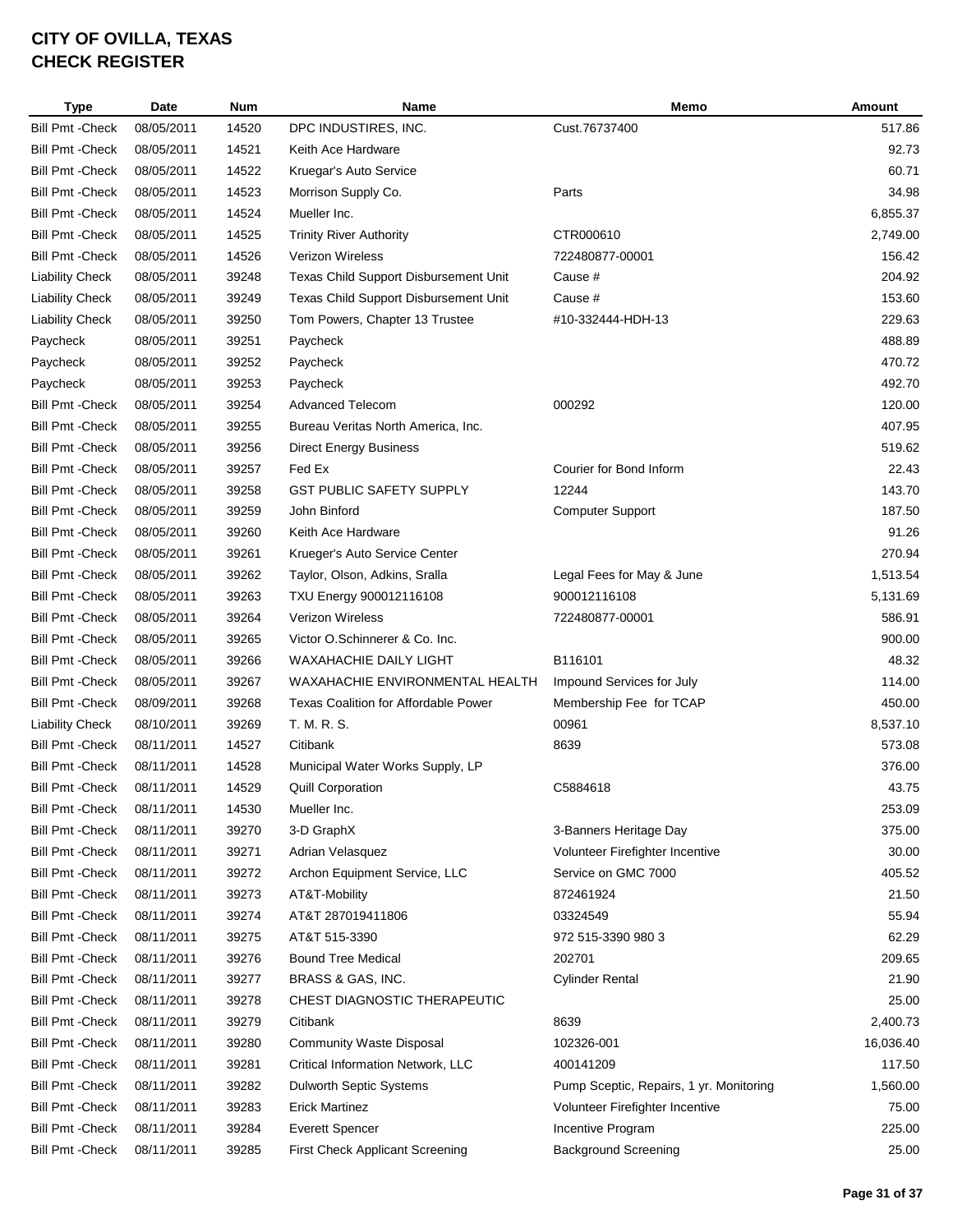# CITY OF OVILLA, TEXAS
# CHECK REGISTER

| Type | Date | Num | Name | Memo | Amount |
|---|---|---|---|---|---|
| Bill Pmt -Check | 08/05/2011 | 14520 | DPC INDUSTIRES, INC. | Cust.76737400 | 517.86 |
| Bill Pmt -Check | 08/05/2011 | 14521 | Keith Ace Hardware | | 92.73 |
| Bill Pmt -Check | 08/05/2011 | 14522 | Kruegar's Auto Service | | 60.71 |
| Bill Pmt -Check | 08/05/2011 | 14523 | Morrison Supply Co. | Parts | 34.98 |
| Bill Pmt -Check | 08/05/2011 | 14524 | Mueller Inc. | | 6,855.37 |
| Bill Pmt -Check | 08/05/2011 | 14525 | Trinity River Authority | CTR000610 | 2,749.00 |
| Bill Pmt -Check | 08/05/2011 | 14526 | Verizon Wireless | 722480877-00001 | 156.42 |
| Liability Check | 08/05/2011 | 39248 | Texas Child Support Disbursement Unit | Cause # | 204.92 |
| Liability Check | 08/05/2011 | 39249 | Texas Child Support Disbursement Unit | Cause # | 153.60 |
| Liability Check | 08/05/2011 | 39250 | Tom Powers, Chapter 13 Trustee | #10-332444-HDH-13 | 229.63 |
| Paycheck | 08/05/2011 | 39251 | Paycheck | | 488.89 |
| Paycheck | 08/05/2011 | 39252 | Paycheck | | 470.72 |
| Paycheck | 08/05/2011 | 39253 | Paycheck | | 492.70 |
| Bill Pmt -Check | 08/05/2011 | 39254 | Advanced Telecom | 000292 | 120.00 |
| Bill Pmt -Check | 08/05/2011 | 39255 | Bureau Veritas North America, Inc. | | 407.95 |
| Bill Pmt -Check | 08/05/2011 | 39256 | Direct Energy Business | | 519.62 |
| Bill Pmt -Check | 08/05/2011 | 39257 | Fed Ex | Courier for Bond Inform | 22.43 |
| Bill Pmt -Check | 08/05/2011 | 39258 | GST PUBLIC SAFETY SUPPLY | 12244 | 143.70 |
| Bill Pmt -Check | 08/05/2011 | 39259 | John Binford | Computer Support | 187.50 |
| Bill Pmt -Check | 08/05/2011 | 39260 | Keith Ace Hardware | | 91.26 |
| Bill Pmt -Check | 08/05/2011 | 39261 | Krueger's Auto Service Center | | 270.94 |
| Bill Pmt -Check | 08/05/2011 | 39262 | Taylor, Olson, Adkins, Sralla | Legal Fees for May & June | 1,513.54 |
| Bill Pmt -Check | 08/05/2011 | 39263 | TXU Energy 900012116108 | 900012116108 | 5,131.69 |
| Bill Pmt -Check | 08/05/2011 | 39264 | Verizon Wireless | 722480877-00001 | 586.91 |
| Bill Pmt -Check | 08/05/2011 | 39265 | Victor O.Schinnerer & Co. Inc. | | 900.00 |
| Bill Pmt -Check | 08/05/2011 | 39266 | WAXAHACHIE DAILY LIGHT | B116101 | 48.32 |
| Bill Pmt -Check | 08/05/2011 | 39267 | WAXAHACHIE ENVIRONMENTAL HEALTH | Impound Services for July | 114.00 |
| Bill Pmt -Check | 08/09/2011 | 39268 | Texas Coalition for Affordable Power | Membership Fee for TCAP | 450.00 |
| Liability Check | 08/10/2011 | 39269 | T. M. R. S. | 00961 | 8,537.10 |
| Bill Pmt -Check | 08/11/2011 | 14527 | Citibank | 8639 | 573.08 |
| Bill Pmt -Check | 08/11/2011 | 14528 | Municipal Water Works Supply, LP | | 376.00 |
| Bill Pmt -Check | 08/11/2011 | 14529 | Quill Corporation | C5884618 | 43.75 |
| Bill Pmt -Check | 08/11/2011 | 14530 | Mueller Inc. | | 253.09 |
| Bill Pmt -Check | 08/11/2011 | 39270 | 3-D GraphX | 3-Banners Heritage Day | 375.00 |
| Bill Pmt -Check | 08/11/2011 | 39271 | Adrian Velasquez | Volunteer Firefighter Incentive | 30.00 |
| Bill Pmt -Check | 08/11/2011 | 39272 | Archon Equipment Service, LLC | Service on GMC 7000 | 405.52 |
| Bill Pmt -Check | 08/11/2011 | 39273 | AT&T-Mobility | 872461924 | 21.50 |
| Bill Pmt -Check | 08/11/2011 | 39274 | AT&T 287019411806 | 03324549 | 55.94 |
| Bill Pmt -Check | 08/11/2011 | 39275 | AT&T 515-3390 | 972 515-3390 980 3 | 62.29 |
| Bill Pmt -Check | 08/11/2011 | 39276 | Bound Tree Medical | 202701 | 209.65 |
| Bill Pmt -Check | 08/11/2011 | 39277 | BRASS & GAS, INC. | Cylinder Rental | 21.90 |
| Bill Pmt -Check | 08/11/2011 | 39278 | CHEST DIAGNOSTIC THERAPEUTIC | | 25.00 |
| Bill Pmt -Check | 08/11/2011 | 39279 | Citibank | 8639 | 2,400.73 |
| Bill Pmt -Check | 08/11/2011 | 39280 | Community Waste Disposal | 102326-001 | 16,036.40 |
| Bill Pmt -Check | 08/11/2011 | 39281 | Critical Information Network, LLC | 400141209 | 117.50 |
| Bill Pmt -Check | 08/11/2011 | 39282 | Dulworth Septic Systems | Pump Sceptic, Repairs, 1 yr. Monitoring | 1,560.00 |
| Bill Pmt -Check | 08/11/2011 | 39283 | Erick Martinez | Volunteer Firefighter Incentive | 75.00 |
| Bill Pmt -Check | 08/11/2011 | 39284 | Everett Spencer | Incentive Program | 225.00 |
| Bill Pmt -Check | 08/11/2011 | 39285 | First Check Applicant Screening | Background Screening | 25.00 |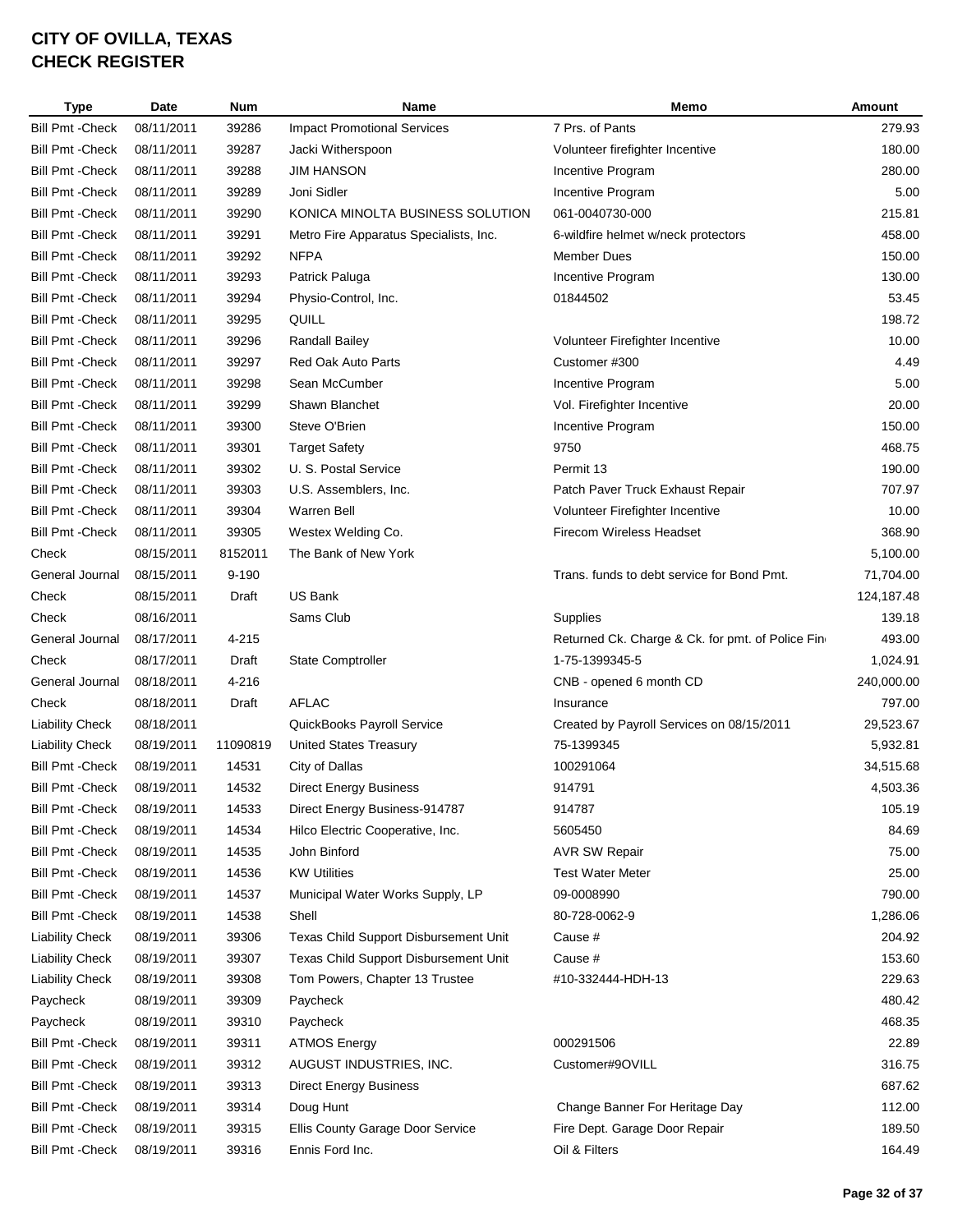# CITY OF OVILLA, TEXAS
# CHECK REGISTER

| Type | Date | Num | Name | Memo | Amount |
|---|---|---|---|---|---|
| Bill Pmt -Check | 08/11/2011 | 39286 | Impact Promotional Services | 7 Prs. of Pants | 279.93 |
| Bill Pmt -Check | 08/11/2011 | 39287 | Jacki Witherspoon | Volunteer firefighter Incentive | 180.00 |
| Bill Pmt -Check | 08/11/2011 | 39288 | JIM HANSON | Incentive Program | 280.00 |
| Bill Pmt -Check | 08/11/2011 | 39289 | Joni Sidler | Incentive Program | 5.00 |
| Bill Pmt -Check | 08/11/2011 | 39290 | KONICA MINOLTA BUSINESS SOLUTION | 061-0040730-000 | 215.81 |
| Bill Pmt -Check | 08/11/2011 | 39291 | Metro Fire Apparatus Specialists, Inc. | 6-wildfire helmet w/neck protectors | 458.00 |
| Bill Pmt -Check | 08/11/2011 | 39292 | NFPA | Member Dues | 150.00 |
| Bill Pmt -Check | 08/11/2011 | 39293 | Patrick Paluga | Incentive Program | 130.00 |
| Bill Pmt -Check | 08/11/2011 | 39294 | Physio-Control, Inc. | 01844502 | 53.45 |
| Bill Pmt -Check | 08/11/2011 | 39295 | QUILL | | 198.72 |
| Bill Pmt -Check | 08/11/2011 | 39296 | Randall Bailey | Volunteer Firefighter Incentive | 10.00 |
| Bill Pmt -Check | 08/11/2011 | 39297 | Red Oak Auto Parts | Customer #300 | 4.49 |
| Bill Pmt -Check | 08/11/2011 | 39298 | Sean McCumber | Incentive Program | 5.00 |
| Bill Pmt -Check | 08/11/2011 | 39299 | Shawn Blanchet | Vol. Firefighter Incentive | 20.00 |
| Bill Pmt -Check | 08/11/2011 | 39300 | Steve O'Brien | Incentive Program | 150.00 |
| Bill Pmt -Check | 08/11/2011 | 39301 | Target Safety | 9750 | 468.75 |
| Bill Pmt -Check | 08/11/2011 | 39302 | U. S. Postal Service | Permit 13 | 190.00 |
| Bill Pmt -Check | 08/11/2011 | 39303 | U.S. Assemblers, Inc. | Patch Paver Truck Exhaust Repair | 707.97 |
| Bill Pmt -Check | 08/11/2011 | 39304 | Warren Bell | Volunteer Firefighter Incentive | 10.00 |
| Bill Pmt -Check | 08/11/2011 | 39305 | Westex Welding Co. | Firecom Wireless Headset | 368.90 |
| Check | 08/15/2011 | 8152011 | The Bank of New York | | 5,100.00 |
| General Journal | 08/15/2011 | 9-190 | | Trans. funds to debt service for Bond Pmt. | 71,704.00 |
| Check | 08/15/2011 | Draft | US Bank | | 124,187.48 |
| Check | 08/16/2011 | | Sams Club | Supplies | 139.18 |
| General Journal | 08/17/2011 | 4-215 | | Returned Ck. Charge & Ck. for pmt. of Police Fin | 493.00 |
| Check | 08/17/2011 | Draft | State Comptroller | 1-75-1399345-5 | 1,024.91 |
| General Journal | 08/18/2011 | 4-216 | | CNB - opened 6 month CD | 240,000.00 |
| Check | 08/18/2011 | Draft | AFLAC | Insurance | 797.00 |
| Liability Check | 08/18/2011 | | QuickBooks Payroll Service | Created by Payroll Services on 08/15/2011 | 29,523.67 |
| Liability Check | 08/19/2011 | 11090819 | United States Treasury | 75-1399345 | 5,932.81 |
| Bill Pmt -Check | 08/19/2011 | 14531 | City of Dallas | 100291064 | 34,515.68 |
| Bill Pmt -Check | 08/19/2011 | 14532 | Direct Energy Business | 914791 | 4,503.36 |
| Bill Pmt -Check | 08/19/2011 | 14533 | Direct Energy Business-914787 | 914787 | 105.19 |
| Bill Pmt -Check | 08/19/2011 | 14534 | Hilco Electric Cooperative, Inc. | 5605450 | 84.69 |
| Bill Pmt -Check | 08/19/2011 | 14535 | John Binford | AVR SW Repair | 75.00 |
| Bill Pmt -Check | 08/19/2011 | 14536 | KW Utilities | Test Water Meter | 25.00 |
| Bill Pmt -Check | 08/19/2011 | 14537 | Municipal Water Works Supply, LP | 09-0008990 | 790.00 |
| Bill Pmt -Check | 08/19/2011 | 14538 | Shell | 80-728-0062-9 | 1,286.06 |
| Liability Check | 08/19/2011 | 39306 | Texas Child Support Disbursement Unit | Cause # | 204.92 |
| Liability Check | 08/19/2011 | 39307 | Texas Child Support Disbursement Unit | Cause # | 153.60 |
| Liability Check | 08/19/2011 | 39308 | Tom Powers, Chapter 13 Trustee | #10-332444-HDH-13 | 229.63 |
| Paycheck | 08/19/2011 | 39309 | Paycheck | | 480.42 |
| Paycheck | 08/19/2011 | 39310 | Paycheck | | 468.35 |
| Bill Pmt -Check | 08/19/2011 | 39311 | ATMOS Energy | 000291506 | 22.89 |
| Bill Pmt -Check | 08/19/2011 | 39312 | AUGUST INDUSTRIES, INC. | Customer#9OVILL | 316.75 |
| Bill Pmt -Check | 08/19/2011 | 39313 | Direct Energy Business | | 687.62 |
| Bill Pmt -Check | 08/19/2011 | 39314 | Doug Hunt | Change Banner For Heritage Day | 112.00 |
| Bill Pmt -Check | 08/19/2011 | 39315 | Ellis County Garage Door Service | Fire Dept. Garage Door Repair | 189.50 |
| Bill Pmt -Check | 08/19/2011 | 39316 | Ennis Ford Inc. | Oil & Filters | 164.49 |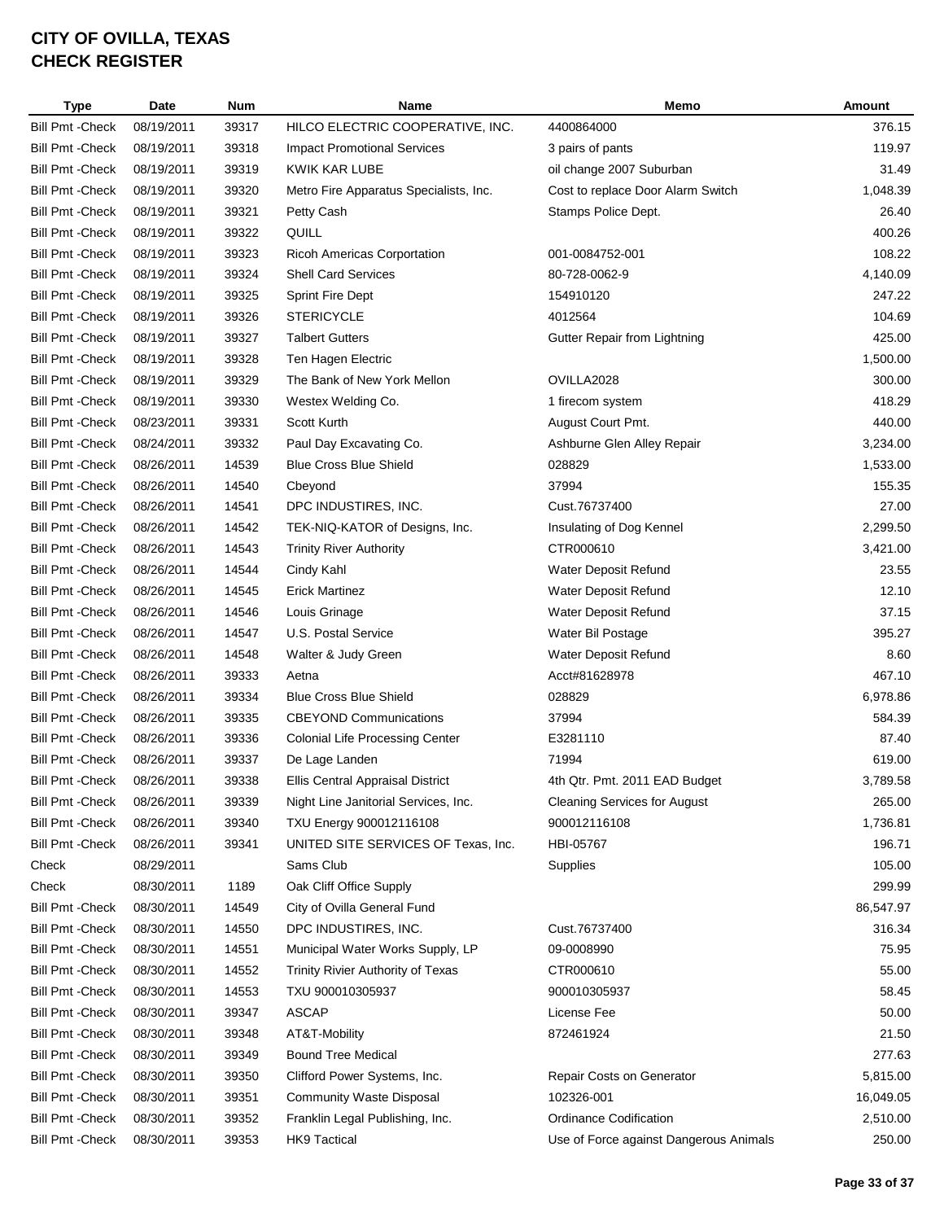# CITY OF OVILLA, TEXAS
# CHECK REGISTER

| Type | Date | Num | Name | Memo | Amount |
|---|---|---|---|---|---|
| Bill Pmt -Check | 08/19/2011 | 39317 | HILCO ELECTRIC COOPERATIVE, INC. | 4400864000 | 376.15 |
| Bill Pmt -Check | 08/19/2011 | 39318 | Impact Promotional Services | 3 pairs of pants | 119.97 |
| Bill Pmt -Check | 08/19/2011 | 39319 | KWIK KAR LUBE | oil change 2007 Suburban | 31.49 |
| Bill Pmt -Check | 08/19/2011 | 39320 | Metro Fire Apparatus Specialists, Inc. | Cost to replace Door Alarm Switch | 1,048.39 |
| Bill Pmt -Check | 08/19/2011 | 39321 | Petty Cash | Stamps Police Dept. | 26.40 |
| Bill Pmt -Check | 08/19/2011 | 39322 | QUILL | | 400.26 |
| Bill Pmt -Check | 08/19/2011 | 39323 | Ricoh Americas Corportation | 001-0084752-001 | 108.22 |
| Bill Pmt -Check | 08/19/2011 | 39324 | Shell Card Services | 80-728-0062-9 | 4,140.09 |
| Bill Pmt -Check | 08/19/2011 | 39325 | Sprint Fire Dept | 154910120 | 247.22 |
| Bill Pmt -Check | 08/19/2011 | 39326 | STERICYCLE | 4012564 | 104.69 |
| Bill Pmt -Check | 08/19/2011 | 39327 | Talbert Gutters | Gutter Repair from Lightning | 425.00 |
| Bill Pmt -Check | 08/19/2011 | 39328 | Ten Hagen Electric | | 1,500.00 |
| Bill Pmt -Check | 08/19/2011 | 39329 | The Bank of New York Mellon | OVILLA2028 | 300.00 |
| Bill Pmt -Check | 08/19/2011 | 39330 | Westex Welding Co. | 1 firecom system | 418.29 |
| Bill Pmt -Check | 08/23/2011 | 39331 | Scott Kurth | August Court Pmt. | 440.00 |
| Bill Pmt -Check | 08/24/2011 | 39332 | Paul Day Excavating Co. | Ashburne Glen Alley Repair | 3,234.00 |
| Bill Pmt -Check | 08/26/2011 | 14539 | Blue Cross Blue Shield | 028829 | 1,533.00 |
| Bill Pmt -Check | 08/26/2011 | 14540 | Cbeyond | 37994 | 155.35 |
| Bill Pmt -Check | 08/26/2011 | 14541 | DPC INDUSTIRES, INC. | Cust.76737400 | 27.00 |
| Bill Pmt -Check | 08/26/2011 | 14542 | TEK-NIQ-KATOR of Designs, Inc. | Insulating of Dog Kennel | 2,299.50 |
| Bill Pmt -Check | 08/26/2011 | 14543 | Trinity River Authority | CTR000610 | 3,421.00 |
| Bill Pmt -Check | 08/26/2011 | 14544 | Cindy Kahl | Water Deposit Refund | 23.55 |
| Bill Pmt -Check | 08/26/2011 | 14545 | Erick Martinez | Water Deposit Refund | 12.10 |
| Bill Pmt -Check | 08/26/2011 | 14546 | Louis Grinage | Water Deposit Refund | 37.15 |
| Bill Pmt -Check | 08/26/2011 | 14547 | U.S. Postal Service | Water Bil Postage | 395.27 |
| Bill Pmt -Check | 08/26/2011 | 14548 | Walter & Judy Green | Water Deposit Refund | 8.60 |
| Bill Pmt -Check | 08/26/2011 | 39333 | Aetna | Acct#81628978 | 467.10 |
| Bill Pmt -Check | 08/26/2011 | 39334 | Blue Cross Blue Shield | 028829 | 6,978.86 |
| Bill Pmt -Check | 08/26/2011 | 39335 | CBEYOND Communications | 37994 | 584.39 |
| Bill Pmt -Check | 08/26/2011 | 39336 | Colonial Life Processing Center | E3281110 | 87.40 |
| Bill Pmt -Check | 08/26/2011 | 39337 | De Lage Landen | 71994 | 619.00 |
| Bill Pmt -Check | 08/26/2011 | 39338 | Ellis Central Appraisal District | 4th Qtr. Pmt. 2011 EAD Budget | 3,789.58 |
| Bill Pmt -Check | 08/26/2011 | 39339 | Night Line Janitorial Services, Inc. | Cleaning Services for August | 265.00 |
| Bill Pmt -Check | 08/26/2011 | 39340 | TXU Energy 900012116108 | 900012116108 | 1,736.81 |
| Bill Pmt -Check | 08/26/2011 | 39341 | UNITED SITE SERVICES OF Texas, Inc. | HBI-05767 | 196.71 |
| Check | 08/29/2011 | | Sams Club | Supplies | 105.00 |
| Check | 08/30/2011 | 1189 | Oak Cliff Office Supply | | 299.99 |
| Bill Pmt -Check | 08/30/2011 | 14549 | City of Ovilla General Fund | | 86,547.97 |
| Bill Pmt -Check | 08/30/2011 | 14550 | DPC INDUSTIRES, INC. | Cust.76737400 | 316.34 |
| Bill Pmt -Check | 08/30/2011 | 14551 | Municipal Water Works Supply, LP | 09-0008990 | 75.95 |
| Bill Pmt -Check | 08/30/2011 | 14552 | Trinity Rivier Authority of Texas | CTR000610 | 55.00 |
| Bill Pmt -Check | 08/30/2011 | 14553 | TXU 900010305937 | 900010305937 | 58.45 |
| Bill Pmt -Check | 08/30/2011 | 39347 | ASCAP | License Fee | 50.00 |
| Bill Pmt -Check | 08/30/2011 | 39348 | AT&T-Mobility | 872461924 | 21.50 |
| Bill Pmt -Check | 08/30/2011 | 39349 | Bound Tree Medical | | 277.63 |
| Bill Pmt -Check | 08/30/2011 | 39350 | Clifford Power Systems, Inc. | Repair Costs on Generator | 5,815.00 |
| Bill Pmt -Check | 08/30/2011 | 39351 | Community Waste Disposal | 102326-001 | 16,049.05 |
| Bill Pmt -Check | 08/30/2011 | 39352 | Franklin Legal Publishing, Inc. | Ordinance Codification | 2,510.00 |
| Bill Pmt -Check | 08/30/2011 | 39353 | HK9 Tactical | Use of Force against Dangerous Animals | 250.00 |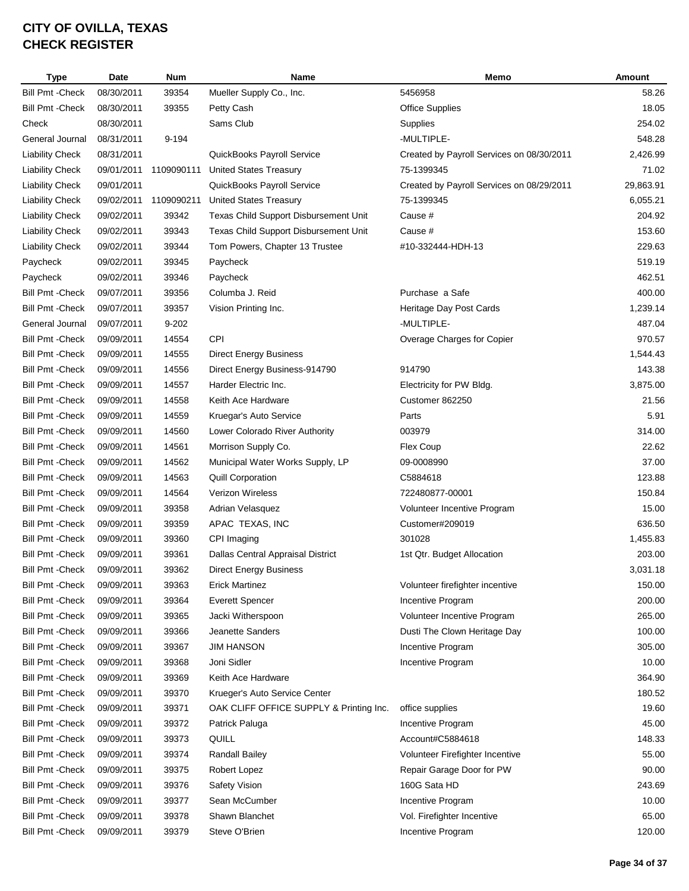# CITY OF OVILLA, TEXAS
# CHECK REGISTER

| Type | Date | Num | Name | Memo | Amount |
|---|---|---|---|---|---|
| Bill Pmt -Check | 08/30/2011 | 39354 | Mueller Supply Co., Inc. | 5456958 | 58.26 |
| Bill Pmt -Check | 08/30/2011 | 39355 | Petty Cash | Office Supplies | 18.05 |
| Check | 08/30/2011 | | Sams Club | Supplies | 254.02 |
| General Journal | 08/31/2011 | 9-194 | | -MULTIPLE- | 548.28 |
| Liability Check | 08/31/2011 | | QuickBooks Payroll Service | Created by Payroll Services on 08/30/2011 | 2,426.99 |
| Liability Check | 09/01/2011 | 1109090111 | United States Treasury | 75-1399345 | 71.02 |
| Liability Check | 09/01/2011 | | QuickBooks Payroll Service | Created by Payroll Services on 08/29/2011 | 29,863.91 |
| Liability Check | 09/02/2011 | 1109090211 | United States Treasury | 75-1399345 | 6,055.21 |
| Liability Check | 09/02/2011 | 39342 | Texas Child Support Disbursement Unit | Cause # | 204.92 |
| Liability Check | 09/02/2011 | 39343 | Texas Child Support Disbursement Unit | Cause # | 153.60 |
| Liability Check | 09/02/2011 | 39344 | Tom Powers, Chapter 13 Trustee | #10-332444-HDH-13 | 229.63 |
| Paycheck | 09/02/2011 | 39345 | Paycheck | | 519.19 |
| Paycheck | 09/02/2011 | 39346 | Paycheck | | 462.51 |
| Bill Pmt -Check | 09/07/2011 | 39356 | Columba J. Reid | Purchase a Safe | 400.00 |
| Bill Pmt -Check | 09/07/2011 | 39357 | Vision Printing Inc. | Heritage Day Post Cards | 1,239.14 |
| General Journal | 09/07/2011 | 9-202 | | -MULTIPLE- | 487.04 |
| Bill Pmt -Check | 09/09/2011 | 14554 | CPI | Overage Charges for Copier | 970.57 |
| Bill Pmt -Check | 09/09/2011 | 14555 | Direct Energy Business | | 1,544.43 |
| Bill Pmt -Check | 09/09/2011 | 14556 | Direct Energy Business-914790 | 914790 | 143.38 |
| Bill Pmt -Check | 09/09/2011 | 14557 | Harder Electric Inc. | Electricity for PW Bldg. | 3,875.00 |
| Bill Pmt -Check | 09/09/2011 | 14558 | Keith Ace Hardware | Customer 862250 | 21.56 |
| Bill Pmt -Check | 09/09/2011 | 14559 | Kruegar's Auto Service | Parts | 5.91 |
| Bill Pmt -Check | 09/09/2011 | 14560 | Lower Colorado River Authority | 003979 | 314.00 |
| Bill Pmt -Check | 09/09/2011 | 14561 | Morrison Supply Co. | Flex Coup | 22.62 |
| Bill Pmt -Check | 09/09/2011 | 14562 | Municipal Water Works Supply, LP | 09-0008990 | 37.00 |
| Bill Pmt -Check | 09/09/2011 | 14563 | Quill Corporation | C5884618 | 123.88 |
| Bill Pmt -Check | 09/09/2011 | 14564 | Verizon Wireless | 722480877-00001 | 150.84 |
| Bill Pmt -Check | 09/09/2011 | 39358 | Adrian Velasquez | Volunteer Incentive Program | 15.00 |
| Bill Pmt -Check | 09/09/2011 | 39359 | APAC TEXAS, INC | Customer#209019 | 636.50 |
| Bill Pmt -Check | 09/09/2011 | 39360 | CPI Imaging | 301028 | 1,455.83 |
| Bill Pmt -Check | 09/09/2011 | 39361 | Dallas Central Appraisal District | 1st Qtr. Budget Allocation | 203.00 |
| Bill Pmt -Check | 09/09/2011 | 39362 | Direct Energy Business | | 3,031.18 |
| Bill Pmt -Check | 09/09/2011 | 39363 | Erick Martinez | Volunteer firefighter incentive | 150.00 |
| Bill Pmt -Check | 09/09/2011 | 39364 | Everett Spencer | Incentive Program | 200.00 |
| Bill Pmt -Check | 09/09/2011 | 39365 | Jacki Witherspoon | Volunteer Incentive Program | 265.00 |
| Bill Pmt -Check | 09/09/2011 | 39366 | Jeanette Sanders | Dusti The Clown Heritage Day | 100.00 |
| Bill Pmt -Check | 09/09/2011 | 39367 | JIM HANSON | Incentive Program | 305.00 |
| Bill Pmt -Check | 09/09/2011 | 39368 | Joni Sidler | Incentive Program | 10.00 |
| Bill Pmt -Check | 09/09/2011 | 39369 | Keith Ace Hardware | | 364.90 |
| Bill Pmt -Check | 09/09/2011 | 39370 | Krueger's Auto Service Center | | 180.52 |
| Bill Pmt -Check | 09/09/2011 | 39371 | OAK CLIFF OFFICE SUPPLY & Printing Inc. | office supplies | 19.60 |
| Bill Pmt -Check | 09/09/2011 | 39372 | Patrick Paluga | Incentive Program | 45.00 |
| Bill Pmt -Check | 09/09/2011 | 39373 | QUILL | Account#C5884618 | 148.33 |
| Bill Pmt -Check | 09/09/2011 | 39374 | Randall Bailey | Volunteer Firefighter Incentive | 55.00 |
| Bill Pmt -Check | 09/09/2011 | 39375 | Robert Lopez | Repair Garage Door for PW | 90.00 |
| Bill Pmt -Check | 09/09/2011 | 39376 | Safety Vision | 160G Sata HD | 243.69 |
| Bill Pmt -Check | 09/09/2011 | 39377 | Sean McCumber | Incentive Program | 10.00 |
| Bill Pmt -Check | 09/09/2011 | 39378 | Shawn Blanchet | Vol. Firefighter Incentive | 65.00 |
| Bill Pmt -Check | 09/09/2011 | 39379 | Steve O'Brien | Incentive Program | 120.00 |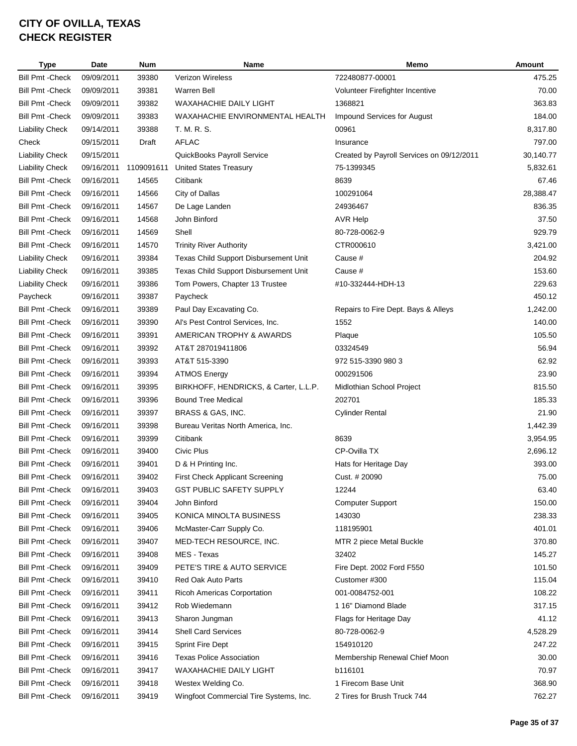**CITY OF OVILLA, TEXAS**
**CHECK REGISTER**

| Type | Date | Num | Name | Memo | Amount |
|---|---|---|---|---|---|
| Bill Pmt -Check | 09/09/2011 | 39380 | Verizon Wireless | 722480877-00001 | 475.25 |
| Bill Pmt -Check | 09/09/2011 | 39381 | Warren Bell | Volunteer Firefighter Incentive | 70.00 |
| Bill Pmt -Check | 09/09/2011 | 39382 | WAXAHACHIE DAILY LIGHT | 1368821 | 363.83 |
| Bill Pmt -Check | 09/09/2011 | 39383 | WAXAHACHIE ENVIRONMENTAL HEALTH | Impound Services for August | 184.00 |
| Liability Check | 09/14/2011 | 39388 | T. M. R. S. | 00961 | 8,317.80 |
| Check | 09/15/2011 | Draft | AFLAC | Insurance | 797.00 |
| Liability Check | 09/15/2011 | | QuickBooks Payroll Service | Created by Payroll Services on 09/12/2011 | 30,140.77 |
| Liability Check | 09/16/2011 | 1109091611 | United States Treasury | 75-1399345 | 5,832.61 |
| Bill Pmt -Check | 09/16/2011 | 14565 | Citibank | 8639 | 67.46 |
| Bill Pmt -Check | 09/16/2011 | 14566 | City of Dallas | 100291064 | 28,388.47 |
| Bill Pmt -Check | 09/16/2011 | 14567 | De Lage Landen | 24936467 | 836.35 |
| Bill Pmt -Check | 09/16/2011 | 14568 | John Binford | AVR Help | 37.50 |
| Bill Pmt -Check | 09/16/2011 | 14569 | Shell | 80-728-0062-9 | 929.79 |
| Bill Pmt -Check | 09/16/2011 | 14570 | Trinity River Authority | CTR000610 | 3,421.00 |
| Liability Check | 09/16/2011 | 39384 | Texas Child Support Disbursement Unit | Cause # | 204.92 |
| Liability Check | 09/16/2011 | 39385 | Texas Child Support Disbursement Unit | Cause # | 153.60 |
| Liability Check | 09/16/2011 | 39386 | Tom Powers, Chapter 13 Trustee | #10-332444-HDH-13 | 229.63 |
| Paycheck | 09/16/2011 | 39387 | Paycheck | | 450.12 |
| Bill Pmt -Check | 09/16/2011 | 39389 | Paul Day Excavating Co. | Repairs to Fire Dept. Bays & Alleys | 1,242.00 |
| Bill Pmt -Check | 09/16/2011 | 39390 | Al's Pest Control Services, Inc. | 1552 | 140.00 |
| Bill Pmt -Check | 09/16/2011 | 39391 | AMERICAN TROPHY & AWARDS | Plaque | 105.50 |
| Bill Pmt -Check | 09/16/2011 | 39392 | AT&T 287019411806 | 03324549 | 56.94 |
| Bill Pmt -Check | 09/16/2011 | 39393 | AT&T 515-3390 | 972 515-3390 980 3 | 62.92 |
| Bill Pmt -Check | 09/16/2011 | 39394 | ATMOS Energy | 000291506 | 23.90 |
| Bill Pmt -Check | 09/16/2011 | 39395 | BIRKHOFF, HENDRICKS, & Carter, L.L.P. | Midlothian School Project | 815.50 |
| Bill Pmt -Check | 09/16/2011 | 39396 | Bound Tree Medical | 202701 | 185.33 |
| Bill Pmt -Check | 09/16/2011 | 39397 | BRASS & GAS, INC. | Cylinder Rental | 21.90 |
| Bill Pmt -Check | 09/16/2011 | 39398 | Bureau Veritas North America, Inc. | | 1,442.39 |
| Bill Pmt -Check | 09/16/2011 | 39399 | Citibank | 8639 | 3,954.95 |
| Bill Pmt -Check | 09/16/2011 | 39400 | Civic Plus | CP-Ovilla TX | 2,696.12 |
| Bill Pmt -Check | 09/16/2011 | 39401 | D & H Printing Inc. | Hats for Heritage Day | 393.00 |
| Bill Pmt -Check | 09/16/2011 | 39402 | First Check Applicant Screening | Cust. # 20090 | 75.00 |
| Bill Pmt -Check | 09/16/2011 | 39403 | GST PUBLIC SAFETY SUPPLY | 12244 | 63.40 |
| Bill Pmt -Check | 09/16/2011 | 39404 | John Binford | Computer Support | 150.00 |
| Bill Pmt -Check | 09/16/2011 | 39405 | KONICA MINOLTA BUSINESS | 143030 | 238.33 |
| Bill Pmt -Check | 09/16/2011 | 39406 | McMaster-Carr Supply Co. | 118195901 | 401.01 |
| Bill Pmt -Check | 09/16/2011 | 39407 | MED-TECH RESOURCE, INC. | MTR 2 piece Metal Buckle | 370.80 |
| Bill Pmt -Check | 09/16/2011 | 39408 | MES - Texas | 32402 | 145.27 |
| Bill Pmt -Check | 09/16/2011 | 39409 | PETE'S TIRE & AUTO SERVICE | Fire Dept. 2002 Ford F550 | 101.50 |
| Bill Pmt -Check | 09/16/2011 | 39410 | Red Oak Auto Parts | Customer #300 | 115.04 |
| Bill Pmt -Check | 09/16/2011 | 39411 | Ricoh Americas Corportation | 001-0084752-001 | 108.22 |
| Bill Pmt -Check | 09/16/2011 | 39412 | Rob Wiedemann | 1 16" Diamond Blade | 317.15 |
| Bill Pmt -Check | 09/16/2011 | 39413 | Sharon Jungman | Flags for Heritage Day | 41.12 |
| Bill Pmt -Check | 09/16/2011 | 39414 | Shell Card Services | 80-728-0062-9 | 4,528.29 |
| Bill Pmt -Check | 09/16/2011 | 39415 | Sprint Fire Dept | 154910120 | 247.22 |
| Bill Pmt -Check | 09/16/2011 | 39416 | Texas Police Association | Membership Renewal Chief Moon | 30.00 |
| Bill Pmt -Check | 09/16/2011 | 39417 | WAXAHACHIE DAILY LIGHT | b116101 | 70.97 |
| Bill Pmt -Check | 09/16/2011 | 39418 | Westex Welding Co. | 1 Firecom Base Unit | 368.90 |
| Bill Pmt -Check | 09/16/2011 | 39419 | Wingfoot Commercial Tire Systems, Inc. | 2 Tires for Brush Truck 744 | 762.27 |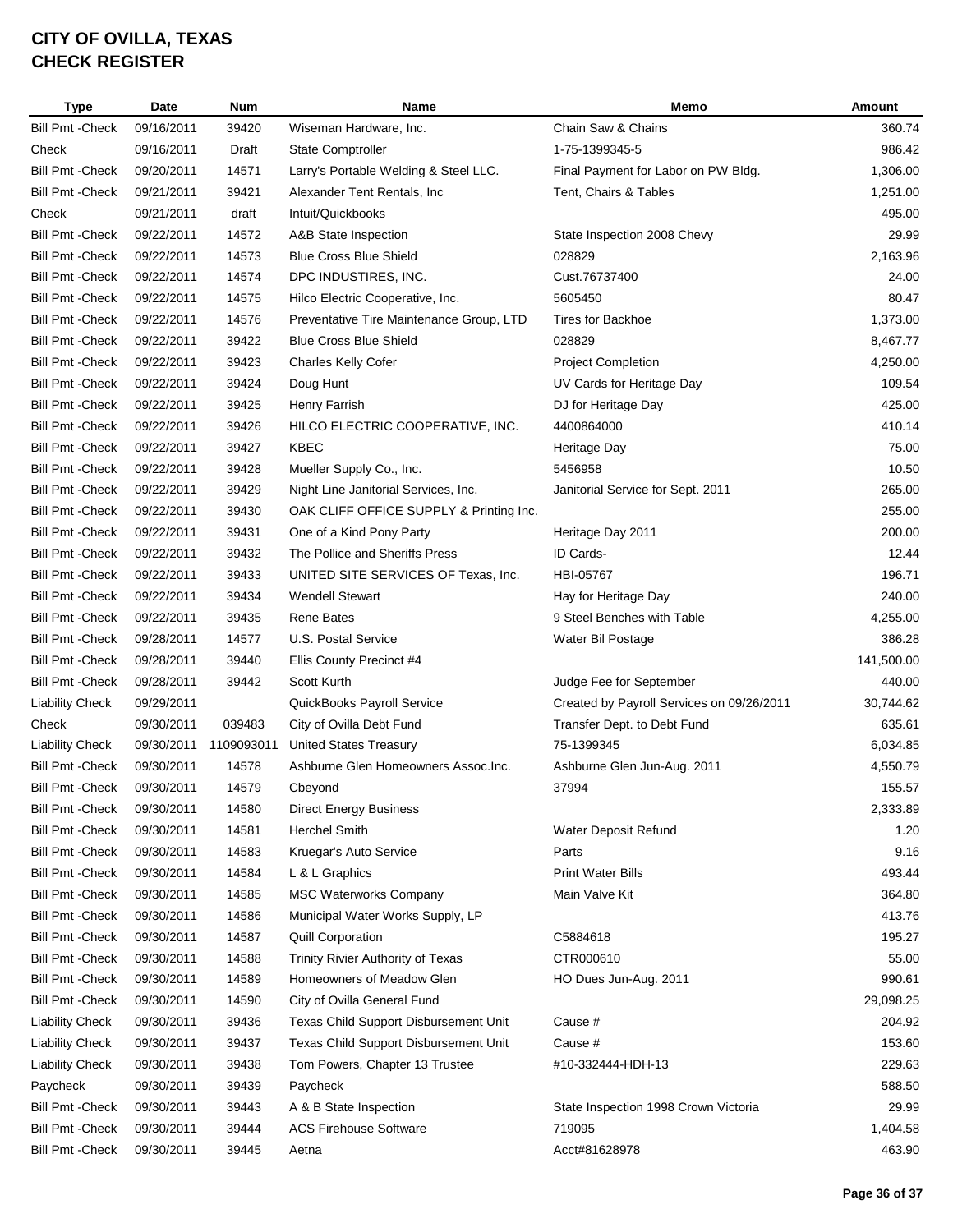# CITY OF OVILLA, TEXAS
# CHECK REGISTER

| Type | Date | Num | Name | Memo | Amount |
|---|---|---|---|---|---|
| Bill Pmt -Check | 09/16/2011 | 39420 | Wiseman Hardware, Inc. | Chain Saw & Chains | 360.74 |
| Check | 09/16/2011 | Draft | State Comptroller | 1-75-1399345-5 | 986.42 |
| Bill Pmt -Check | 09/20/2011 | 14571 | Larry's Portable Welding & Steel LLC. | Final Payment for Labor on PW Bldg. | 1,306.00 |
| Bill Pmt -Check | 09/21/2011 | 39421 | Alexander Tent Rentals, Inc | Tent, Chairs & Tables | 1,251.00 |
| Check | 09/21/2011 | draft | Intuit/Quickbooks | | 495.00 |
| Bill Pmt -Check | 09/22/2011 | 14572 | A&B State Inspection | State Inspection 2008 Chevy | 29.99 |
| Bill Pmt -Check | 09/22/2011 | 14573 | Blue Cross Blue Shield | 028829 | 2,163.96 |
| Bill Pmt -Check | 09/22/2011 | 14574 | DPC INDUSTIRES, INC. | Cust.76737400 | 24.00 |
| Bill Pmt -Check | 09/22/2011 | 14575 | Hilco Electric Cooperative, Inc. | 5605450 | 80.47 |
| Bill Pmt -Check | 09/22/2011 | 14576 | Preventative Tire Maintenance Group, LTD | Tires for Backhoe | 1,373.00 |
| Bill Pmt -Check | 09/22/2011 | 39422 | Blue Cross Blue Shield | 028829 | 8,467.77 |
| Bill Pmt -Check | 09/22/2011 | 39423 | Charles Kelly Cofer | Project Completion | 4,250.00 |
| Bill Pmt -Check | 09/22/2011 | 39424 | Doug Hunt | UV Cards for Heritage Day | 109.54 |
| Bill Pmt -Check | 09/22/2011 | 39425 | Henry Farrish | DJ for Heritage Day | 425.00 |
| Bill Pmt -Check | 09/22/2011 | 39426 | HILCO ELECTRIC COOPERATIVE, INC. | 4400864000 | 410.14 |
| Bill Pmt -Check | 09/22/2011 | 39427 | KBEC | Heritage Day | 75.00 |
| Bill Pmt -Check | 09/22/2011 | 39428 | Mueller Supply Co., Inc. | 5456958 | 10.50 |
| Bill Pmt -Check | 09/22/2011 | 39429 | Night Line Janitorial Services, Inc. | Janitorial Service for Sept. 2011 | 265.00 |
| Bill Pmt -Check | 09/22/2011 | 39430 | OAK CLIFF OFFICE SUPPLY & Printing Inc. | | 255.00 |
| Bill Pmt -Check | 09/22/2011 | 39431 | One of a Kind Pony Party | Heritage Day 2011 | 200.00 |
| Bill Pmt -Check | 09/22/2011 | 39432 | The Pollice and Sheriffs Press | ID Cards- | 12.44 |
| Bill Pmt -Check | 09/22/2011 | 39433 | UNITED SITE SERVICES OF Texas, Inc. | HBI-05767 | 196.71 |
| Bill Pmt -Check | 09/22/2011 | 39434 | Wendell Stewart | Hay for Heritage Day | 240.00 |
| Bill Pmt -Check | 09/22/2011 | 39435 | Rene Bates | 9 Steel Benches with Table | 4,255.00 |
| Bill Pmt -Check | 09/28/2011 | 14577 | U.S. Postal Service | Water Bil Postage | 386.28 |
| Bill Pmt -Check | 09/28/2011 | 39440 | Ellis County Precinct #4 | | 141,500.00 |
| Bill Pmt -Check | 09/28/2011 | 39442 | Scott Kurth | Judge Fee for September | 440.00 |
| Liability Check | 09/29/2011 | | QuickBooks Payroll Service | Created by Payroll Services on 09/26/2011 | 30,744.62 |
| Check | 09/30/2011 | 039483 | City of Ovilla Debt Fund | Transfer Dept. to Debt Fund | 635.61 |
| Liability Check | 09/30/2011 | 1109093011 | United States Treasury | 75-1399345 | 6,034.85 |
| Bill Pmt -Check | 09/30/2011 | 14578 | Ashburne Glen Homeowners Assoc.Inc. | Ashburne Glen Jun-Aug. 2011 | 4,550.79 |
| Bill Pmt -Check | 09/30/2011 | 14579 | Cbeyond | 37994 | 155.57 |
| Bill Pmt -Check | 09/30/2011 | 14580 | Direct Energy Business | | 2,333.89 |
| Bill Pmt -Check | 09/30/2011 | 14581 | Herchel Smith | Water Deposit Refund | 1.20 |
| Bill Pmt -Check | 09/30/2011 | 14583 | Kruegar's Auto Service | Parts | 9.16 |
| Bill Pmt -Check | 09/30/2011 | 14584 | L & L Graphics | Print Water Bills | 493.44 |
| Bill Pmt -Check | 09/30/2011 | 14585 | MSC Waterworks Company | Main Valve Kit | 364.80 |
| Bill Pmt -Check | 09/30/2011 | 14586 | Municipal Water Works Supply, LP | | 413.76 |
| Bill Pmt -Check | 09/30/2011 | 14587 | Quill Corporation | C5884618 | 195.27 |
| Bill Pmt -Check | 09/30/2011 | 14588 | Trinity Rivier Authority of Texas | CTR000610 | 55.00 |
| Bill Pmt -Check | 09/30/2011 | 14589 | Homeowners of Meadow Glen | HO Dues Jun-Aug. 2011 | 990.61 |
| Bill Pmt -Check | 09/30/2011 | 14590 | City of Ovilla General Fund | | 29,098.25 |
| Liability Check | 09/30/2011 | 39436 | Texas Child Support Disbursement Unit | Cause # | 204.92 |
| Liability Check | 09/30/2011 | 39437 | Texas Child Support Disbursement Unit | Cause # | 153.60 |
| Liability Check | 09/30/2011 | 39438 | Tom Powers, Chapter 13 Trustee | #10-332444-HDH-13 | 229.63 |
| Paycheck | 09/30/2011 | 39439 | Paycheck | | 588.50 |
| Bill Pmt -Check | 09/30/2011 | 39443 | A & B State Inspection | State Inspection 1998 Crown Victoria | 29.99 |
| Bill Pmt -Check | 09/30/2011 | 39444 | ACS Firehouse Software | 719095 | 1,404.58 |
| Bill Pmt -Check | 09/30/2011 | 39445 | Aetna | Acct#81628978 | 463.90 |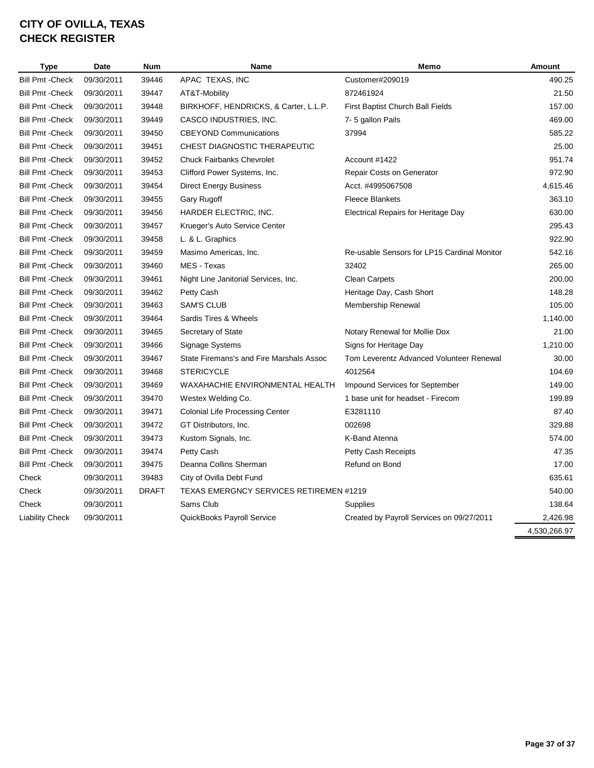# CITY OF OVILLA, TEXAS
# CHECK REGISTER

| Type | Date | Num | Name | Memo | Amount |
|---|---|---|---|---|---|
| Bill Pmt -Check | 09/30/2011 | 39446 | APAC TEXAS, INC | Customer#209019 | 490.25 |
| Bill Pmt -Check | 09/30/2011 | 39447 | AT&T-Mobility | 872461924 | 21.50 |
| Bill Pmt -Check | 09/30/2011 | 39448 | BIRKHOFF, HENDRICKS, & Carter, L.L.P. | First Baptist Church Ball Fields | 157.00 |
| Bill Pmt -Check | 09/30/2011 | 39449 | CASCO INDUSTRIES, INC. | 7- 5 gallon Pails | 469.00 |
| Bill Pmt -Check | 09/30/2011 | 39450 | CBEYOND Communications | 37994 | 585.22 |
| Bill Pmt -Check | 09/30/2011 | 39451 | CHEST DIAGNOSTIC THERAPEUTIC | | 25.00 |
| Bill Pmt -Check | 09/30/2011 | 39452 | Chuck Fairbanks Chevrolet | Account #1422 | 951.74 |
| Bill Pmt -Check | 09/30/2011 | 39453 | Clifford Power Systems, Inc. | Repair Costs on Generator | 972.90 |
| Bill Pmt -Check | 09/30/2011 | 39454 | Direct Energy Business | Acct. #4995067508 | 4,615.46 |
| Bill Pmt -Check | 09/30/2011 | 39455 | Gary Rugoff | Fleece Blankets | 363.10 |
| Bill Pmt -Check | 09/30/2011 | 39456 | HARDER ELECTRIC, INC. | Electrical Repairs for Heritage Day | 630.00 |
| Bill Pmt -Check | 09/30/2011 | 39457 | Krueger's Auto Service Center | | 295.43 |
| Bill Pmt -Check | 09/30/2011 | 39458 | L. & L. Graphics | | 922.90 |
| Bill Pmt -Check | 09/30/2011 | 39459 | Masimo Americas, Inc. | Re-usable Sensors for LP15 Cardinal Monitor | 542.16 |
| Bill Pmt -Check | 09/30/2011 | 39460 | MES - Texas | 32402 | 265.00 |
| Bill Pmt -Check | 09/30/2011 | 39461 | Night Line Janitorial Services, Inc. | Clean Carpets | 200.00 |
| Bill Pmt -Check | 09/30/2011 | 39462 | Petty Cash | Heritage Day, Cash Short | 148.28 |
| Bill Pmt -Check | 09/30/2011 | 39463 | SAM'S CLUB | Membership Renewal | 105.00 |
| Bill Pmt -Check | 09/30/2011 | 39464 | Sardis Tires & Wheels | | 1,140.00 |
| Bill Pmt -Check | 09/30/2011 | 39465 | Secretary of State | Notary Renewal for Mollie Dox | 21.00 |
| Bill Pmt -Check | 09/30/2011 | 39466 | Signage Systems | Signs for Heritage Day | 1,210.00 |
| Bill Pmt -Check | 09/30/2011 | 39467 | State Firemans's and Fire Marshals Assoc | Tom Leverentz Advanced Volunteer Renewal | 30.00 |
| Bill Pmt -Check | 09/30/2011 | 39468 | STERICYCLE | 4012564 | 104.69 |
| Bill Pmt -Check | 09/30/2011 | 39469 | WAXAHACHIE ENVIRONMENTAL HEALTH | Impound Services for September | 149.00 |
| Bill Pmt -Check | 09/30/2011 | 39470 | Westex Welding Co. | 1 base unit for headset - Firecom | 199.89 |
| Bill Pmt -Check | 09/30/2011 | 39471 | Colonial Life Processing Center | E3281110 | 87.40 |
| Bill Pmt -Check | 09/30/2011 | 39472 | GT Distributors, Inc. | 002698 | 329.88 |
| Bill Pmt -Check | 09/30/2011 | 39473 | Kustom Signals, Inc. | K-Band Atenna | 574.00 |
| Bill Pmt -Check | 09/30/2011 | 39474 | Petty Cash | Petty Cash Receipts | 47.35 |
| Bill Pmt -Check | 09/30/2011 | 39475 | Deanna Collins Sherman | Refund on Bond | 17.00 |
| Check | 09/30/2011 | 39483 | City of Ovilla Debt Fund | | 635.61 |
| Check | 09/30/2011 | DRAFT | TEXAS EMERGNCY SERVICES RETIREMEN #1219 | | 540.00 |
| Check | 09/30/2011 | | Sams Club | Supplies | 138.64 |
| Liability Check | 09/30/2011 | | QuickBooks Payroll Service | Created by Payroll Services on 09/27/2011 | 2,426.98 |
| | | | | | 4,530,266.97 |